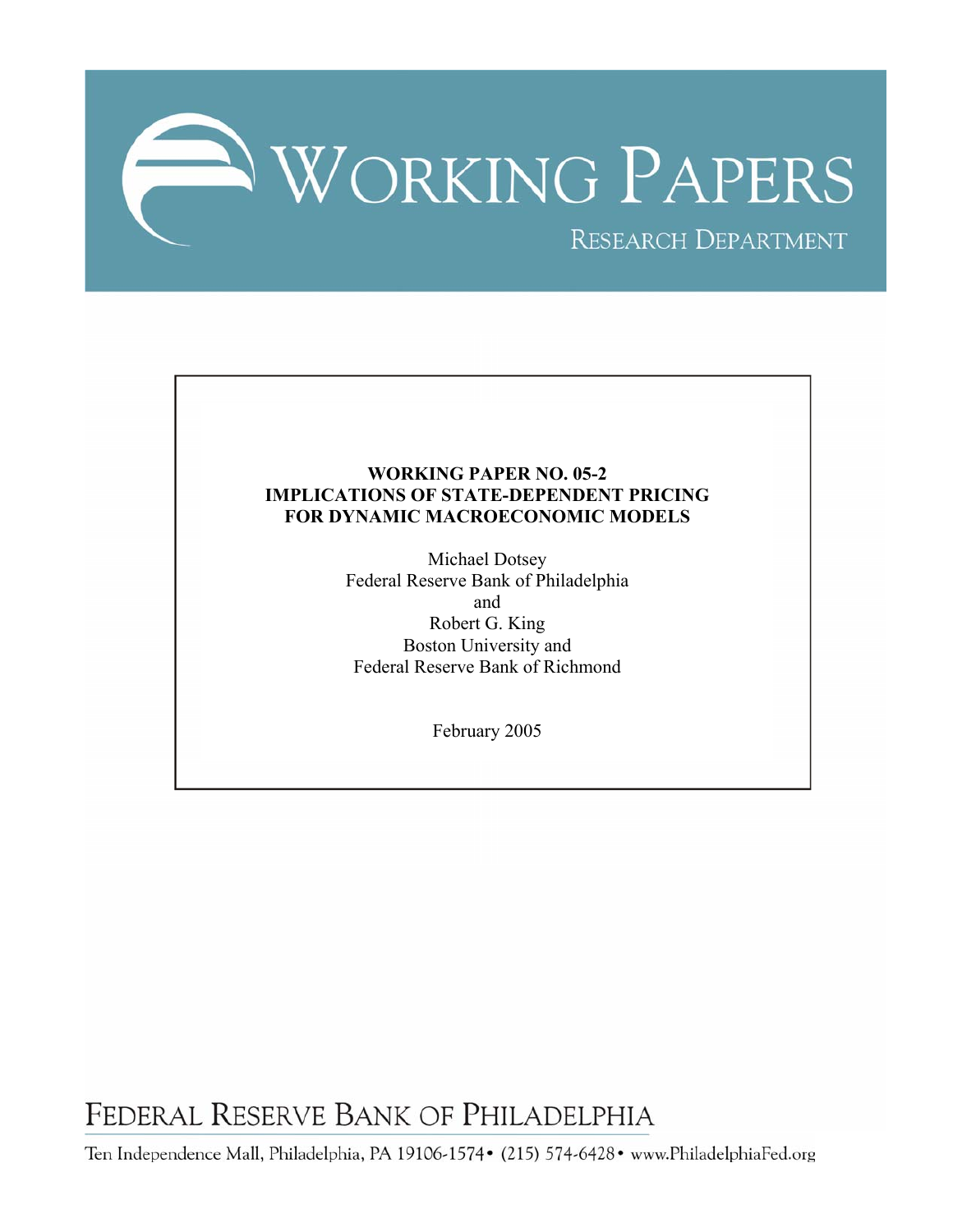# WORKING PAPERS

RESEARCH DEPARTMENT

**WORKING PAPER NO. 05-2**
**IMPLICATIONS OF STATE-DEPENDENT PRICING FOR DYNAMIC MACROECONOMIC MODELS**

Michael Dotsey
Federal Reserve Bank of Philadelphia
and
Robert G. King
Boston University and
Federal Reserve Bank of Richmond

February 2005

FEDERAL RESERVE BANK OF PHILADELPHIA

Ten Independence Mall, Philadelphia, PA 19106-1574 • (215) 574-6428 • www.PhiladelphiaFed.org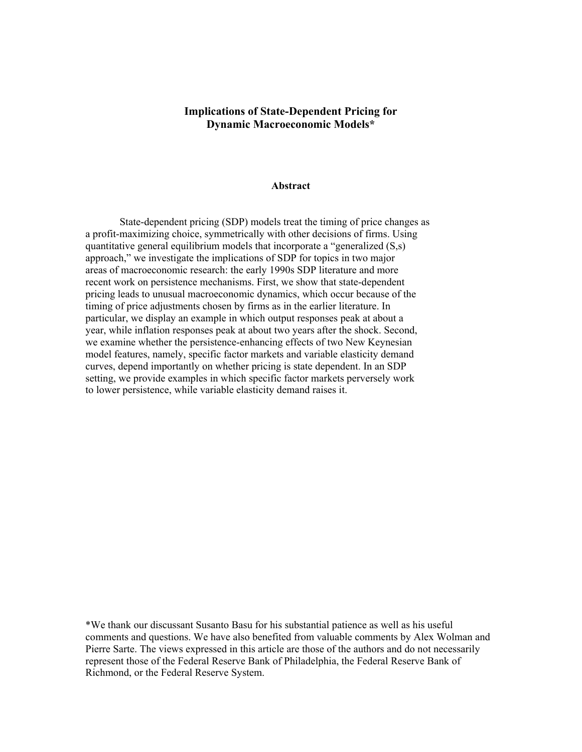# Implications of State-Dependent Pricing for Dynamic Macroeconomic Models*

## Abstract

State-dependent pricing (SDP) models treat the timing of price changes as a profit-maximizing choice, symmetrically with other decisions of firms. Using quantitative general equilibrium models that incorporate a "generalized (S,s) approach," we investigate the implications of SDP for topics in two major areas of macroeconomic research: the early 1990s SDP literature and more recent work on persistence mechanisms. First, we show that state-dependent pricing leads to unusual macroeconomic dynamics, which occur because of the timing of price adjustments chosen by firms as in the earlier literature. In particular, we display an example in which output responses peak at about a year, while inflation responses peak at about two years after the shock. Second, we examine whether the persistence-enhancing effects of two New Keynesian model features, namely, specific factor markets and variable elasticity demand curves, depend importantly on whether pricing is state dependent. In an SDP setting, we provide examples in which specific factor markets perversely work to lower persistence, while variable elasticity demand raises it.

*We thank our discussant Susanto Basu for his substantial patience as well as his useful comments and questions. We have also benefited from valuable comments by Alex Wolman and Pierre Sarte. The views expressed in this article are those of the authors and do not necessarily represent those of the Federal Reserve Bank of Philadelphia, the Federal Reserve Bank of Richmond, or the Federal Reserve System.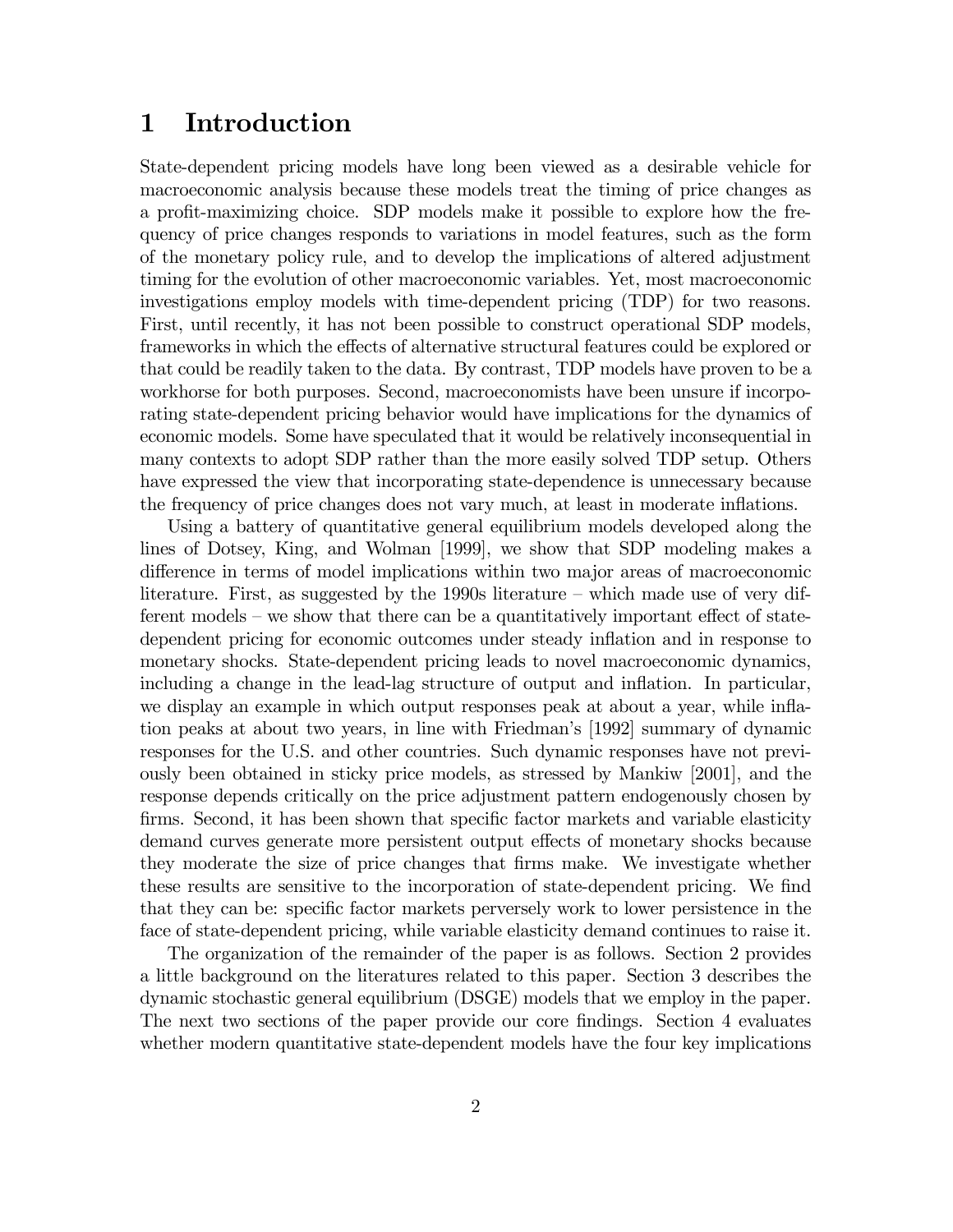# 1 Introduction

State-dependent pricing models have long been viewed as a desirable vehicle for macroeconomic analysis because these models treat the timing of price changes as a profit-maximizing choice. SDP models make it possible to explore how the frequency of price changes responds to variations in model features, such as the form of the monetary policy rule, and to develop the implications of altered adjustment timing for the evolution of other macroeconomic variables. Yet, most macroeconomic investigations employ models with time-dependent pricing (TDP) for two reasons. First, until recently, it has not been possible to construct operational SDP models, frameworks in which the effects of alternative structural features could be explored or that could be readily taken to the data. By contrast, TDP models have proven to be a workhorse for both purposes. Second, macroeconomists have been unsure if incorporating state-dependent pricing behavior would have implications for the dynamics of economic models. Some have speculated that it would be relatively inconsequential in many contexts to adopt SDP rather than the more easily solved TDP setup. Others have expressed the view that incorporating state-dependence is unnecessary because the frequency of price changes does not vary much, at least in moderate inflations.

Using a battery of quantitative general equilibrium models developed along the lines of Dotsey, King, and Wolman [1999], we show that SDP modeling makes a difference in terms of model implications within two major areas of macroeconomic literature. First, as suggested by the 1990s literature – which made use of very different models – we show that there can be a quantitatively important effect of state-dependent pricing for economic outcomes under steady inflation and in response to monetary shocks. State-dependent pricing leads to novel macroeconomic dynamics, including a change in the lead-lag structure of output and inflation. In particular, we display an example in which output responses peak at about a year, while inflation peaks at about two years, in line with Friedman's [1992] summary of dynamic responses for the U.S. and other countries. Such dynamic responses have not previously been obtained in sticky price models, as stressed by Mankiw [2001], and the response depends critically on the price adjustment pattern endogenously chosen by firms. Second, it has been shown that specific factor markets and variable elasticity demand curves generate more persistent output effects of monetary shocks because they moderate the size of price changes that firms make. We investigate whether these results are sensitive to the incorporation of state-dependent pricing. We find that they can be: specific factor markets perversely work to lower persistence in the face of state-dependent pricing, while variable elasticity demand continues to raise it.

The organization of the remainder of the paper is as follows. Section 2 provides a little background on the literatures related to this paper. Section 3 describes the dynamic stochastic general equilibrium (DSGE) models that we employ in the paper. The next two sections of the paper provide our core findings. Section 4 evaluates whether modern quantitative state-dependent models have the four key implications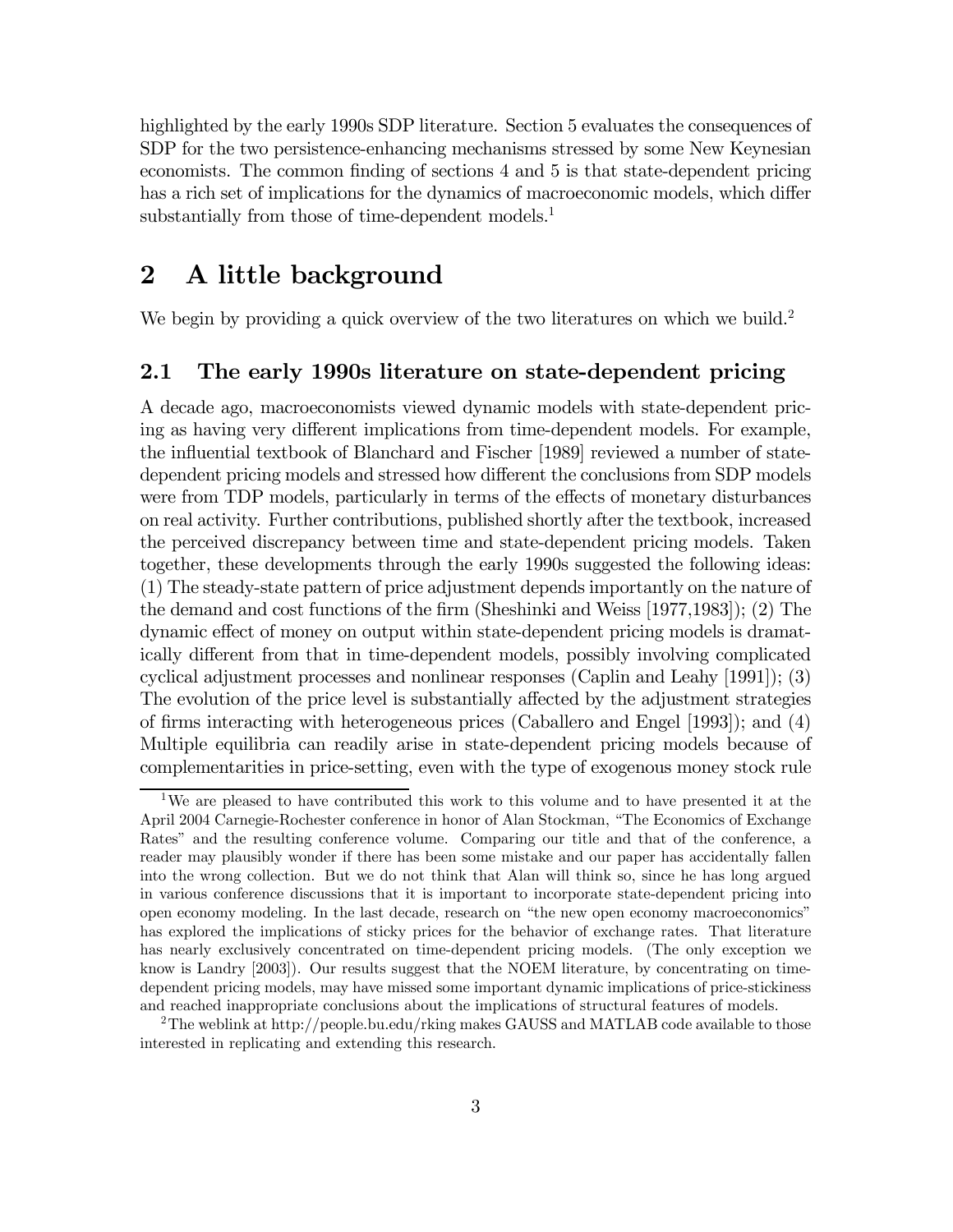highlighted by the early 1990s SDP literature. Section 5 evaluates the consequences of SDP for the two persistence-enhancing mechanisms stressed by some New Keynesian economists. The common finding of sections 4 and 5 is that state-dependent pricing has a rich set of implications for the dynamics of macroeconomic models, which differ substantially from those of time-dependent models.[1]

## 2 A little background

We begin by providing a quick overview of the two literatures on which we build.[2]

### 2.1 The early 1990s literature on state-dependent pricing

A decade ago, macroeconomists viewed dynamic models with state-dependent pricing as having very different implications from time-dependent models. For example, the influential textbook of Blanchard and Fischer [1989] reviewed a number of state-dependent pricing models and stressed how different the conclusions from SDP models were from TDP models, particularly in terms of the effects of monetary disturbances on real activity. Further contributions, published shortly after the textbook, increased the perceived discrepancy between time and state-dependent pricing models. Taken together, these developments through the early 1990s suggested the following ideas: (1) The steady-state pattern of price adjustment depends importantly on the nature of the demand and cost functions of the firm (Sheshinki and Weiss [1977,1983]); (2) The dynamic effect of money on output within state-dependent pricing models is dramatically different from that in time-dependent models, possibly involving complicated cyclical adjustment processes and nonlinear responses (Caplin and Leahy [1991]); (3) The evolution of the price level is substantially affected by the adjustment strategies of firms interacting with heterogeneous prices (Caballero and Engel [1993]); and (4) Multiple equilibria can readily arise in state-dependent pricing models because of complementarities in price-setting, even with the type of exogenous money stock rule

[1] We are pleased to have contributed this work to this volume and to have presented it at the April 2004 Carnegie-Rochester conference in honor of Alan Stockman, "The Economics of Exchange Rates" and the resulting conference volume. Comparing our title and that of the conference, a reader may plausibly wonder if there has been some mistake and our paper has accidentally fallen into the wrong collection. But we do not think that Alan will think so, since he has long argued in various conference discussions that it is important to incorporate state-dependent pricing into open economy modeling. In the last decade, research on "the new open economy macroeconomics" has explored the implications of sticky prices for the behavior of exchange rates. That literature has nearly exclusively concentrated on time-dependent pricing models. (The only exception we know is Landry [2003]). Our results suggest that the NOEM literature, by concentrating on time-dependent pricing models, may have missed some important dynamic implications of price-stickiness and reached inappropriate conclusions about the implications of structural features of models.

[2] The weblink at http://people.bu.edu/rking makes GAUSS and MATLAB code available to those interested in replicating and extending this research.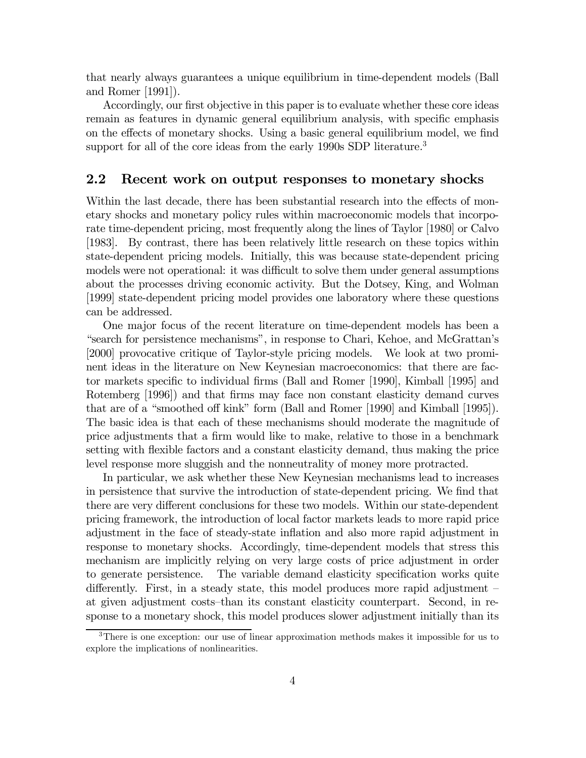that nearly always guarantees a unique equilibrium in time-dependent models (Ball and Romer [1991]).

Accordingly, our first objective in this paper is to evaluate whether these core ideas remain as features in dynamic general equilibrium analysis, with specific emphasis on the effects of monetary shocks. Using a basic general equilibrium model, we find support for all of the core ideas from the early 1990s SDP literature.[3]

## 2.2 Recent work on output responses to monetary shocks

Within the last decade, there has been substantial research into the effects of monetary shocks and monetary policy rules within macroeconomic models that incorporate time-dependent pricing, most frequently along the lines of Taylor [1980] or Calvo [1983]. By contrast, there has been relatively little research on these topics within state-dependent pricing models. Initially, this was because state-dependent pricing models were not operational: it was difficult to solve them under general assumptions about the processes driving economic activity. But the Dotsey, King, and Wolman [1999] state-dependent pricing model provides one laboratory where these questions can be addressed.

One major focus of the recent literature on time-dependent models has been a "search for persistence mechanisms", in response to Chari, Kehoe, and McGrattan's [2000] provocative critique of Taylor-style pricing models. We look at two prominent ideas in the literature on New Keynesian macroeconomics: that there are factor markets specific to individual firms (Ball and Romer [1990], Kimball [1995] and Rotemberg [1996]) and that firms may face non constant elasticity demand curves that are of a "smoothed off kink" form (Ball and Romer [1990] and Kimball [1995]). The basic idea is that each of these mechanisms should moderate the magnitude of price adjustments that a firm would like to make, relative to those in a benchmark setting with flexible factors and a constant elasticity demand, thus making the price level response more sluggish and the nonneutrality of money more protracted.

In particular, we ask whether these New Keynesian mechanisms lead to increases in persistence that survive the introduction of state-dependent pricing. We find that there are very different conclusions for these two models. Within our state-dependent pricing framework, the introduction of local factor markets leads to more rapid price adjustment in the face of steady-state inflation and also more rapid adjustment in response to monetary shocks. Accordingly, time-dependent models that stress this mechanism are implicitly relying on very large costs of price adjustment in order to generate persistence. The variable demand elasticity specification works quite differently. First, in a steady state, this model produces more rapid adjustment – at given adjustment costs–than its constant elasticity counterpart. Second, in response to a monetary shock, this model produces slower adjustment initially than its

[3] There is one exception: our use of linear approximation methods makes it impossible for us to explore the implications of nonlinearities.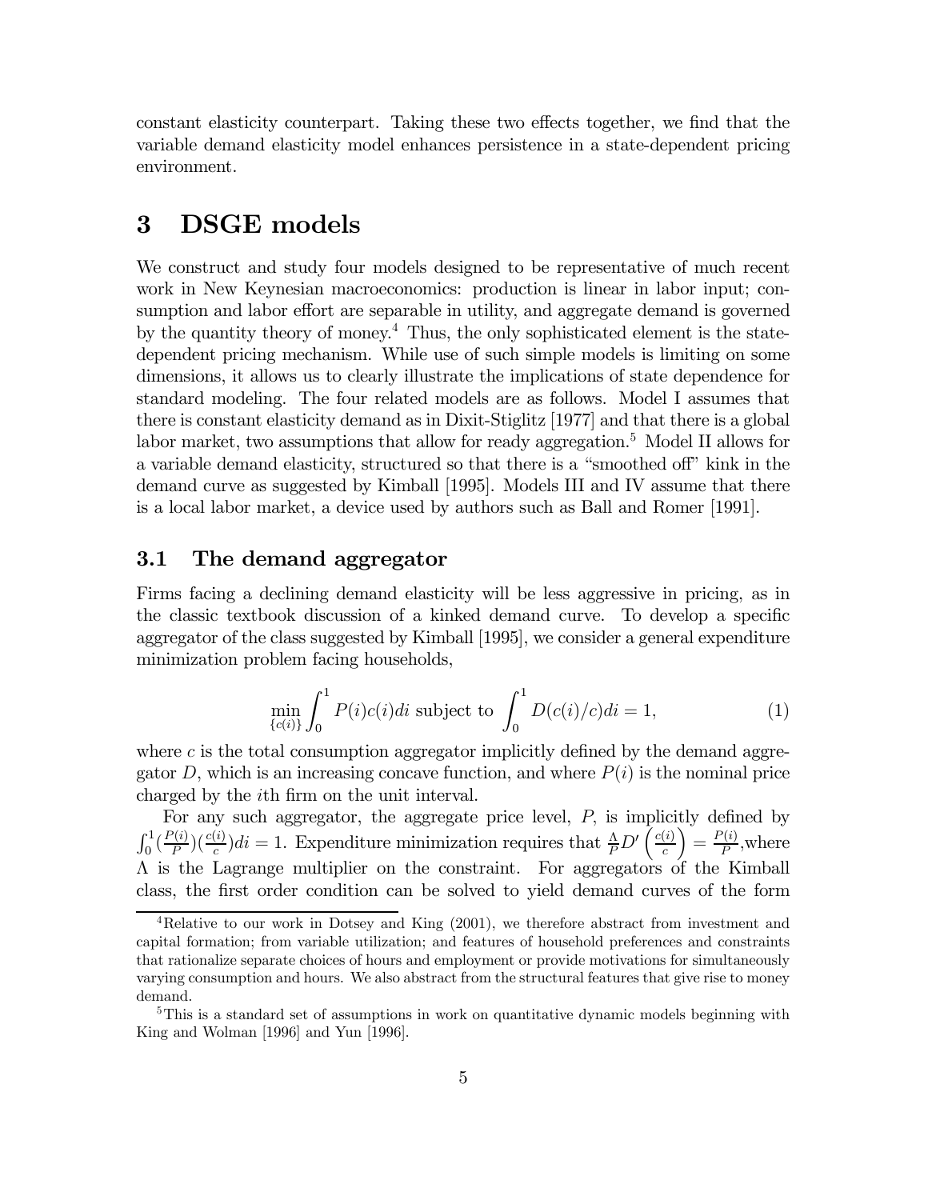constant elasticity counterpart. Taking these two effects together, we find that the variable demand elasticity model enhances persistence in a state-dependent pricing environment.

# 3 DSGE models

We construct and study four models designed to be representative of much recent work in New Keynesian macroeconomics: production is linear in labor input; consumption and labor effort are separable in utility, and aggregate demand is governed by the quantity theory of money.[4] Thus, the only sophisticated element is the state-dependent pricing mechanism. While use of such simple models is limiting on some dimensions, it allows us to clearly illustrate the implications of state dependence for standard modeling. The four related models are as follows. Model I assumes that there is constant elasticity demand as in Dixit-Stiglitz [1977] and that there is a global labor market, two assumptions that allow for ready aggregation.[5] Model II allows for a variable demand elasticity, structured so that there is a "smoothed off" kink in the demand curve as suggested by Kimball [1995]. Models III and IV assume that there is a local labor market, a device used by authors such as Ball and Romer [1991].

## 3.1 The demand aggregator

Firms facing a declining demand elasticity will be less aggressive in pricing, as in the classic textbook discussion of a kinked demand curve. To develop a specific aggregator of the class suggested by Kimball [1995], we consider a general expenditure minimization problem facing households,

$$\min_{\{c(i)\}} \int_0^1 P(i)c(i)di \text{ subject to } \int_0^1 D(c(i)/c)di = 1, \tag{1}$$

where $c$ is the total consumption aggregator implicitly defined by the demand aggregator $D$, which is an increasing concave function, and where $P(i)$ is the nominal price charged by the $i$th firm on the unit interval.

For any such aggregator, the aggregate price level, $P$, is implicitly defined by $\int_0^1 (\frac{P(i)}{P})(\frac{c(i)}{c})di = 1$. Expenditure minimization requires that $\frac{\Lambda}{P}D'\left(\frac{c(i)}{c}\right) = \frac{P(i)}{P}$,where $\Lambda$ is the Lagrange multiplier on the constraint. For aggregators of the Kimball class, the first order condition can be solved to yield demand curves of the form

---

[4] Relative to our work in Dotsey and King (2001), we therefore abstract from investment and capital formation; from variable utilization; and features of household preferences and constraints that rationalize separate choices of hours and employment or provide motivations for simultaneously varying consumption and hours. We also abstract from the structural features that give rise to money demand.

[5] This is a standard set of assumptions in work on quantitative dynamic models beginning with King and Wolman [1996] and Yun [1996].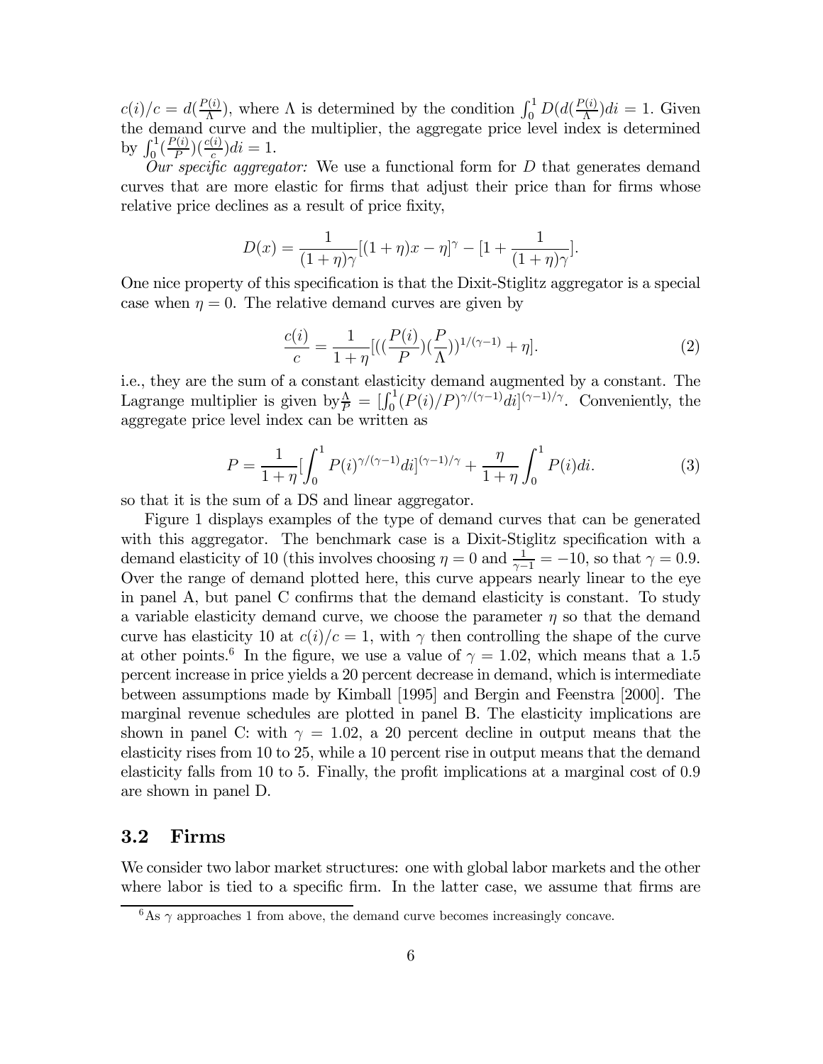$c(i)/c = d(\frac{P(i)}{\Lambda})$, where $\Lambda$ is determined by the condition $\int_0^1 D(d(\frac{P(i)}{\Lambda})di = 1$. Given the demand curve and the multiplier, the aggregate price level index is determined by $\int_0^1 (\frac{P(i)}{P})(\frac{c(i)}{c})di = 1$.

*Our specific aggregator:* We use a functional form for $D$ that generates demand curves that are more elastic for firms that adjust their price than for firms whose relative price declines as a result of price fixity,

$$D(x) = \frac{1}{(1+\eta)\gamma}[(1+\eta)x - \eta]^{\gamma} - [1 + \frac{1}{(1+\eta)\gamma}].$$

One nice property of this specification is that the Dixit-Stiglitz aggregator is a special case when $\eta = 0$. The relative demand curves are given by

$$\frac{c(i)}{c} = \frac{1}{1+\eta}[((\frac{P(i)}{P})(\frac{P}{\Lambda}))^{1/(\gamma-1)} + \eta]. \tag{2}$$

i.e., they are the sum of a constant elasticity demand augmented by a constant. The Lagrange multiplier is given by $\frac{\Lambda}{P} = [\int_0^1 (P(i)/P)^{\gamma/(\gamma-1)}di]^{(\gamma-1)/\gamma}$. Conveniently, the aggregate price level index can be written as

$$P = \frac{1}{1+\eta}[\int_0^1 P(i)^{\gamma/(\gamma-1)}di]^{(\gamma-1)/\gamma} + \frac{\eta}{1+\eta}\int_0^1 P(i)di. \tag{3}$$

so that it is the sum of a DS and linear aggregator.

Figure 1 displays examples of the type of demand curves that can be generated with this aggregator. The benchmark case is a Dixit-Stiglitz specification with a demand elasticity of 10 (this involves choosing $\eta = 0$ and $\frac{1}{\gamma-1} = -10$, so that $\gamma = 0.9$. Over the range of demand plotted here, this curve appears nearly linear to the eye in panel A, but panel C confirms that the demand elasticity is constant. To study a variable elasticity demand curve, we choose the parameter $\eta$ so that the demand curve has elasticity 10 at $c(i)/c = 1$, with $\gamma$ then controlling the shape of the curve at other points.[6] In the figure, we use a value of $\gamma = 1.02$, which means that a 1.5 percent increase in price yields a 20 percent decrease in demand, which is intermediate between assumptions made by Kimball [1995] and Bergin and Feenstra [2000]. The marginal revenue schedules are plotted in panel B. The elasticity implications are shown in panel C: with $\gamma = 1.02$, a 20 percent decline in output means that the elasticity rises from 10 to 25, while a 10 percent rise in output means that the demand elasticity falls from 10 to 5. Finally, the profit implications at a marginal cost of 0.9 are shown in panel D.

## 3.2 Firms

We consider two labor market structures: one with global labor markets and the other where labor is tied to a specific firm. In the latter case, we assume that firms are

[6] As $\gamma$ approaches 1 from above, the demand curve becomes increasingly concave.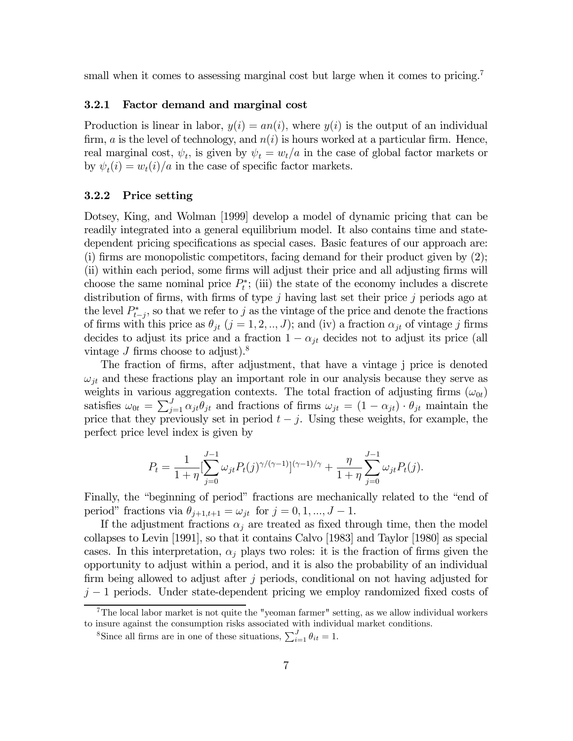small when it comes to assessing marginal cost but large when it comes to pricing.[7]

### 3.2.1 Factor demand and marginal cost

Production is linear in labor, $y(i) = an(i)$, where $y(i)$ is the output of an individual firm, $a$ is the level of technology, and $n(i)$ is hours worked at a particular firm. Hence, real marginal cost, $\psi_t$, is given by $\psi_t = w_t/a$ in the case of global factor markets or by $\psi_t(i) = w_t(i)/a$ in the case of specific factor markets.

### 3.2.2 Price setting

Dotsey, King, and Wolman [1999] develop a model of dynamic pricing that can be readily integrated into a general equilibrium model. It also contains time and state-dependent pricing specifications as special cases. Basic features of our approach are: (i) firms are monopolistic competitors, facing demand for their product given by (2); (ii) within each period, some firms will adjust their price and all adjusting firms will choose the same nominal price $P_t^*$; (iii) the state of the economy includes a discrete distribution of firms, with firms of type $j$ having last set their price $j$ periods ago at the level $P_{t-j}^*$, so that we refer to $j$ as the vintage of the price and denote the fractions of firms with this price as $\theta_{jt}$ $(j = 1, 2, .., J)$; and (iv) a fraction $\alpha_{jt}$ of vintage $j$ firms decides to adjust its price and a fraction $1 - \alpha_{jt}$ decides not to adjust its price (all vintage $J$ firms choose to adjust).[8]

The fraction of firms, after adjustment, that have a vintage j price is denoted $\omega_{jt}$ and these fractions play an important role in our analysis because they serve as weights in various aggregation contexts. The total fraction of adjusting firms ($\omega_{0t}$) satisfies $\omega_{0t} = \sum_{j=1}^{J} \alpha_{jt}\theta_{jt}$ and fractions of firms $\omega_{jt} = (1 - \alpha_{jt}) \cdot \theta_{jt}$ maintain the price that they previously set in period $t - j$. Using these weights, for example, the perfect price level index is given by

$$P_t = \frac{1}{1+\eta}\Big[\sum_{j=0}^{J-1} \omega_{jt} P_t(j)^{\gamma/(\gamma-1)}\Big]^{(\gamma-1)/\gamma} + \frac{\eta}{1+\eta}\sum_{j=0}^{J-1} \omega_{jt} P_t(j).$$

Finally, the "beginning of period" fractions are mechanically related to the "end of period" fractions via $\theta_{j+1,t+1} = \omega_{jt}$ for $j = 0, 1, ..., J - 1$.

If the adjustment fractions $\alpha_j$ are treated as fixed through time, then the model collapses to Levin [1991], so that it contains Calvo [1983] and Taylor [1980] as special cases. In this interpretation, $\alpha_j$ plays two roles: it is the fraction of firms given the opportunity to adjust within a period, and it is also the probability of an individual firm being allowed to adjust after $j$ periods, conditional on not having adjusted for $j - 1$ periods. Under state-dependent pricing we employ randomized fixed costs of

[7] The local labor market is not quite the "yeoman farmer" setting, as we allow individual workers to insure against the consumption risks associated with individual market conditions.

[8] Since all firms are in one of these situations, $\sum_{i=1}^{J} \theta_{it} = 1$.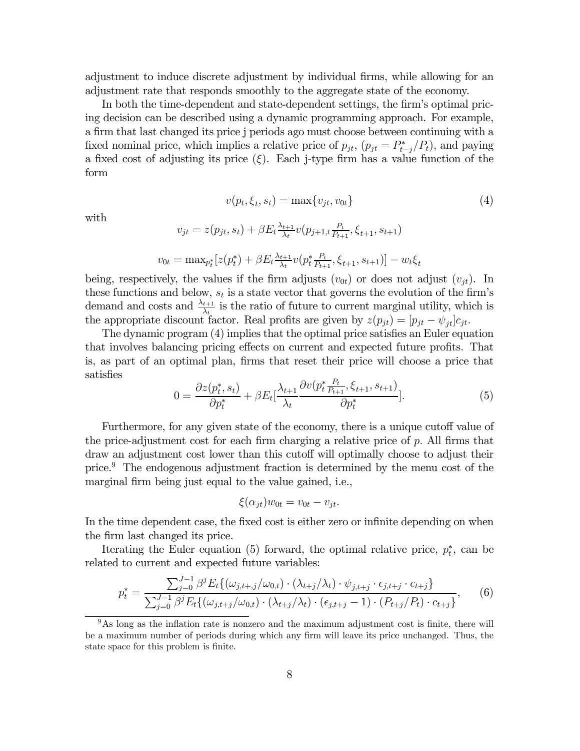adjustment to induce discrete adjustment by individual firms, while allowing for an adjustment rate that responds smoothly to the aggregate state of the economy.

In both the time-dependent and state-dependent settings, the firm's optimal pricing decision can be described using a dynamic programming approach. For example, a firm that last changed its price j periods ago must choose between continuing with a fixed nominal price, which implies a relative price of $p_{jt}$, ($p_{jt} = P^*_{t-j}/P_t$), and paying a fixed cost of adjusting its price ($\xi$). Each j-type firm has a value function of the form

$$v(p_t, \xi_t, s_t) = \max\{v_{jt}, v_{0t}\} \tag{4}$$

with

$$v_{jt} = z(p_{jt}, s_t) + \beta E_t \tfrac{\lambda_{t+1}}{\lambda_t} v(p_{j+1,t}\tfrac{P_t}{P_{t+1}}, \xi_{t+1}, s_{t+1})$$

$$v_{0t} = \max_{p^*_t}[z(p^*_t) + \beta E_t \tfrac{\lambda_{t+1}}{\lambda_t} v(p^*_t \tfrac{P_t}{P_{t+1}}, \xi_{t+1}, s_{t+1})] - w_t \xi_t$$

being, respectively, the values if the firm adjusts ($v_{0t}$) or does not adjust ($v_{jt}$). In these functions and below, $s_t$ is a state vector that governs the evolution of the firm's demand and costs and $\frac{\lambda_{t+1}}{\lambda_t}$ is the ratio of future to current marginal utility, which is the appropriate discount factor. Real profits are given by $z(p_{jt}) = [p_{jt} - \psi_{jt}]c_{jt}$.

The dynamic program (4) implies that the optimal price satisfies an Euler equation that involves balancing pricing effects on current and expected future profits. That is, as part of an optimal plan, firms that reset their price will choose a price that satisfies

$$0 = \frac{\partial z(p^*_t, s_t)}{\partial p^*_t} + \beta E_t[\frac{\lambda_{t+1}}{\lambda_t} \frac{\partial v(p^*_t \frac{P_t}{P_{t+1}}, \xi_{t+1}, s_{t+1})}{\partial p^*_t}]. \tag{5}$$

Furthermore, for any given state of the economy, there is a unique cutoff value of the price-adjustment cost for each firm charging a relative price of $p$. All firms that draw an adjustment cost lower than this cutoff will optimally choose to adjust their price.[9] The endogenous adjustment fraction is determined by the menu cost of the marginal firm being just equal to the value gained, i.e.,

$$\xi(\alpha_{jt}) w_{0t} = v_{0t} - v_{jt}.$$

In the time dependent case, the fixed cost is either zero or infinite depending on when the firm last changed its price.

Iterating the Euler equation (5) forward, the optimal relative price, $p^*_t$, can be related to current and expected future variables:

$$p^*_t = \frac{\sum_{j=0}^{J-1} \beta^j E_t\{(\omega_{j,t+,j}/\omega_{0,t}) \cdot (\lambda_{t+j}/\lambda_t) \cdot \psi_{j,t+j} \cdot \epsilon_{j,t+j} \cdot c_{t+j}\}}{\sum_{j=0}^{J-1} \beta^j E_t\{(\omega_{j,t+j}/\omega_{0,t}) \cdot (\lambda_{t+j}/\lambda_t) \cdot (\epsilon_{j,t+j} - 1) \cdot (P_{t+j}/P_t) \cdot c_{t+j}\}}, \tag{6}$$

[9] As long as the inflation rate is nonzero and the maximum adjustment cost is finite, there will be a maximum number of periods during which any firm will leave its price unchanged. Thus, the state space for this problem is finite.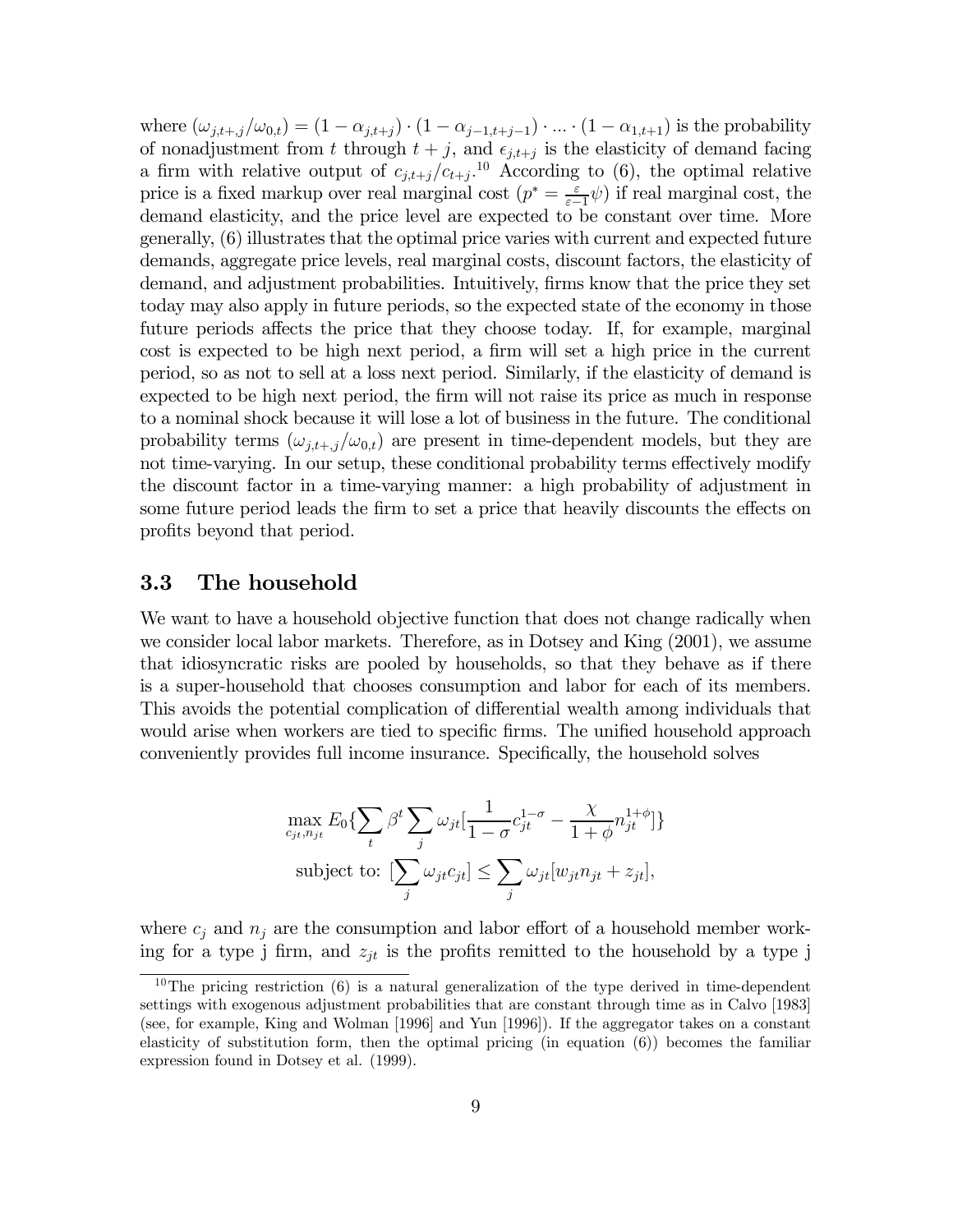where $(\omega_{j,t+,j}/\omega_{0,t}) = (1-\alpha_{j,t+j}) \cdot (1-\alpha_{j-1,t+j-1}) \cdot ... \cdot (1-\alpha_{1,t+1})$ is the probability of nonadjustment from $t$ through $t+j$, and $\epsilon_{j,t+j}$ is the elasticity of demand facing a firm with relative output of $c_{j,t+j}/c_{t+j}$.[10] According to (6), the optimal relative price is a fixed markup over real marginal cost ($p^* = \frac{\varepsilon}{\varepsilon-1}\psi$) if real marginal cost, the demand elasticity, and the price level are expected to be constant over time. More generally, (6) illustrates that the optimal price varies with current and expected future demands, aggregate price levels, real marginal costs, discount factors, the elasticity of demand, and adjustment probabilities. Intuitively, firms know that the price they set today may also apply in future periods, so the expected state of the economy in those future periods affects the price that they choose today. If, for example, marginal cost is expected to be high next period, a firm will set a high price in the current period, so as not to sell at a loss next period. Similarly, if the elasticity of demand is expected to be high next period, the firm will not raise its price as much in response to a nominal shock because it will lose a lot of business in the future. The conditional probability terms $(\omega_{j,t+,j}/\omega_{0,t})$ are present in time-dependent models, but they are not time-varying. In our setup, these conditional probability terms effectively modify the discount factor in a time-varying manner: a high probability of adjustment in some future period leads the firm to set a price that heavily discounts the effects on profits beyond that period.

### 3.3 The household

We want to have a household objective function that does not change radically when we consider local labor markets. Therefore, as in Dotsey and King (2001), we assume that idiosyncratic risks are pooled by households, so that they behave as if there is a super-household that chooses consumption and labor for each of its members. This avoids the potential complication of differential wealth among individuals that would arise when workers are tied to specific firms. The unified household approach conveniently provides full income insurance. Specifically, the household solves

$$\max_{c_{jt},n_{jt}} E_0\{\sum_t \beta^t \sum_j \omega_{jt}[\frac{1}{1-\sigma}c_{jt}^{1-\sigma} - \frac{\chi}{1+\phi}n_{jt}^{1+\phi}]\}$$

$$\text{subject to: } [\sum_j \omega_{jt} c_{jt}] \leq \sum_j \omega_{jt}[w_{jt}n_{jt} + z_{jt}],$$

where $c_j$ and $n_j$ are the consumption and labor effort of a household member working for a type j firm, and $z_{jt}$ is the profits remitted to the household by a type j

[10] The pricing restriction (6) is a natural generalization of the type derived in time-dependent settings with exogenous adjustment probabilities that are constant through time as in Calvo [1983] (see, for example, King and Wolman [1996] and Yun [1996]). If the aggregator takes on a constant elasticity of substitution form, then the optimal pricing (in equation (6)) becomes the familiar expression found in Dotsey et al. (1999).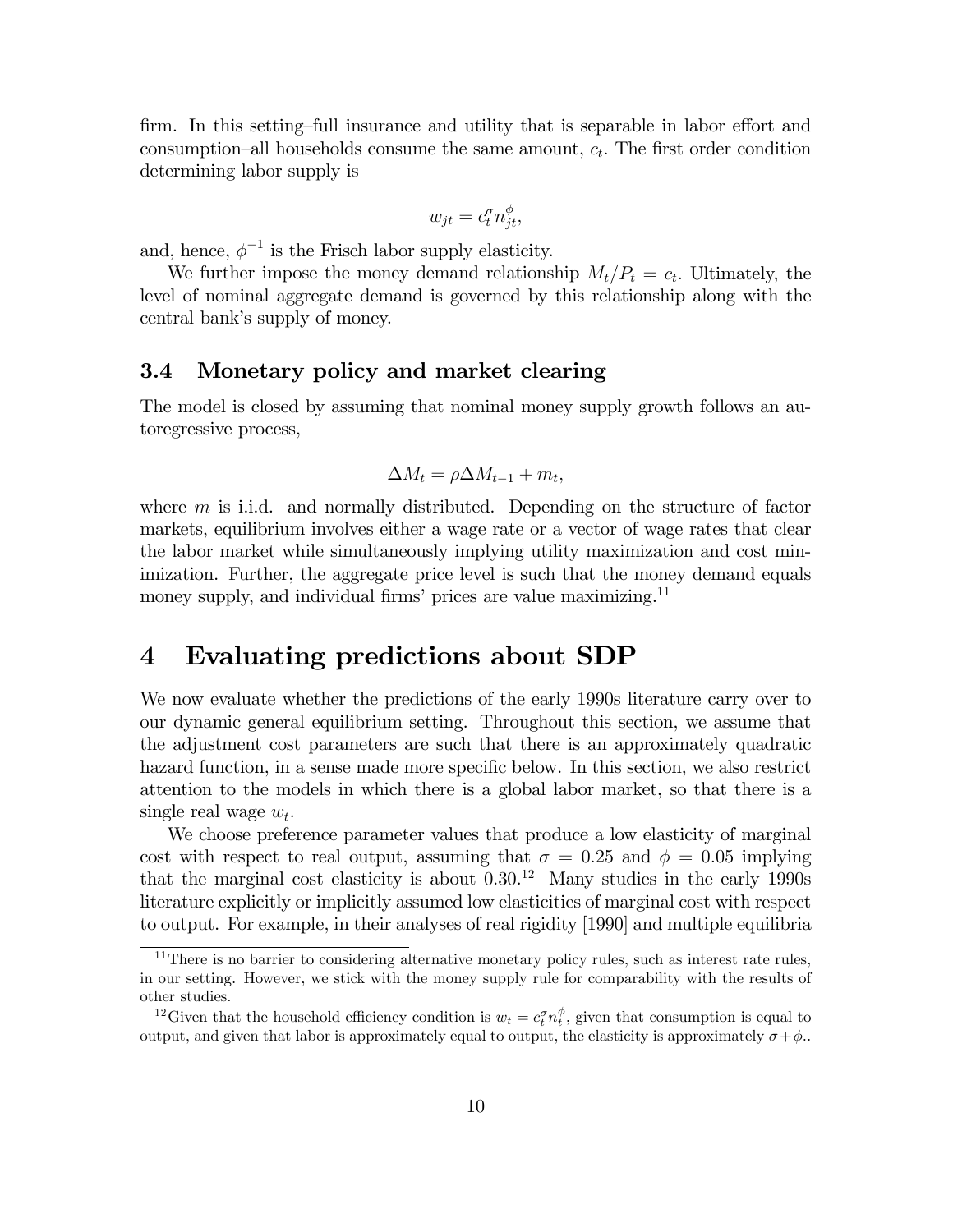firm. In this setting–full insurance and utility that is separable in labor effort and consumption–all households consume the same amount, $c_t$. The first order condition determining labor supply is

$$w_{jt} = c_t^{\sigma} n_{jt}^{\phi},$$

and, hence, $\phi^{-1}$ is the Frisch labor supply elasticity.

We further impose the money demand relationship $M_t/P_t = c_t$. Ultimately, the level of nominal aggregate demand is governed by this relationship along with the central bank's supply of money.

### 3.4 Monetary policy and market clearing

The model is closed by assuming that nominal money supply growth follows an autoregressive process,

$$\Delta M_t = \rho \Delta M_{t-1} + m_t,$$

where $m$ is i.i.d. and normally distributed. Depending on the structure of factor markets, equilibrium involves either a wage rate or a vector of wage rates that clear the labor market while simultaneously implying utility maximization and cost minimization. Further, the aggregate price level is such that the money demand equals money supply, and individual firms' prices are value maximizing.[11]

## 4 Evaluating predictions about SDP

We now evaluate whether the predictions of the early 1990s literature carry over to our dynamic general equilibrium setting. Throughout this section, we assume that the adjustment cost parameters are such that there is an approximately quadratic hazard function, in a sense made more specific below. In this section, we also restrict attention to the models in which there is a global labor market, so that there is a single real wage $w_t$.

We choose preference parameter values that produce a low elasticity of marginal cost with respect to real output, assuming that $\sigma = 0.25$ and $\phi = 0.05$ implying that the marginal cost elasticity is about 0.30.[12] Many studies in the early 1990s literature explicitly or implicitly assumed low elasticities of marginal cost with respect to output. For example, in their analyses of real rigidity [1990] and multiple equilibria

[11] There is no barrier to considering alternative monetary policy rules, such as interest rate rules, in our setting. However, we stick with the money supply rule for comparability with the results of other studies.

[12] Given that the household efficiency condition is $w_t = c_t^{\sigma} n_t^{\phi}$, given that consumption is equal to output, and given that labor is approximately equal to output, the elasticity is approximately $\sigma + \phi$..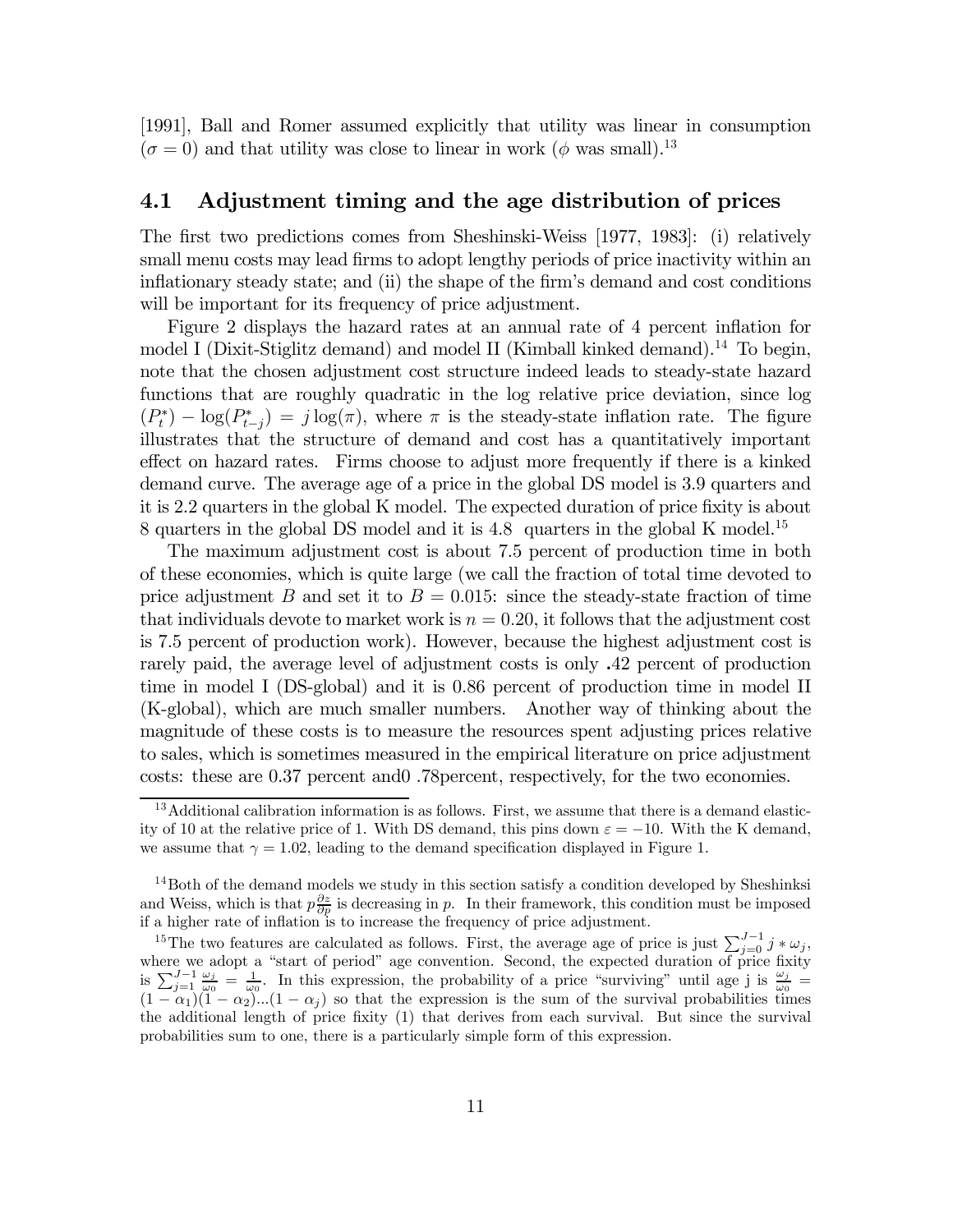[1991], Ball and Romer assumed explicitly that utility was linear in consumption ($\sigma = 0$) and that utility was close to linear in work ($\phi$ was small).[13]

## 4.1 Adjustment timing and the age distribution of prices

The first two predictions comes from Sheshinski-Weiss [1977, 1983]: (i) relatively small menu costs may lead firms to adopt lengthy periods of price inactivity within an inflationary steady state; and (ii) the shape of the firm's demand and cost conditions will be important for its frequency of price adjustment.

Figure 2 displays the hazard rates at an annual rate of 4 percent inflation for model I (Dixit-Stiglitz demand) and model II (Kimball kinked demand).[14] To begin, note that the chosen adjustment cost structure indeed leads to steady-state hazard functions that are roughly quadratic in the log relative price deviation, since log $(P_t^*) - \log(P_{t-j}^*) = j \log(\pi)$, where $\pi$ is the steady-state inflation rate. The figure illustrates that the structure of demand and cost has a quantitatively important effect on hazard rates. Firms choose to adjust more frequently if there is a kinked demand curve. The average age of a price in the global DS model is 3.9 quarters and it is 2.2 quarters in the global K model. The expected duration of price fixity is about 8 quarters in the global DS model and it is 4.8 quarters in the global K model.[15]

The maximum adjustment cost is about 7.5 percent of production time in both of these economies, which is quite large (we call the fraction of total time devoted to price adjustment $B$ and set it to $B = 0.015$: since the steady-state fraction of time that individuals devote to market work is $n = 0.20$, it follows that the adjustment cost is 7.5 percent of production work). However, because the highest adjustment cost is rarely paid, the average level of adjustment costs is only **.**42 percent of production time in model I (DS-global) and it is 0.86 percent of production time in model II (K-global), which are much smaller numbers. Another way of thinking about the magnitude of these costs is to measure the resources spent adjusting prices relative to sales, which is sometimes measured in the empirical literature on price adjustment costs: these are 0.37 percent and0 .78percent, respectively, for the two economies.

---

[13] Additional calibration information is as follows. First, we assume that there is a demand elasticity of 10 at the relative price of 1. With DS demand, this pins down $\varepsilon = -10$. With the K demand, we assume that $\gamma = 1.02$, leading to the demand specification displayed in Figure 1.

[14] Both of the demand models we study in this section satisfy a condition developed by Sheshinksi and Weiss, which is that $p\frac{\partial z}{\partial p}$ is decreasing in $p$. In their framework, this condition must be imposed if a higher rate of inflation is to increase the frequency of price adjustment.

[15] The two features are calculated as follows. First, the average age of price is just $\sum_{j=0}^{J-1} j * \omega_j$, where we adopt a "start of period" age convention. Second, the expected duration of price fixity is $\sum_{j=1}^{J-1} \frac{\omega_j}{\omega_0} = \frac{1}{\omega_0}$. In this expression, the probability of a price "surviving" until age j is $\frac{\omega_j}{\omega_0} = (1-\alpha_1)(1-\alpha_2)...(1-\alpha_j)$ so that the expression is the sum of the survival probabilities times the additional length of price fixity (1) that derives from each survival. But since the survival probabilities sum to one, there is a particularly simple form of this expression.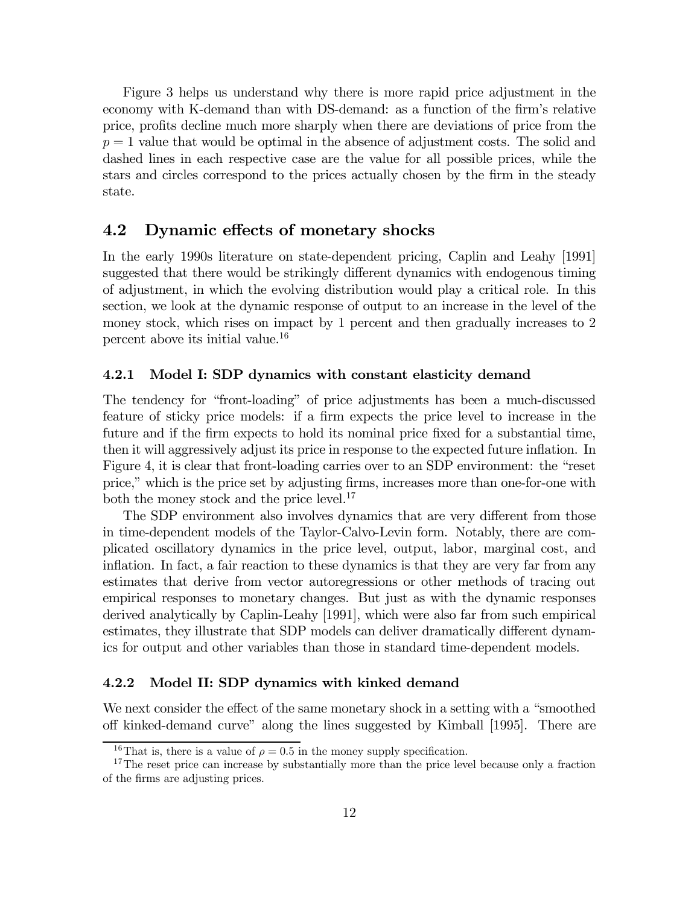Figure 3 helps us understand why there is more rapid price adjustment in the economy with K-demand than with DS-demand: as a function of the firm's relative price, profits decline much more sharply when there are deviations of price from the $p = 1$ value that would be optimal in the absence of adjustment costs. The solid and dashed lines in each respective case are the value for all possible prices, while the stars and circles correspond to the prices actually chosen by the firm in the steady state.

## 4.2 Dynamic effects of monetary shocks

In the early 1990s literature on state-dependent pricing, Caplin and Leahy [1991] suggested that there would be strikingly different dynamics with endogenous timing of adjustment, in which the evolving distribution would play a critical role. In this section, we look at the dynamic response of output to an increase in the level of the money stock, which rises on impact by 1 percent and then gradually increases to 2 percent above its initial value.[16]

### 4.2.1 Model I: SDP dynamics with constant elasticity demand

The tendency for "front-loading" of price adjustments has been a much-discussed feature of sticky price models: if a firm expects the price level to increase in the future and if the firm expects to hold its nominal price fixed for a substantial time, then it will aggressively adjust its price in response to the expected future inflation. In Figure 4, it is clear that front-loading carries over to an SDP environment: the "reset price," which is the price set by adjusting firms, increases more than one-for-one with both the money stock and the price level.[17]

The SDP environment also involves dynamics that are very different from those in time-dependent models of the Taylor-Calvo-Levin form. Notably, there are complicated oscillatory dynamics in the price level, output, labor, marginal cost, and inflation. In fact, a fair reaction to these dynamics is that they are very far from any estimates that derive from vector autoregressions or other methods of tracing out empirical responses to monetary changes. But just as with the dynamic responses derived analytically by Caplin-Leahy [1991], which were also far from such empirical estimates, they illustrate that SDP models can deliver dramatically different dynamics for output and other variables than those in standard time-dependent models.

### 4.2.2 Model II: SDP dynamics with kinked demand

We next consider the effect of the same monetary shock in a setting with a "smoothed off kinked-demand curve" along the lines suggested by Kimball [1995]. There are

[16] That is, there is a value of $\rho = 0.5$ in the money supply specification.

[17] The reset price can increase by substantially more than the price level because only a fraction of the firms are adjusting prices.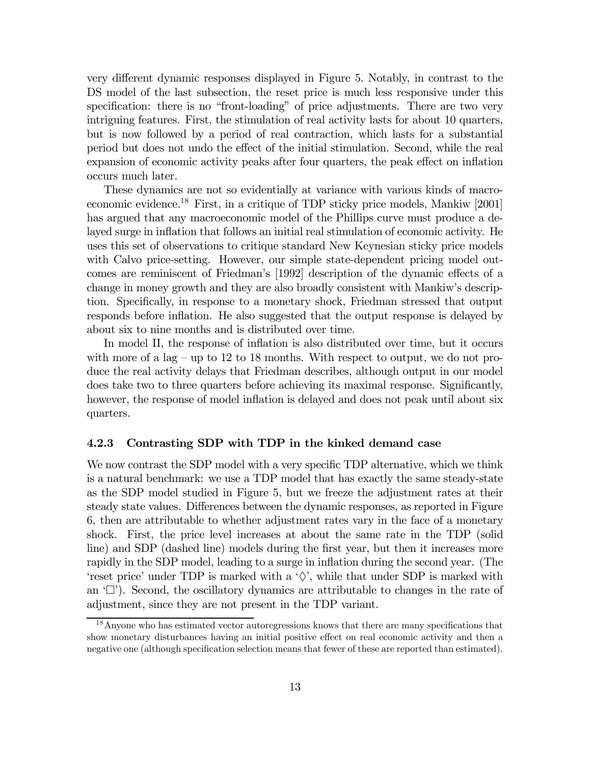very different dynamic responses displayed in Figure 5. Notably, in contrast to the DS model of the last subsection, the reset price is much less responsive under this specification: there is no "front-loading" of price adjustments. There are two very intriguing features. First, the stimulation of real activity lasts for about 10 quarters, but is now followed by a period of real contraction, which lasts for a substantial period but does not undo the effect of the initial stimulation. Second, while the real expansion of economic activity peaks after four quarters, the peak effect on inflation occurs much later.

These dynamics are not so evidentially at variance with various kinds of macroeconomic evidence.[18] First, in a critique of TDP sticky price models, Mankiw [2001] has argued that any macroeconomic model of the Phillips curve must produce a delayed surge in inflation that follows an initial real stimulation of economic activity. He uses this set of observations to critique standard New Keynesian sticky price models with Calvo price-setting. However, our simple state-dependent pricing model outcomes are reminiscent of Friedman's [1992] description of the dynamic effects of a change in money growth and they are also broadly consistent with Mankiw's description. Specifically, in response to a monetary shock, Friedman stressed that output responds before inflation. He also suggested that the output response is delayed by about six to nine months and is distributed over time.

In model II, the response of inflation is also distributed over time, but it occurs with more of a lag – up to 12 to 18 months. With respect to output, we do not produce the real activity delays that Friedman describes, although output in our model does take two to three quarters before achieving its maximal response. Significantly, however, the response of model inflation is delayed and does not peak until about six quarters.

### 4.2.3 Contrasting SDP with TDP in the kinked demand case

We now contrast the SDP model with a very specific TDP alternative, which we think is a natural benchmark: we use a TDP model that has exactly the same steady-state as the SDP model studied in Figure 5, but we freeze the adjustment rates at their steady state values. Differences between the dynamic responses, as reported in Figure 6, then are attributable to whether adjustment rates vary in the face of a monetary shock. First, the price level increases at about the same rate in the TDP (solid line) and SDP (dashed line) models during the first year, but then it increases more rapidly in the SDP model, leading to a surge in inflation during the second year. (The 'reset price' under TDP is marked with a '$\Diamond$', while that under SDP is marked with an '$\Box$'). Second, the oscillatory dynamics are attributable to changes in the rate of adjustment, since they are not present in the TDP variant.

[18] Anyone who has estimated vector autoregressions knows that there are many specifications that show monetary disturbances having an initial positive effect on real economic activity and then a negative one (although specification selection means that fewer of these are reported than estimated).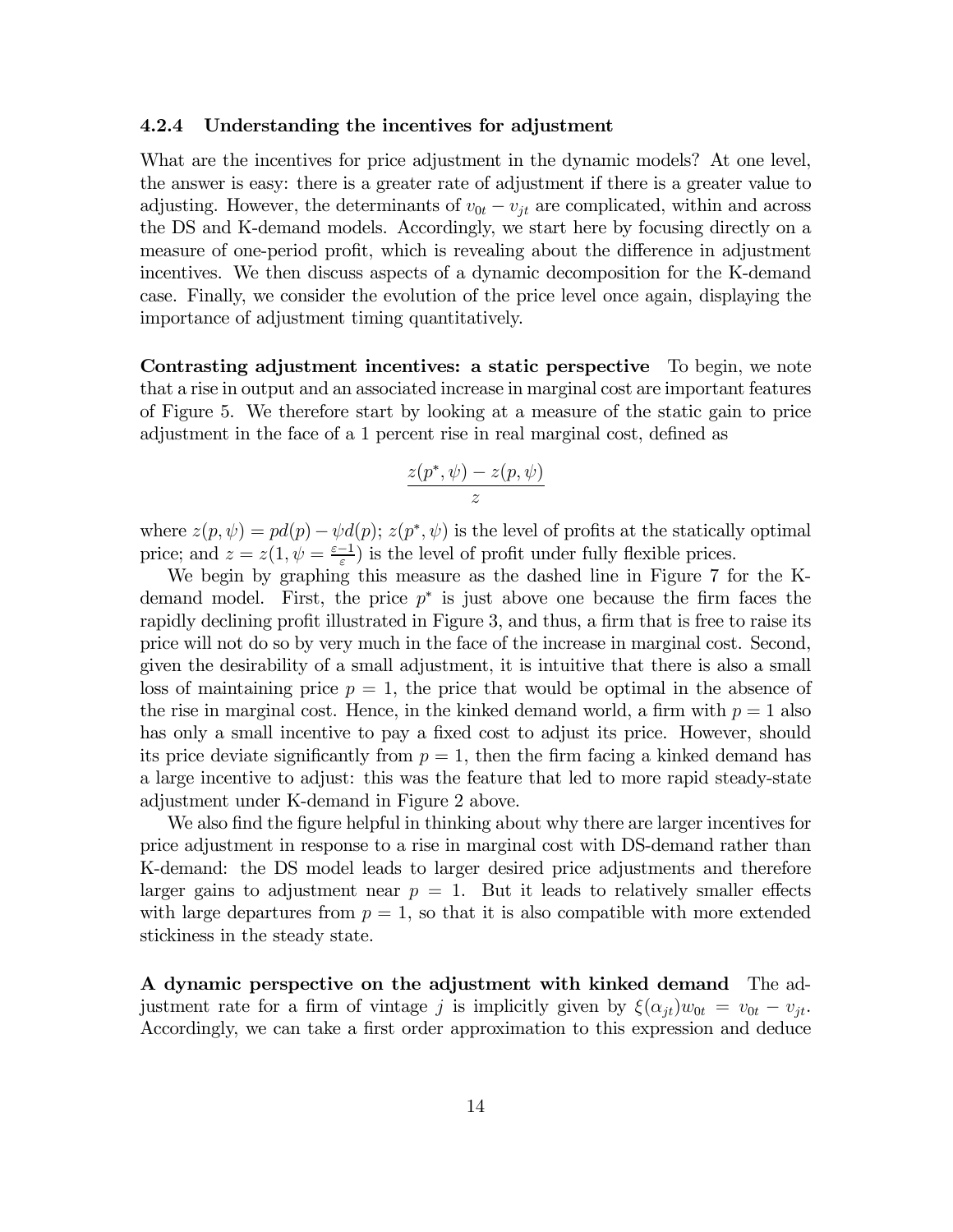### 4.2.4 Understanding the incentives for adjustment

What are the incentives for price adjustment in the dynamic models? At one level, the answer is easy: there is a greater rate of adjustment if there is a greater value to adjusting. However, the determinants of $v_{0t} - v_{jt}$ are complicated, within and across the DS and K-demand models. Accordingly, we start here by focusing directly on a measure of one-period profit, which is revealing about the difference in adjustment incentives. We then discuss aspects of a dynamic decomposition for the K-demand case. Finally, we consider the evolution of the price level once again, displaying the importance of adjustment timing quantitatively.

**Contrasting adjustment incentives: a static perspective** To begin, we note that a rise in output and an associated increase in marginal cost are important features of Figure 5. We therefore start by looking at a measure of the static gain to price adjustment in the face of a 1 percent rise in real marginal cost, defined as

$$\frac{z(p^*, \psi) - z(p, \psi)}{z}$$

where $z(p, \psi) = pd(p) - \psi d(p)$; $z(p^*, \psi)$ is the level of profits at the statically optimal price; and $z = z(1, \psi = \frac{\varepsilon - 1}{\varepsilon})$ is the level of profit under fully flexible prices.

We begin by graphing this measure as the dashed line in Figure 7 for the K-demand model. First, the price $p^*$ is just above one because the firm faces the rapidly declining profit illustrated in Figure 3, and thus, a firm that is free to raise its price will not do so by very much in the face of the increase in marginal cost. Second, given the desirability of a small adjustment, it is intuitive that there is also a small loss of maintaining price $p = 1$, the price that would be optimal in the absence of the rise in marginal cost. Hence, in the kinked demand world, a firm with $p = 1$ also has only a small incentive to pay a fixed cost to adjust its price. However, should its price deviate significantly from $p = 1$, then the firm facing a kinked demand has a large incentive to adjust: this was the feature that led to more rapid steady-state adjustment under K-demand in Figure 2 above.

We also find the figure helpful in thinking about why there are larger incentives for price adjustment in response to a rise in marginal cost with DS-demand rather than K-demand: the DS model leads to larger desired price adjustments and therefore larger gains to adjustment near $p = 1$. But it leads to relatively smaller effects with large departures from $p = 1$, so that it is also compatible with more extended stickiness in the steady state.

**A dynamic perspective on the adjustment with kinked demand** The adjustment rate for a firm of vintage $j$ is implicitly given by $\xi(\alpha_{jt})w_{0t} = v_{0t} - v_{jt}$. Accordingly, we can take a first order approximation to this expression and deduce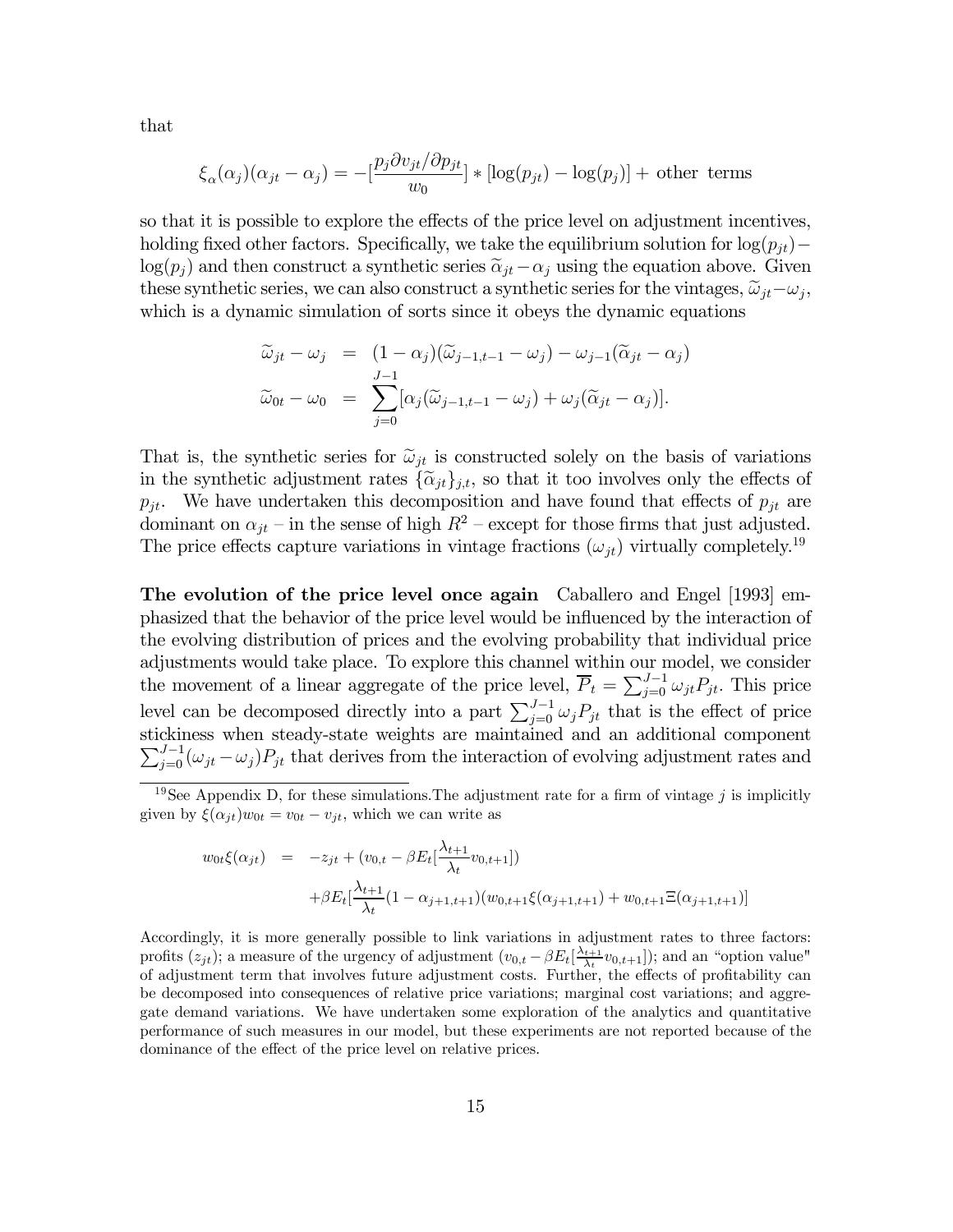that

$$\xi_\alpha(\alpha_j)(\alpha_{jt} - \alpha_j) = -[\frac{p_j \partial v_{jt}/\partial p_{jt}}{w_0}] * [\log(p_{jt}) - \log(p_j)] + \text{ other terms}$$

so that it is possible to explore the effects of the price level on adjustment incentives, holding fixed other factors. Specifically, we take the equilibrium solution for $\log(p_{jt}) - \log(p_j)$ and then construct a synthetic series $\widetilde{\alpha}_{jt} - \alpha_j$ using the equation above. Given these synthetic series, we can also construct a synthetic series for the vintages, $\widetilde{\omega}_{jt} - \omega_j$, which is a dynamic simulation of sorts since it obeys the dynamic equations

$$\begin{aligned}
\widetilde{\omega}_{jt} - \omega_j &= (1 - \alpha_j)(\widetilde{\omega}_{j-1,t-1} - \omega_j) - \omega_{j-1}(\widetilde{\alpha}_{jt} - \alpha_j) \\
\widetilde{\omega}_{0t} - \omega_0 &= \sum_{j=0}^{J-1} [\alpha_j(\widetilde{\omega}_{j-1,t-1} - \omega_j) + \omega_j(\widetilde{\alpha}_{jt} - \alpha_j)].
\end{aligned}$$

That is, the synthetic series for $\widetilde{\omega}_{jt}$ is constructed solely on the basis of variations in the synthetic adjustment rates $\{\widetilde{\alpha}_{jt}\}_{j,t}$, so that it too involves only the effects of $p_{jt}$. We have undertaken this decomposition and have found that effects of $p_{jt}$ are dominant on $\alpha_{jt}$ – in the sense of high $R^2$ – except for those firms that just adjusted. The price effects capture variations in vintage fractions ($\omega_{jt}$) virtually completely.[19]

**The evolution of the price level once again** Caballero and Engel [1993] emphasized that the behavior of the price level would be influenced by the interaction of the evolving distribution of prices and the evolving probability that individual price adjustments would take place. To explore this channel within our model, we consider the movement of a linear aggregate of the price level, $\overline{P}_t = \sum_{j=0}^{J-1} \omega_{jt} P_{jt}$. This price level can be decomposed directly into a part $\sum_{j=0}^{J-1} \omega_j P_{jt}$ that is the effect of price stickiness when steady-state weights are maintained and an additional component $\sum_{j=0}^{J-1} (\omega_{jt} - \omega_j) P_{jt}$ that derives from the interaction of evolving adjustment rates and

[19] See Appendix D, for these simulations.The adjustment rate for a firm of vintage $j$ is implicitly given by $\xi(\alpha_{jt}) w_{0t} = v_{0t} - v_{jt}$, which we can write as

$$\begin{aligned}
w_{0t}\xi(\alpha_{jt}) &= -z_{jt} + (v_{0,t} - \beta E_t[\frac{\lambda_{t+1}}{\lambda_t} v_{0,t+1}]) \\
&\quad + \beta E_t[\frac{\lambda_{t+1}}{\lambda_t}(1 - \alpha_{j+1,t+1})(w_{0,t+1}\xi(\alpha_{j+1,t+1}) + w_{0,t+1}\Xi(\alpha_{j+1,t+1})]
\end{aligned}$$

Accordingly, it is more generally possible to link variations in adjustment rates to three factors: profits ($z_{jt}$); a measure of the urgency of adjustment ($v_{0,t} - \beta E_t[\frac{\lambda_{t+1}}{\lambda_t} v_{0,t+1}]$); and an "option value" of adjustment term that involves future adjustment costs. Further, the effects of profitability can be decomposed into consequences of relative price variations; marginal cost variations; and aggregate demand variations. We have undertaken some exploration of the analytics and quantitative performance of such measures in our model, but these experiments are not reported because of the dominance of the effect of the price level on relative prices.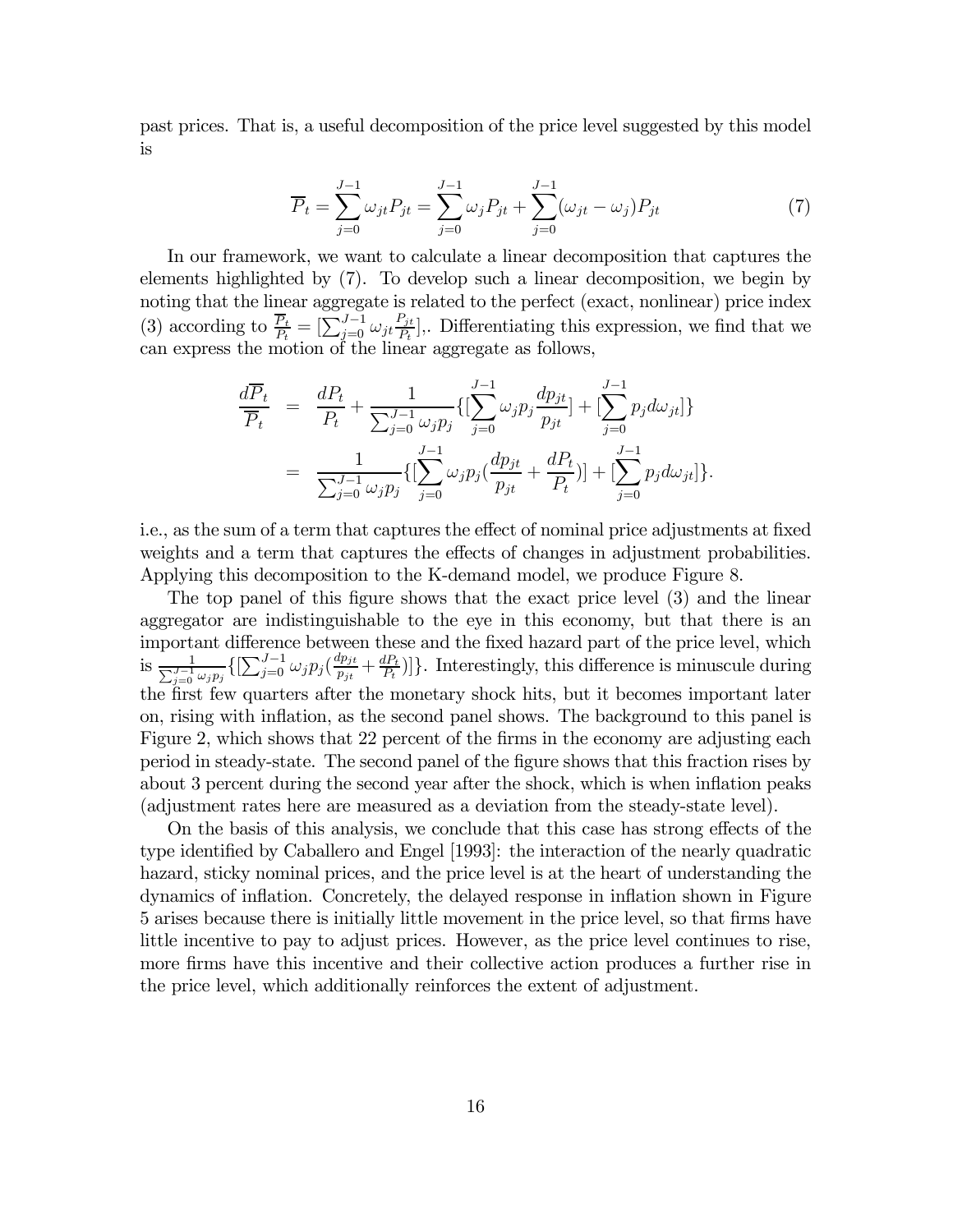past prices. That is, a useful decomposition of the price level suggested by this model is

$$\overline{P}_t = \sum_{j=0}^{J-1} \omega_{jt} P_{jt} = \sum_{j=0}^{J-1} \omega_j P_{jt} + \sum_{j=0}^{J-1} (\omega_{jt} - \omega_j) P_{jt} \tag{7}$$

In our framework, we want to calculate a linear decomposition that captures the elements highlighted by (7). To develop such a linear decomposition, we begin by noting that the linear aggregate is related to the perfect (exact, nonlinear) price index (3) according to $\frac{\overline{P}_t}{P_t} = [\sum_{j=0}^{J-1} \omega_{jt} \frac{P_{jt}}{P_t}]$,. Differentiating this expression, we find that we can express the motion of the linear aggregate as follows,

$$\begin{aligned}
\frac{d\overline{P}_t}{\overline{P}_t} &= \frac{dP_t}{P_t} + \frac{1}{\sum_{j=0}^{J-1} \omega_j p_j} \{ [\sum_{j=0}^{J-1} \omega_j p_j \frac{dp_{jt}}{p_{jt}}] + [\sum_{j=0}^{J-1} p_j d\omega_{jt}] \} \\
&= \frac{1}{\sum_{j=0}^{J-1} \omega_j p_j} \{ [\sum_{j=0}^{J-1} \omega_j p_j (\frac{dp_{jt}}{p_{jt}} + \frac{dP_t}{P_t})] + [\sum_{j=0}^{J-1} p_j d\omega_{jt}] \}.
\end{aligned}$$

i.e., as the sum of a term that captures the effect of nominal price adjustments at fixed weights and a term that captures the effects of changes in adjustment probabilities. Applying this decomposition to the K-demand model, we produce Figure 8.

The top panel of this figure shows that the exact price level (3) and the linear aggregator are indistinguishable to the eye in this economy, but that there is an important difference between these and the fixed hazard part of the price level, which is $\frac{1}{\sum_{j=0}^{J-1} \omega_j p_j} \{ [\sum_{j=0}^{J-1} \omega_j p_j (\frac{dp_{jt}}{p_{jt}} + \frac{dP_t}{P_t})] \}$. Interestingly, this difference is minuscule during the first few quarters after the monetary shock hits, but it becomes important later on, rising with inflation, as the second panel shows. The background to this panel is Figure 2, which shows that 22 percent of the firms in the economy are adjusting each period in steady-state. The second panel of the figure shows that this fraction rises by about 3 percent during the second year after the shock, which is when inflation peaks (adjustment rates here are measured as a deviation from the steady-state level).

On the basis of this analysis, we conclude that this case has strong effects of the type identified by Caballero and Engel [1993]: the interaction of the nearly quadratic hazard, sticky nominal prices, and the price level is at the heart of understanding the dynamics of inflation. Concretely, the delayed response in inflation shown in Figure 5 arises because there is initially little movement in the price level, so that firms have little incentive to pay to adjust prices. However, as the price level continues to rise, more firms have this incentive and their collective action produces a further rise in the price level, which additionally reinforces the extent of adjustment.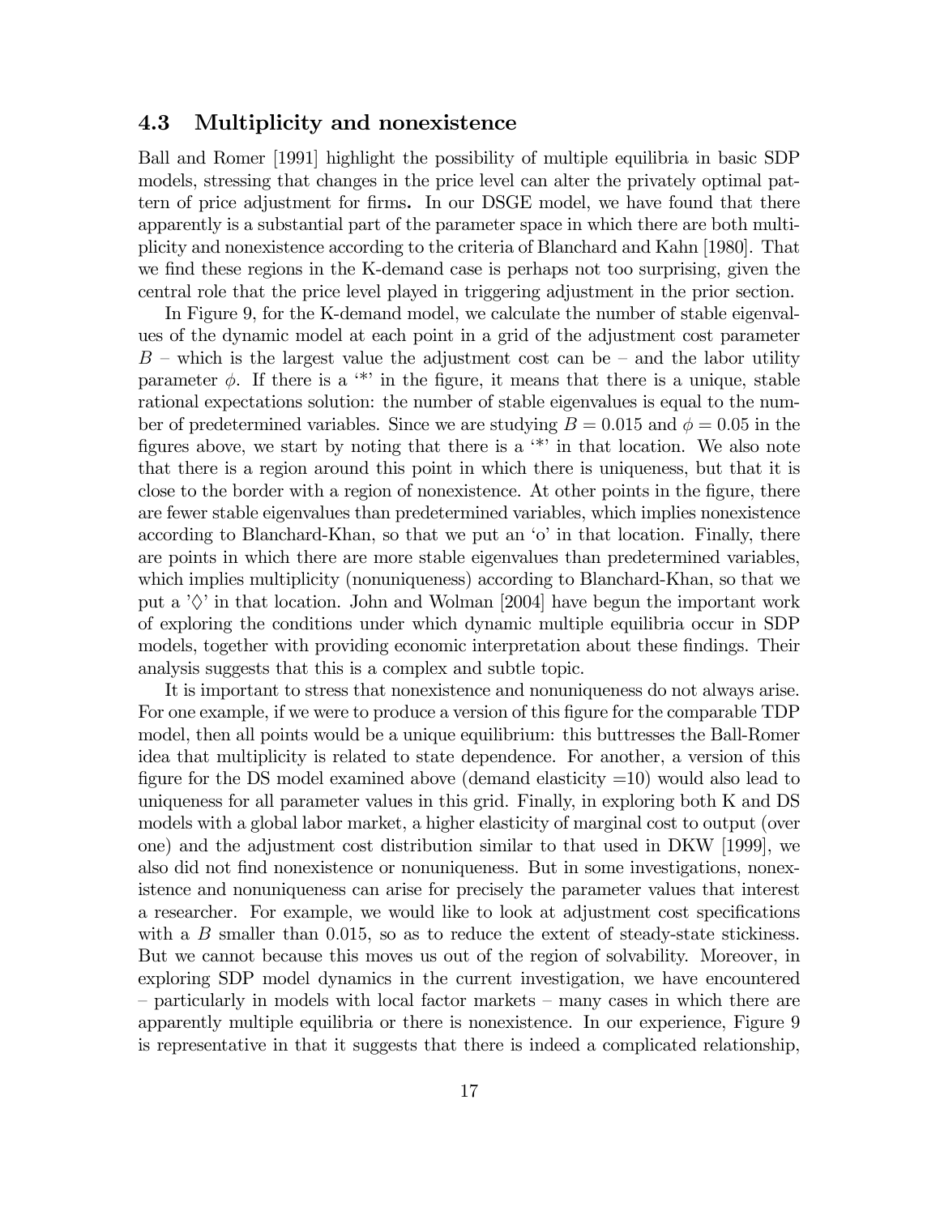### 4.3 Multiplicity and nonexistence

Ball and Romer [1991] highlight the possibility of multiple equilibria in basic SDP models, stressing that changes in the price level can alter the privately optimal pattern of price adjustment for firms**.** In our DSGE model, we have found that there apparently is a substantial part of the parameter space in which there are both multiplicity and nonexistence according to the criteria of Blanchard and Kahn [1980]. That we find these regions in the K-demand case is perhaps not too surprising, given the central role that the price level played in triggering adjustment in the prior section.

In Figure 9, for the K-demand model, we calculate the number of stable eigenvalues of the dynamic model at each point in a grid of the adjustment cost parameter $B$ – which is the largest value the adjustment cost can be – and the labor utility parameter $\phi$. If there is a '*' in the figure, it means that there is a unique, stable rational expectations solution: the number of stable eigenvalues is equal to the number of predetermined variables. Since we are studying $B = 0.015$ and $\phi = 0.05$ in the figures above, we start by noting that there is a '*' in that location. We also note that there is a region around this point in which there is uniqueness, but that it is close to the border with a region of nonexistence. At other points in the figure, there are fewer stable eigenvalues than predetermined variables, which implies nonexistence according to Blanchard-Khan, so that we put an 'o' in that location. Finally, there are points in which there are more stable eigenvalues than predetermined variables, which implies multiplicity (nonuniqueness) according to Blanchard-Khan, so that we put a '$\Diamond$' in that location. John and Wolman [2004] have begun the important work of exploring the conditions under which dynamic multiple equilibria occur in SDP models, together with providing economic interpretation about these findings. Their analysis suggests that this is a complex and subtle topic.

It is important to stress that nonexistence and nonuniqueness do not always arise. For one example, if we were to produce a version of this figure for the comparable TDP model, then all points would be a unique equilibrium: this buttresses the Ball-Romer idea that multiplicity is related to state dependence. For another, a version of this figure for the DS model examined above (demand elasticity =10) would also lead to uniqueness for all parameter values in this grid. Finally, in exploring both K and DS models with a global labor market, a higher elasticity of marginal cost to output (over one) and the adjustment cost distribution similar to that used in DKW [1999], we also did not find nonexistence or nonuniqueness. But in some investigations, nonexistence and nonuniqueness can arise for precisely the parameter values that interest a researcher. For example, we would like to look at adjustment cost specifications with a $B$ smaller than 0.015, so as to reduce the extent of steady-state stickiness. But we cannot because this moves us out of the region of solvability. Moreover, in exploring SDP model dynamics in the current investigation, we have encountered – particularly in models with local factor markets – many cases in which there are apparently multiple equilibria or there is nonexistence. In our experience, Figure 9 is representative in that it suggests that there is indeed a complicated relationship,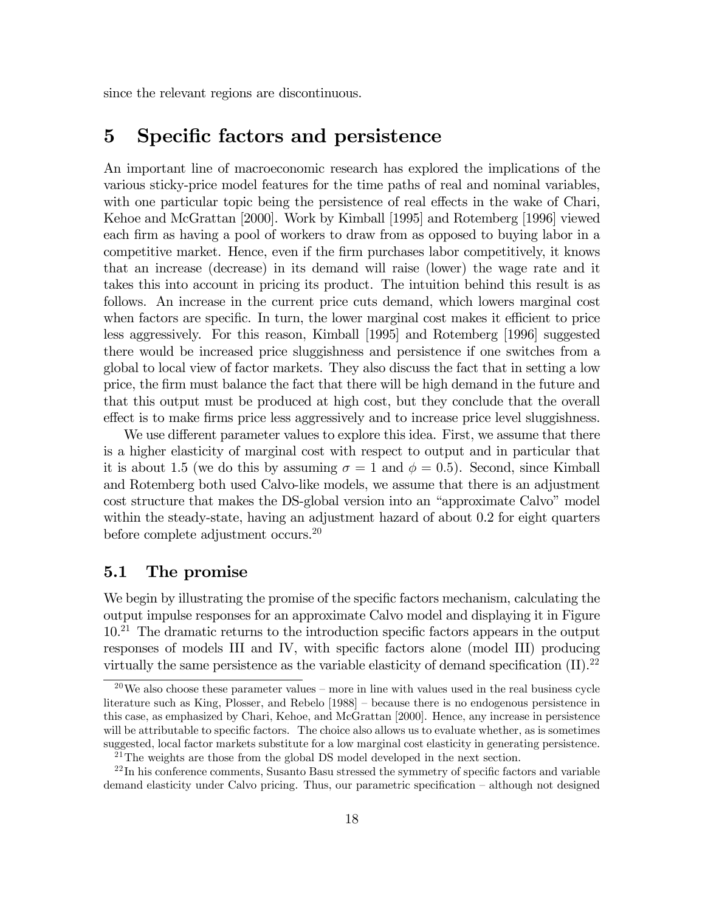since the relevant regions are discontinuous.

# 5 Specific factors and persistence

An important line of macroeconomic research has explored the implications of the various sticky-price model features for the time paths of real and nominal variables, with one particular topic being the persistence of real effects in the wake of Chari, Kehoe and McGrattan [2000]. Work by Kimball [1995] and Rotemberg [1996] viewed each firm as having a pool of workers to draw from as opposed to buying labor in a competitive market. Hence, even if the firm purchases labor competitively, it knows that an increase (decrease) in its demand will raise (lower) the wage rate and it takes this into account in pricing its product. The intuition behind this result is as follows. An increase in the current price cuts demand, which lowers marginal cost when factors are specific. In turn, the lower marginal cost makes it efficient to price less aggressively. For this reason, Kimball [1995] and Rotemberg [1996] suggested there would be increased price sluggishness and persistence if one switches from a global to local view of factor markets. They also discuss the fact that in setting a low price, the firm must balance the fact that there will be high demand in the future and that this output must be produced at high cost, but they conclude that the overall effect is to make firms price less aggressively and to increase price level sluggishness.

We use different parameter values to explore this idea. First, we assume that there is a higher elasticity of marginal cost with respect to output and in particular that it is about 1.5 (we do this by assuming $\sigma = 1$ and $\phi = 0.5$). Second, since Kimball and Rotemberg both used Calvo-like models, we assume that there is an adjustment cost structure that makes the DS-global version into an "approximate Calvo" model within the steady-state, having an adjustment hazard of about 0.2 for eight quarters before complete adjustment occurs.[20]

## 5.1 The promise

We begin by illustrating the promise of the specific factors mechanism, calculating the output impulse responses for an approximate Calvo model and displaying it in Figure 10.[21] The dramatic returns to the introduction specific factors appears in the output responses of models III and IV, with specific factors alone (model III) producing virtually the same persistence as the variable elasticity of demand specification (II).[22]

[20] We also choose these parameter values – more in line with values used in the real business cycle literature such as King, Plosser, and Rebelo [1988] – because there is no endogenous persistence in this case, as emphasized by Chari, Kehoe, and McGrattan [2000]. Hence, any increase in persistence will be attributable to specific factors. The choice also allows us to evaluate whether, as is sometimes suggested, local factor markets substitute for a low marginal cost elasticity in generating persistence.

[21] The weights are those from the global DS model developed in the next section.

[22] In his conference comments, Susanto Basu stressed the symmetry of specific factors and variable demand elasticity under Calvo pricing. Thus, our parametric specification – although not designed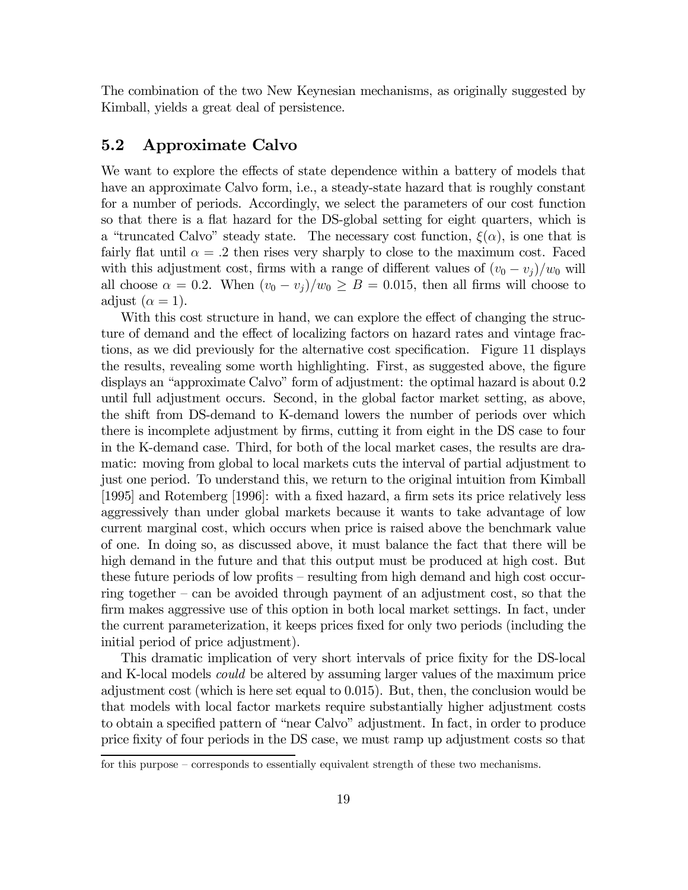The combination of the two New Keynesian mechanisms, as originally suggested by Kimball, yields a great deal of persistence.

## 5.2 Approximate Calvo

We want to explore the effects of state dependence within a battery of models that have an approximate Calvo form, i.e., a steady-state hazard that is roughly constant for a number of periods. Accordingly, we select the parameters of our cost function so that there is a flat hazard for the DS-global setting for eight quarters, which is a "truncated Calvo" steady state. The necessary cost function, $\xi(\alpha)$, is one that is fairly flat until $\alpha = .2$ then rises very sharply to close to the maximum cost. Faced with this adjustment cost, firms with a range of different values of $(v_0 - v_j)/w_0$ will all choose $\alpha = 0.2$. When $(v_0 - v_j)/w_0 \geq B = 0.015$, then all firms will choose to adjust ($\alpha = 1$).

With this cost structure in hand, we can explore the effect of changing the structure of demand and the effect of localizing factors on hazard rates and vintage fractions, as we did previously for the alternative cost specification. Figure 11 displays the results, revealing some worth highlighting. First, as suggested above, the figure displays an "approximate Calvo" form of adjustment: the optimal hazard is about 0.2 until full adjustment occurs. Second, in the global factor market setting, as above, the shift from DS-demand to K-demand lowers the number of periods over which there is incomplete adjustment by firms, cutting it from eight in the DS case to four in the K-demand case. Third, for both of the local market cases, the results are dramatic: moving from global to local markets cuts the interval of partial adjustment to just one period. To understand this, we return to the original intuition from Kimball [1995] and Rotemberg [1996]: with a fixed hazard, a firm sets its price relatively less aggressively than under global markets because it wants to take advantage of low current marginal cost, which occurs when price is raised above the benchmark value of one. In doing so, as discussed above, it must balance the fact that there will be high demand in the future and that this output must be produced at high cost. But these future periods of low profits – resulting from high demand and high cost occurring together – can be avoided through payment of an adjustment cost, so that the firm makes aggressive use of this option in both local market settings. In fact, under the current parameterization, it keeps prices fixed for only two periods (including the initial period of price adjustment).

This dramatic implication of very short intervals of price fixity for the DS-local and K-local models *could* be altered by assuming larger values of the maximum price adjustment cost (which is here set equal to 0.015). But, then, the conclusion would be that models with local factor markets require substantially higher adjustment costs to obtain a specified pattern of "near Calvo" adjustment. In fact, in order to produce price fixity of four periods in the DS case, we must ramp up adjustment costs so that

for this purpose – corresponds to essentially equivalent strength of these two mechanisms.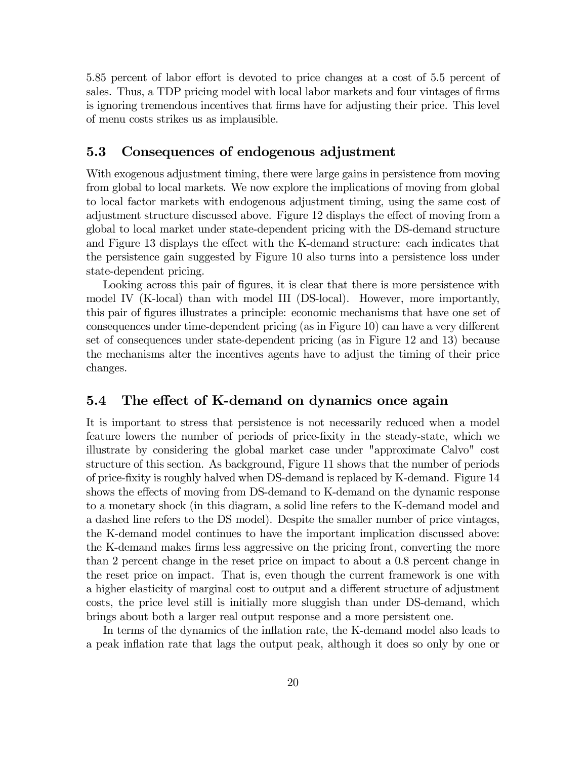5.85 percent of labor effort is devoted to price changes at a cost of 5.5 percent of sales. Thus, a TDP pricing model with local labor markets and four vintages of firms is ignoring tremendous incentives that firms have for adjusting their price. This level of menu costs strikes us as implausible.

## 5.3 Consequences of endogenous adjustment

With exogenous adjustment timing, there were large gains in persistence from moving from global to local markets. We now explore the implications of moving from global to local factor markets with endogenous adjustment timing, using the same cost of adjustment structure discussed above. Figure 12 displays the effect of moving from a global to local market under state-dependent pricing with the DS-demand structure and Figure 13 displays the effect with the K-demand structure: each indicates that the persistence gain suggested by Figure 10 also turns into a persistence loss under state-dependent pricing.

Looking across this pair of figures, it is clear that there is more persistence with model IV (K-local) than with model III (DS-local). However, more importantly, this pair of figures illustrates a principle: economic mechanisms that have one set of consequences under time-dependent pricing (as in Figure 10) can have a very different set of consequences under state-dependent pricing (as in Figure 12 and 13) because the mechanisms alter the incentives agents have to adjust the timing of their price changes.

## 5.4 The effect of K-demand on dynamics once again

It is important to stress that persistence is not necessarily reduced when a model feature lowers the number of periods of price-fixity in the steady-state, which we illustrate by considering the global market case under "approximate Calvo" cost structure of this section. As background, Figure 11 shows that the number of periods of price-fixity is roughly halved when DS-demand is replaced by K-demand. Figure 14 shows the effects of moving from DS-demand to K-demand on the dynamic response to a monetary shock (in this diagram, a solid line refers to the K-demand model and a dashed line refers to the DS model). Despite the smaller number of price vintages, the K-demand model continues to have the important implication discussed above: the K-demand makes firms less aggressive on the pricing front, converting the more than 2 percent change in the reset price on impact to about a 0.8 percent change in the reset price on impact. That is, even though the current framework is one with a higher elasticity of marginal cost to output and a different structure of adjustment costs, the price level still is initially more sluggish than under DS-demand, which brings about both a larger real output response and a more persistent one.

In terms of the dynamics of the inflation rate, the K-demand model also leads to a peak inflation rate that lags the output peak, although it does so only by one or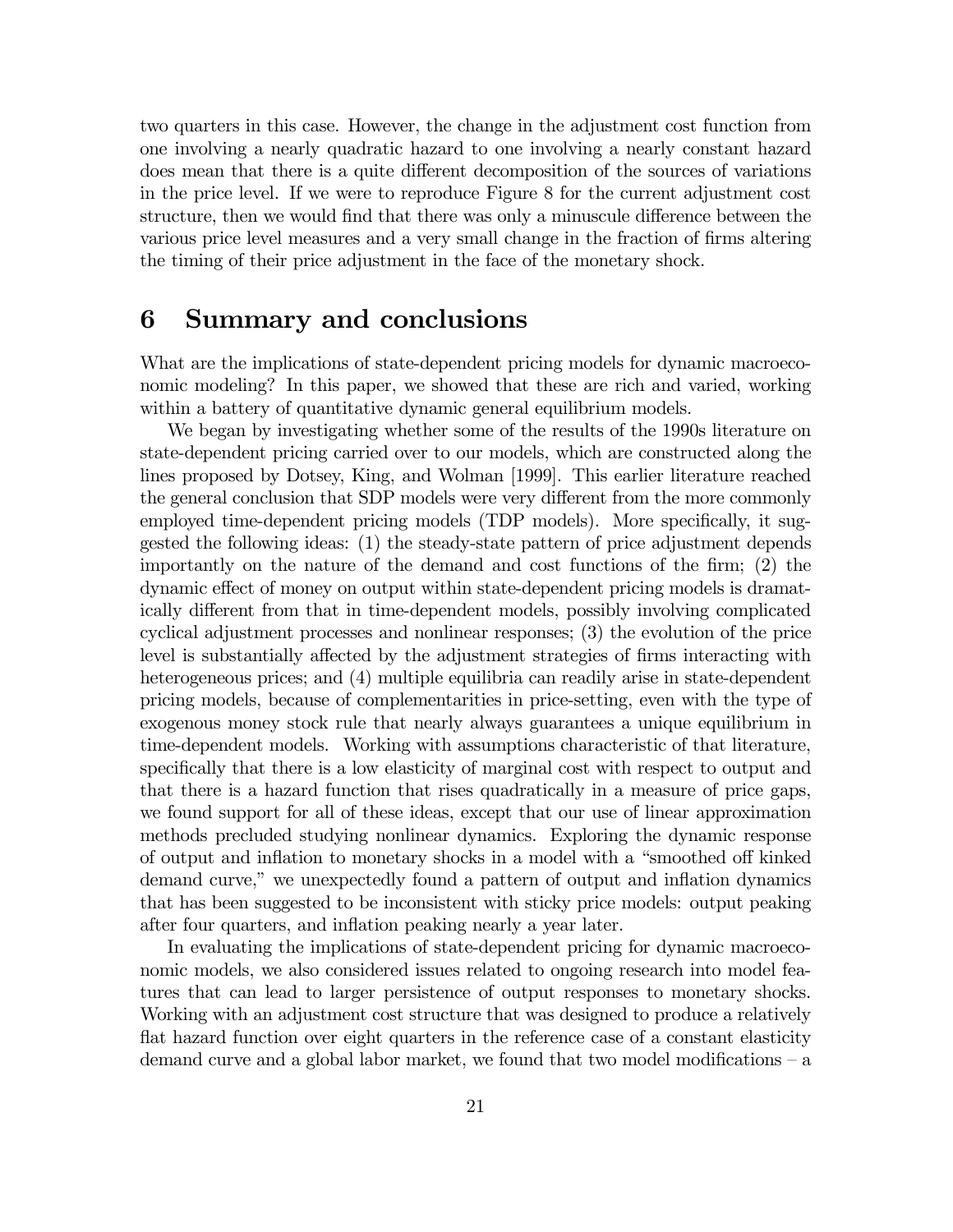two quarters in this case. However, the change in the adjustment cost function from one involving a nearly quadratic hazard to one involving a nearly constant hazard does mean that there is a quite different decomposition of the sources of variations in the price level. If we were to reproduce Figure 8 for the current adjustment cost structure, then we would find that there was only a minuscule difference between the various price level measures and a very small change in the fraction of firms altering the timing of their price adjustment in the face of the monetary shock.

# 6 Summary and conclusions

What are the implications of state-dependent pricing models for dynamic macroeconomic modeling? In this paper, we showed that these are rich and varied, working within a battery of quantitative dynamic general equilibrium models.

We began by investigating whether some of the results of the 1990s literature on state-dependent pricing carried over to our models, which are constructed along the lines proposed by Dotsey, King, and Wolman [1999]. This earlier literature reached the general conclusion that SDP models were very different from the more commonly employed time-dependent pricing models (TDP models). More specifically, it suggested the following ideas: (1) the steady-state pattern of price adjustment depends importantly on the nature of the demand and cost functions of the firm; (2) the dynamic effect of money on output within state-dependent pricing models is dramatically different from that in time-dependent models, possibly involving complicated cyclical adjustment processes and nonlinear responses; (3) the evolution of the price level is substantially affected by the adjustment strategies of firms interacting with heterogeneous prices; and (4) multiple equilibria can readily arise in state-dependent pricing models, because of complementarities in price-setting, even with the type of exogenous money stock rule that nearly always guarantees a unique equilibrium in time-dependent models. Working with assumptions characteristic of that literature, specifically that there is a low elasticity of marginal cost with respect to output and that there is a hazard function that rises quadratically in a measure of price gaps, we found support for all of these ideas, except that our use of linear approximation methods precluded studying nonlinear dynamics. Exploring the dynamic response of output and inflation to monetary shocks in a model with a "smoothed off kinked demand curve," we unexpectedly found a pattern of output and inflation dynamics that has been suggested to be inconsistent with sticky price models: output peaking after four quarters, and inflation peaking nearly a year later.

In evaluating the implications of state-dependent pricing for dynamic macroeconomic models, we also considered issues related to ongoing research into model features that can lead to larger persistence of output responses to monetary shocks. Working with an adjustment cost structure that was designed to produce a relatively flat hazard function over eight quarters in the reference case of a constant elasticity demand curve and a global labor market, we found that two model modifications – a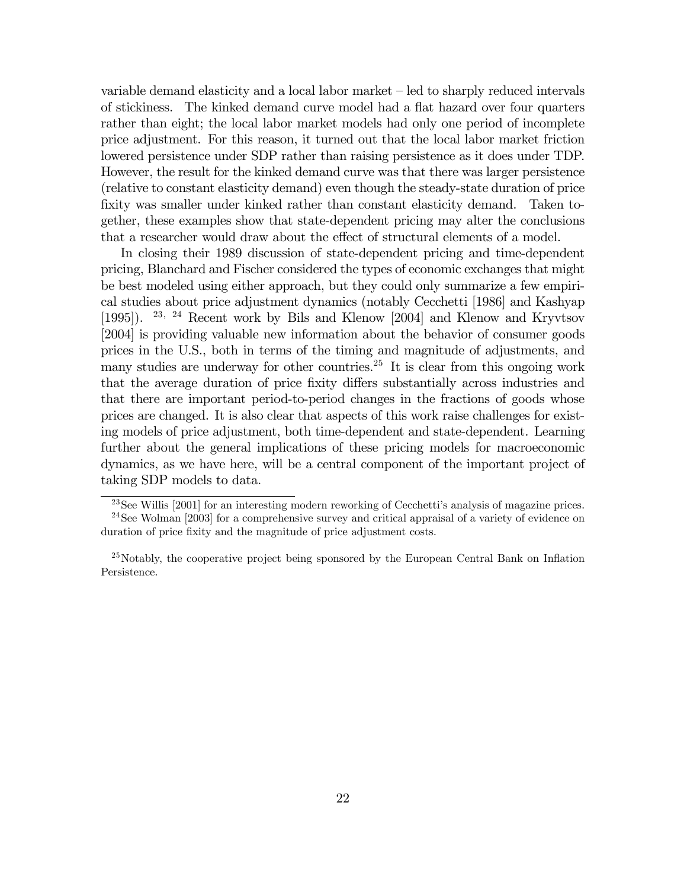variable demand elasticity and a local labor market – led to sharply reduced intervals of stickiness. The kinked demand curve model had a flat hazard over four quarters rather than eight; the local labor market models had only one period of incomplete price adjustment. For this reason, it turned out that the local labor market friction lowered persistence under SDP rather than raising persistence as it does under TDP. However, the result for the kinked demand curve was that there was larger persistence (relative to constant elasticity demand) even though the steady-state duration of price fixity was smaller under kinked rather than constant elasticity demand. Taken together, these examples show that state-dependent pricing may alter the conclusions that a researcher would draw about the effect of structural elements of a model.

In closing their 1989 discussion of state-dependent pricing and time-dependent pricing, Blanchard and Fischer considered the types of economic exchanges that might be best modeled using either approach, but they could only summarize a few empirical studies about price adjustment dynamics (notably Cecchetti [1986] and Kashyap [1995]). [23, 24] Recent work by Bils and Klenow [2004] and Klenow and Kryvtsov [2004] is providing valuable new information about the behavior of consumer goods prices in the U.S., both in terms of the timing and magnitude of adjustments, and many studies are underway for other countries.[25] It is clear from this ongoing work that the average duration of price fixity differs substantially across industries and that there are important period-to-period changes in the fractions of goods whose prices are changed. It is also clear that aspects of this work raise challenges for existing models of price adjustment, both time-dependent and state-dependent. Learning further about the general implications of these pricing models for macroeconomic dynamics, as we have here, will be a central component of the important project of taking SDP models to data.

[23] See Willis [2001] for an interesting modern reworking of Cecchetti's analysis of magazine prices.

[24] See Wolman [2003] for a comprehensive survey and critical appraisal of a variety of evidence on duration of price fixity and the magnitude of price adjustment costs.

[25] Notably, the cooperative project being sponsored by the European Central Bank on Inflation Persistence.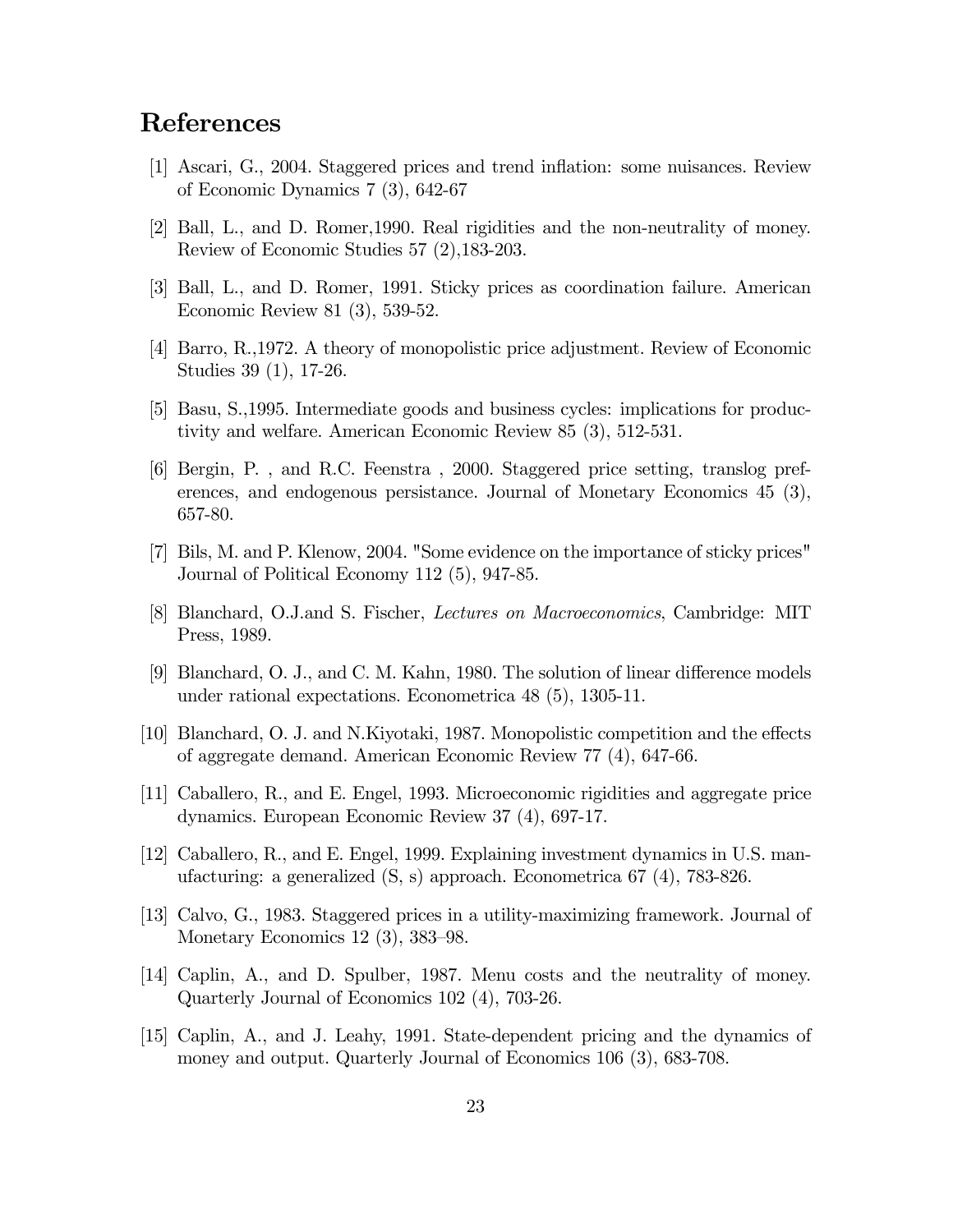## References

[1] Ascari, G., 2004. Staggered prices and trend inflation: some nuisances. Review of Economic Dynamics 7 (3), 642-67

[2] Ball, L., and D. Romer,1990. Real rigidities and the non-neutrality of money. Review of Economic Studies 57 (2),183-203.

[3] Ball, L., and D. Romer, 1991. Sticky prices as coordination failure. American Economic Review 81 (3), 539-52.

[4] Barro, R.,1972. A theory of monopolistic price adjustment. Review of Economic Studies 39 (1), 17-26.

[5] Basu, S.,1995. Intermediate goods and business cycles: implications for productivity and welfare. American Economic Review 85 (3), 512-531.

[6] Bergin, P. , and R.C. Feenstra , 2000. Staggered price setting, translog preferences, and endogenous persistance. Journal of Monetary Economics 45 (3), 657-80.

[7] Bils, M. and P. Klenow, 2004. "Some evidence on the importance of sticky prices" Journal of Political Economy 112 (5), 947-85.

[8] Blanchard, O.J.and S. Fischer, *Lectures on Macroeconomics*, Cambridge: MIT Press, 1989.

[9] Blanchard, O. J., and C. M. Kahn, 1980. The solution of linear difference models under rational expectations. Econometrica 48 (5), 1305-11.

[10] Blanchard, O. J. and N.Kiyotaki, 1987. Monopolistic competition and the effects of aggregate demand. American Economic Review 77 (4), 647-66.

[11] Caballero, R., and E. Engel, 1993. Microeconomic rigidities and aggregate price dynamics. European Economic Review 37 (4), 697-17.

[12] Caballero, R., and E. Engel, 1999. Explaining investment dynamics in U.S. manufacturing: a generalized (S, s) approach. Econometrica 67 (4), 783-826.

[13] Calvo, G., 1983. Staggered prices in a utility-maximizing framework. Journal of Monetary Economics 12 (3), 383–98.

[14] Caplin, A., and D. Spulber, 1987. Menu costs and the neutrality of money. Quarterly Journal of Economics 102 (4), 703-26.

[15] Caplin, A., and J. Leahy, 1991. State-dependent pricing and the dynamics of money and output. Quarterly Journal of Economics 106 (3), 683-708.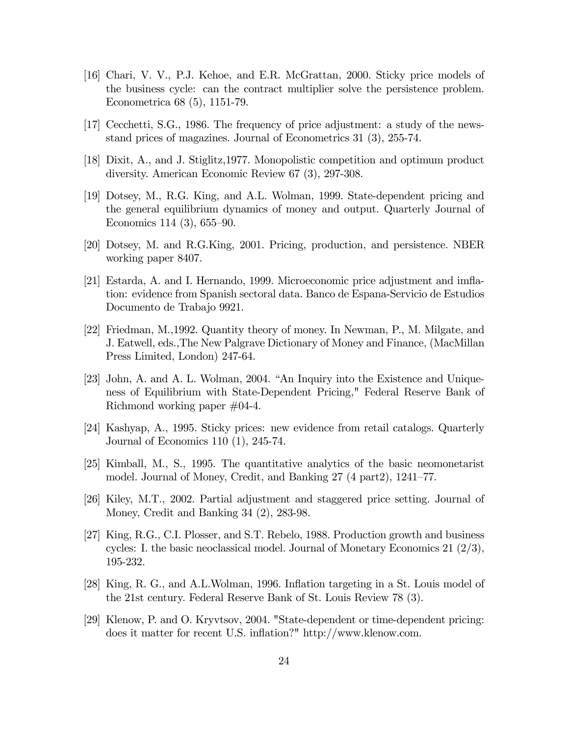[16] Chari, V. V., P.J. Kehoe, and E.R. McGrattan, 2000. Sticky price models of the business cycle: can the contract multiplier solve the persistence problem. Econometrica 68 (5), 1151-79.

[17] Cecchetti, S.G., 1986. The frequency of price adjustment: a study of the newsstand prices of magazines. Journal of Econometrics 31 (3), 255-74.

[18] Dixit, A., and J. Stiglitz,1977. Monopolistic competition and optimum product diversity. American Economic Review 67 (3), 297-308.

[19] Dotsey, M., R.G. King, and A.L. Wolman, 1999. State-dependent pricing and the general equilibrium dynamics of money and output. Quarterly Journal of Economics 114 (3), 655–90.

[20] Dotsey, M. and R.G.King, 2001. Pricing, production, and persistence. NBER working paper 8407.

[21] Estarda, A. and I. Hernando, 1999. Microeconomic price adjustment and imflation: evidence from Spanish sectoral data. Banco de Espana-Servicio de Estudios Documento de Trabajo 9921.

[22] Friedman, M.,1992. Quantity theory of money. In Newman, P., M. Milgate, and J. Eatwell, eds.,The New Palgrave Dictionary of Money and Finance, (MacMillan Press Limited, London) 247-64.

[23] John, A. and A. L. Wolman, 2004. "An Inquiry into the Existence and Uniqueness of Equilibrium with State-Dependent Pricing," Federal Reserve Bank of Richmond working paper #04-4.

[24] Kashyap, A., 1995. Sticky prices: new evidence from retail catalogs. Quarterly Journal of Economics 110 (1), 245-74.

[25] Kimball, M., S., 1995. The quantitative analytics of the basic neomonetarist model. Journal of Money, Credit, and Banking 27 (4 part2), 1241–77.

[26] Kiley, M.T., 2002. Partial adjustment and staggered price setting. Journal of Money, Credit and Banking 34 (2), 283-98.

[27] King, R.G., C.I. Plosser, and S.T. Rebelo, 1988. Production growth and business cycles: I. the basic neoclassical model. Journal of Monetary Economics 21 (2/3), 195-232.

[28] King, R. G., and A.L.Wolman, 1996. Inflation targeting in a St. Louis model of the 21st century. Federal Reserve Bank of St. Louis Review 78 (3).

[29] Klenow, P. and O. Kryvtsov, 2004. "State-dependent or time-dependent pricing: does it matter for recent U.S. inflation?" http://www.klenow.com.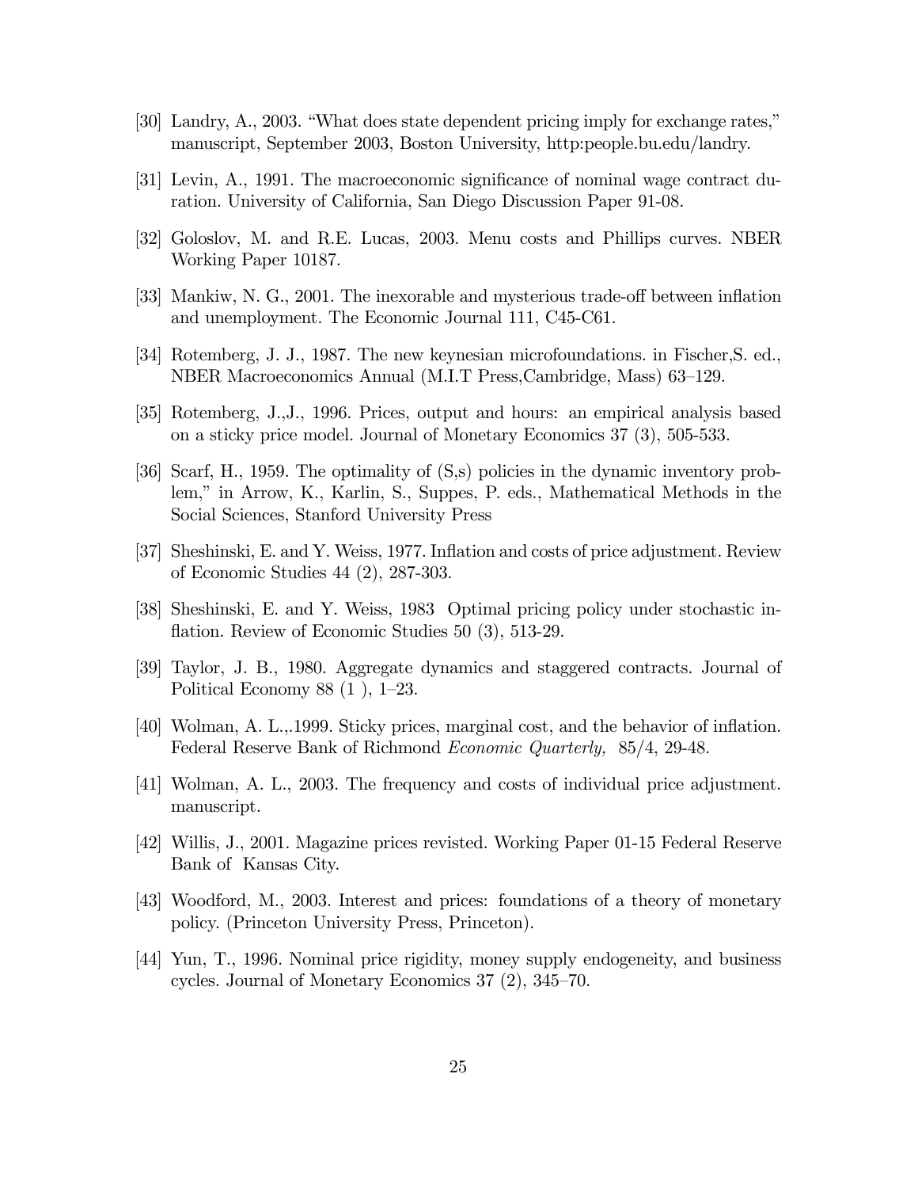[30] Landry, A., 2003. "What does state dependent pricing imply for exchange rates," manuscript, September 2003, Boston University, http:people.bu.edu/landry.

[31] Levin, A., 1991. The macroeconomic significance of nominal wage contract duration. University of California, San Diego Discussion Paper 91-08.

[32] Goloslov, M. and R.E. Lucas, 2003. Menu costs and Phillips curves. NBER Working Paper 10187.

[33] Mankiw, N. G., 2001. The inexorable and mysterious trade-off between inflation and unemployment. The Economic Journal 111, C45-C61.

[34] Rotemberg, J. J., 1987. The new keynesian microfoundations. in Fischer,S. ed., NBER Macroeconomics Annual (M.I.T Press,Cambridge, Mass) 63–129.

[35] Rotemberg, J.,J., 1996. Prices, output and hours: an empirical analysis based on a sticky price model. Journal of Monetary Economics 37 (3), 505-533.

[36] Scarf, H., 1959. The optimality of (S,s) policies in the dynamic inventory problem," in Arrow, K., Karlin, S., Suppes, P. eds., Mathematical Methods in the Social Sciences, Stanford University Press

[37] Sheshinski, E. and Y. Weiss, 1977. Inflation and costs of price adjustment. Review of Economic Studies 44 (2), 287-303.

[38] Sheshinski, E. and Y. Weiss, 1983 Optimal pricing policy under stochastic inflation. Review of Economic Studies 50 (3), 513-29.

[39] Taylor, J. B., 1980. Aggregate dynamics and staggered contracts. Journal of Political Economy 88 (1 ), 1–23.

[40] Wolman, A. L.,.1999. Sticky prices, marginal cost, and the behavior of inflation. Federal Reserve Bank of Richmond *Economic Quarterly,* 85/4, 29-48.

[41] Wolman, A. L., 2003. The frequency and costs of individual price adjustment. manuscript.

[42] Willis, J., 2001. Magazine prices revisted. Working Paper 01-15 Federal Reserve Bank of Kansas City.

[43] Woodford, M., 2003. Interest and prices: foundations of a theory of monetary policy. (Princeton University Press, Princeton).

[44] Yun, T., 1996. Nominal price rigidity, money supply endogeneity, and business cycles. Journal of Monetary Economics 37 (2), 345–70.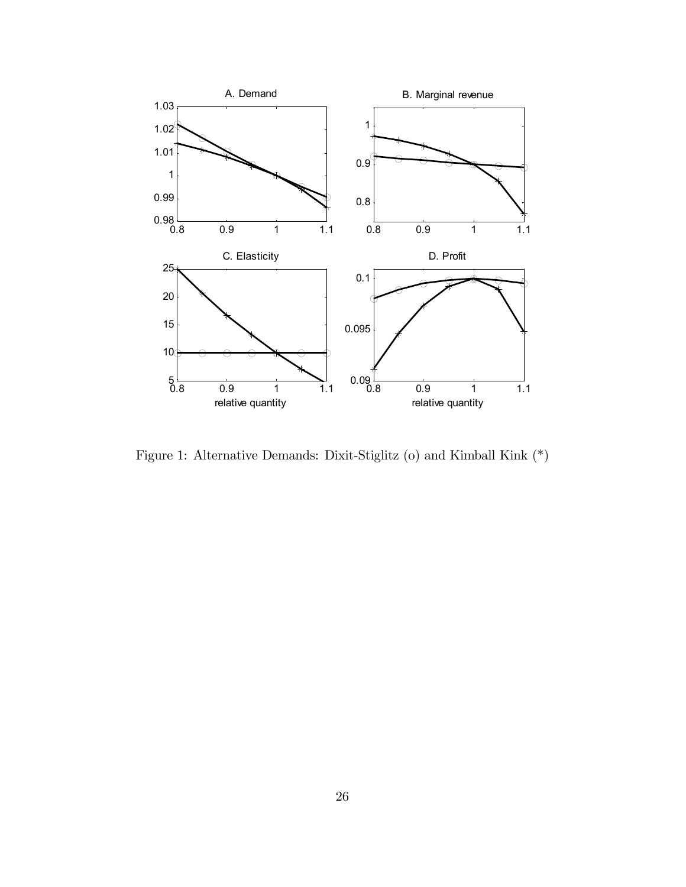Figure 1: Alternative Demands: Dixit-Stiglitz (o) and Kimball Kink (*)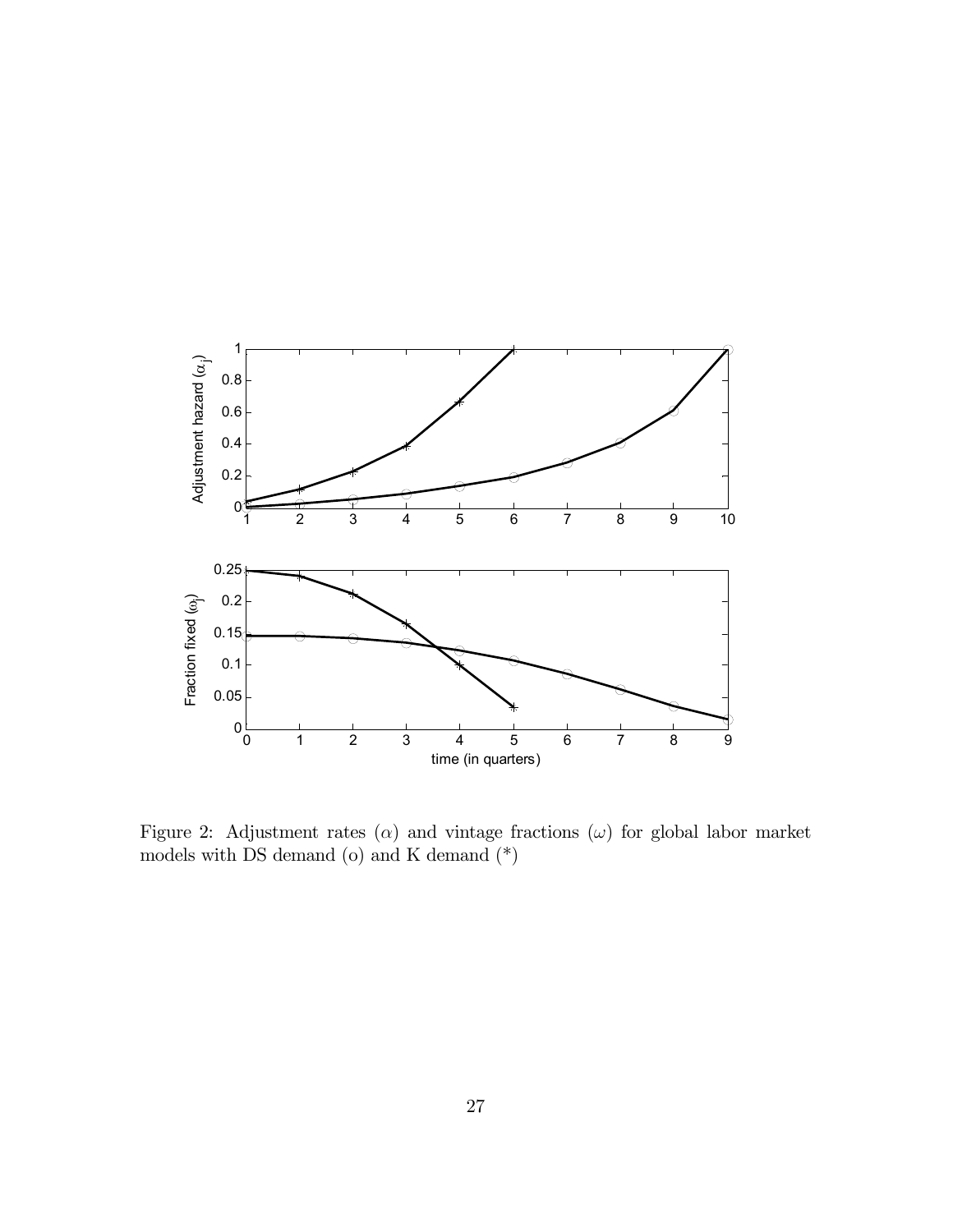Figure 2: Adjustment rates ($\alpha$) and vintage fractions ($\omega$) for global labor market models with DS demand (o) and K demand (*)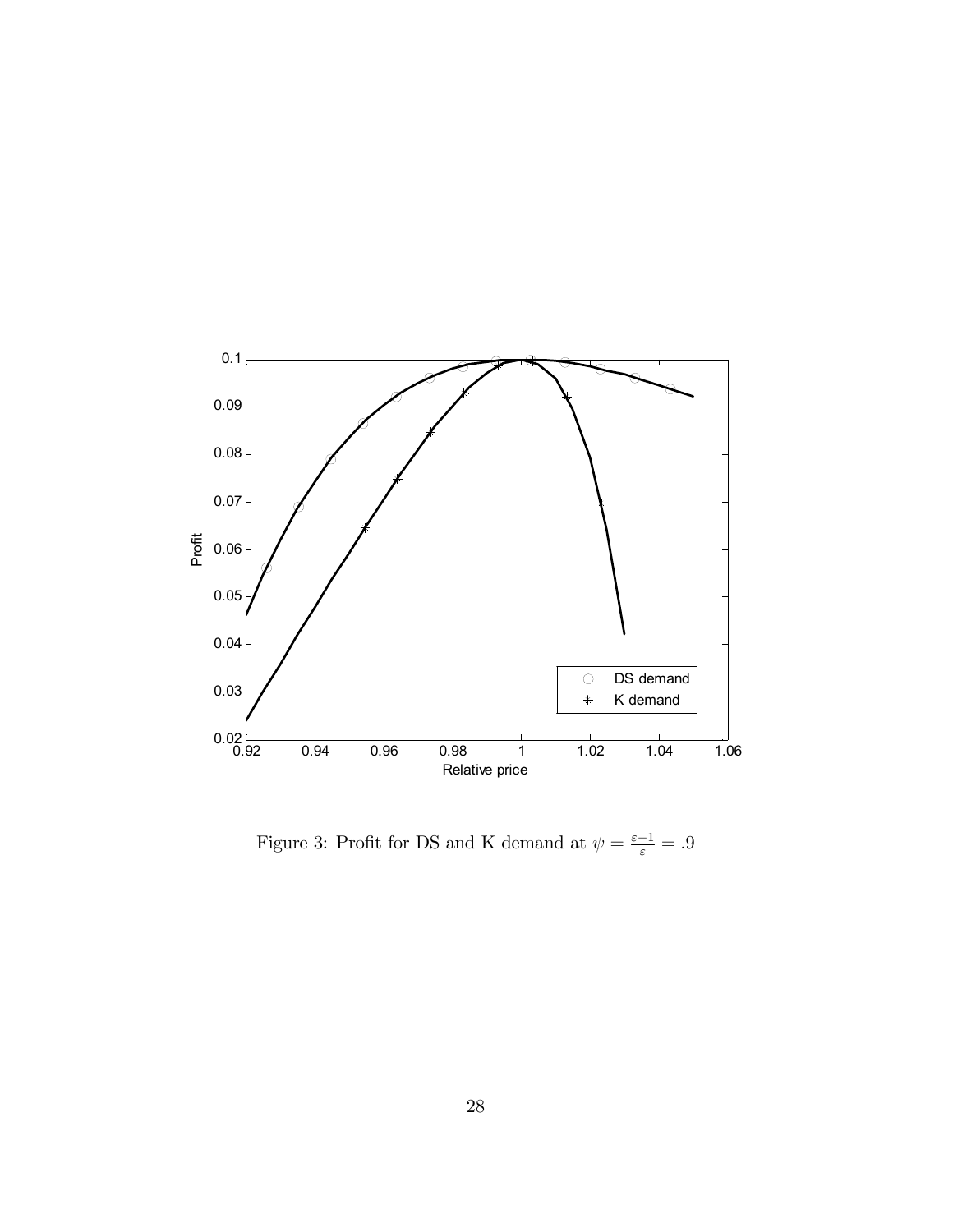Figure 3: Profit for DS and K demand at $\psi = \frac{\varepsilon - 1}{\varepsilon} = .9$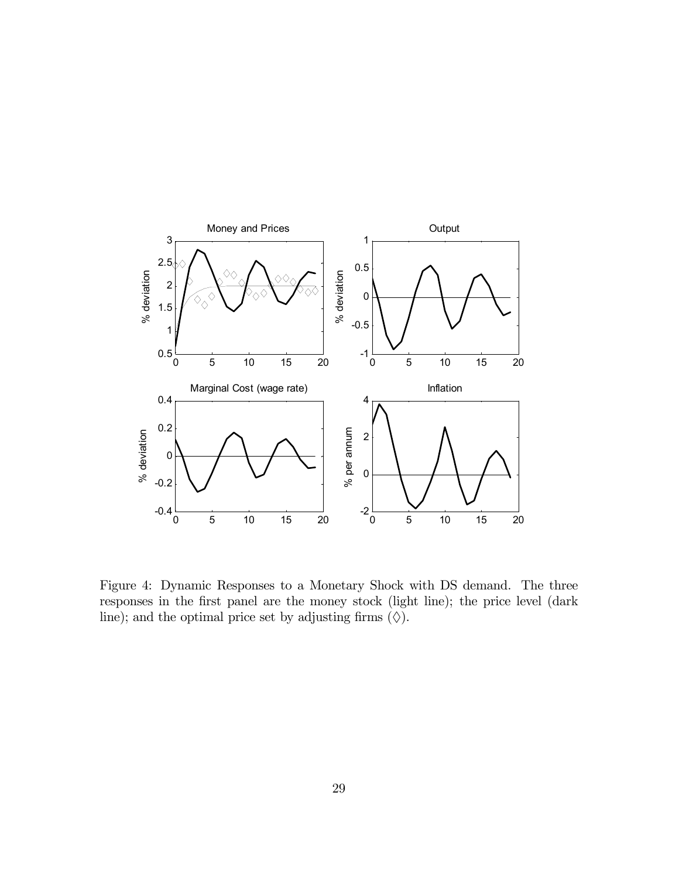Figure 4: Dynamic Responses to a Monetary Shock with DS demand. The three responses in the first panel are the money stock (light line); the price level (dark line); and the optimal price set by adjusting firms ($\Diamond$).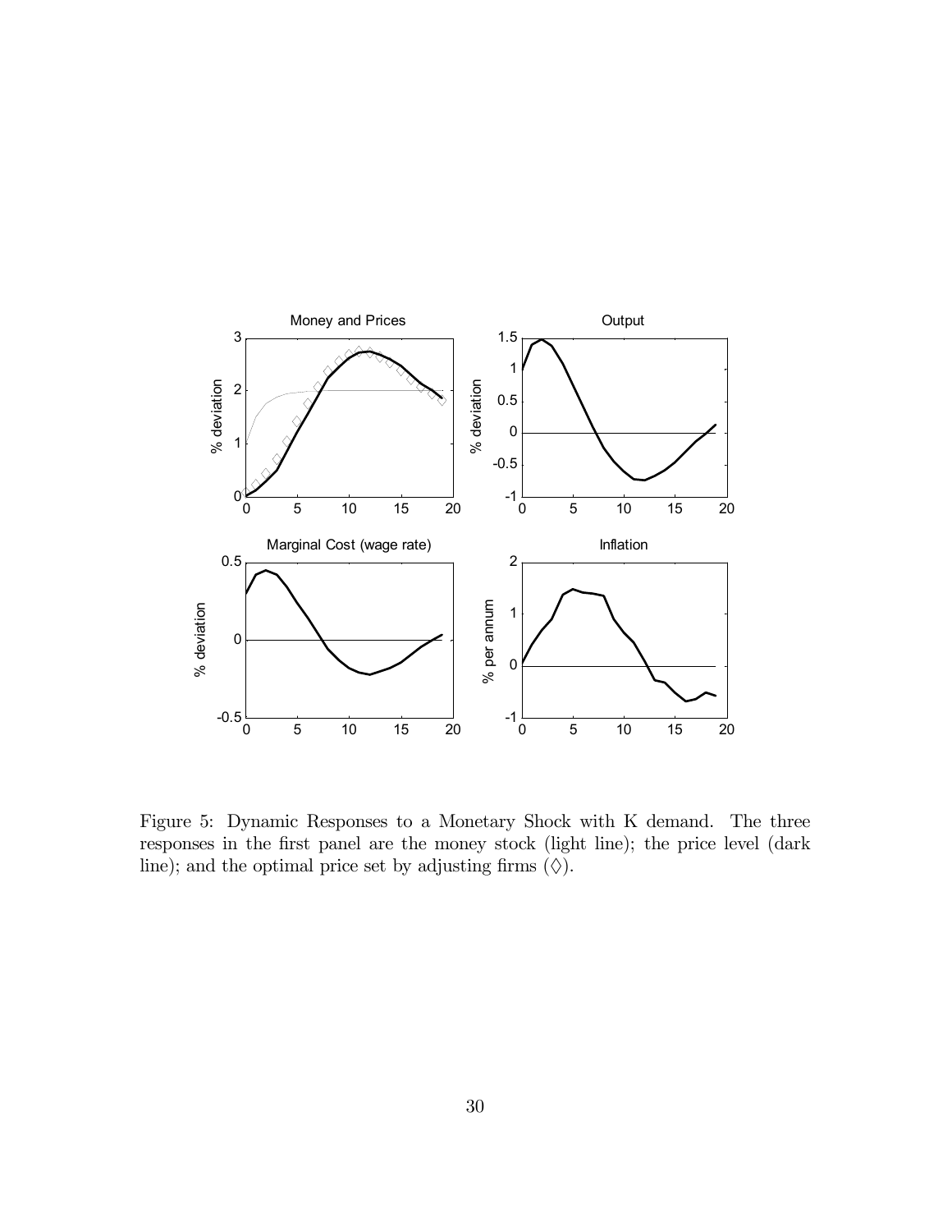Figure 5: Dynamic Responses to a Monetary Shock with K demand. The three responses in the first panel are the money stock (light line); the price level (dark line); and the optimal price set by adjusting firms (◊).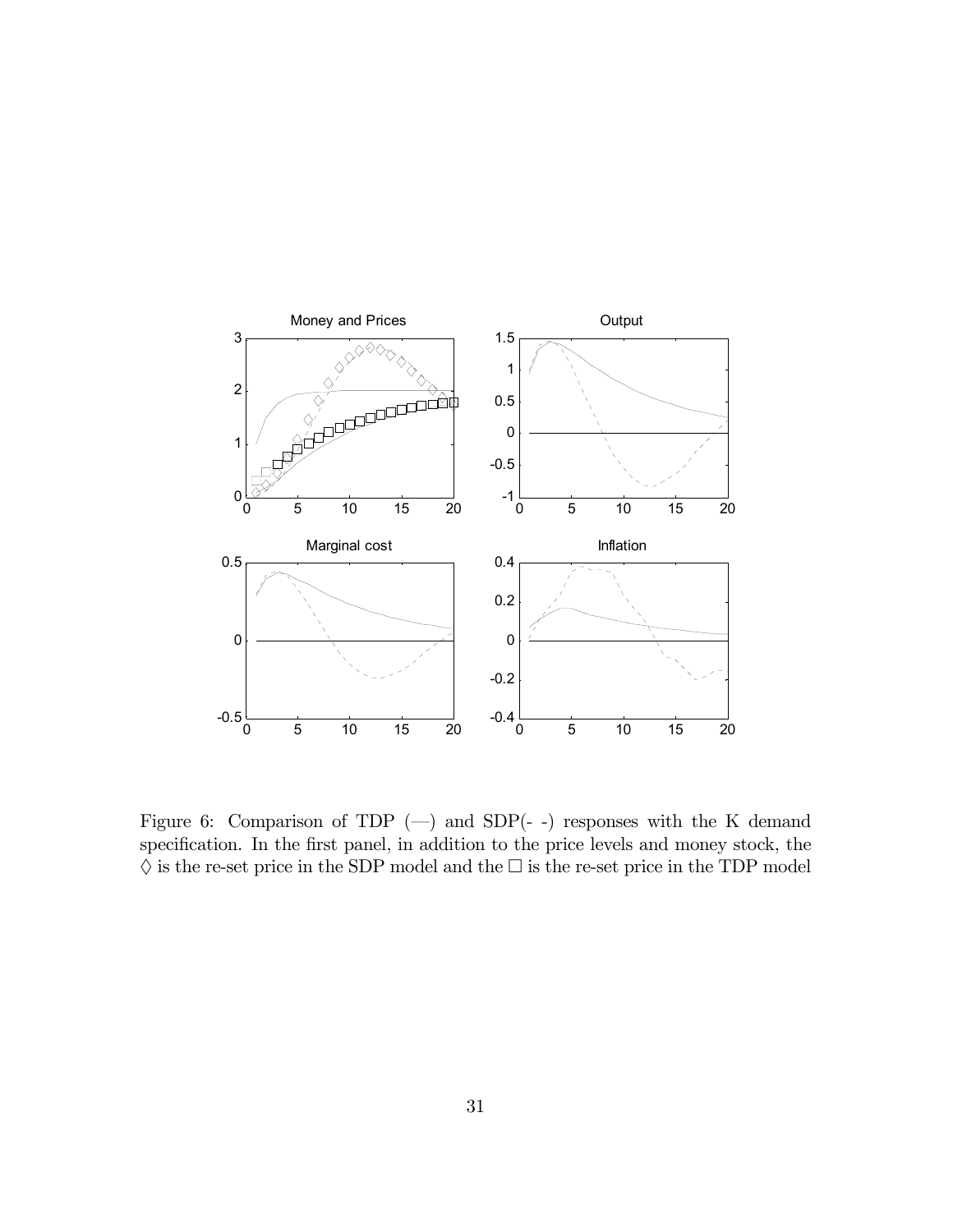Figure 6: Comparison of TDP (—) and SDP(- -) responses with the K demand specification. In the first panel, in addition to the price levels and money stock, the $\Diamond$ is the re-set price in the SDP model and the $\Box$ is the re-set price in the TDP model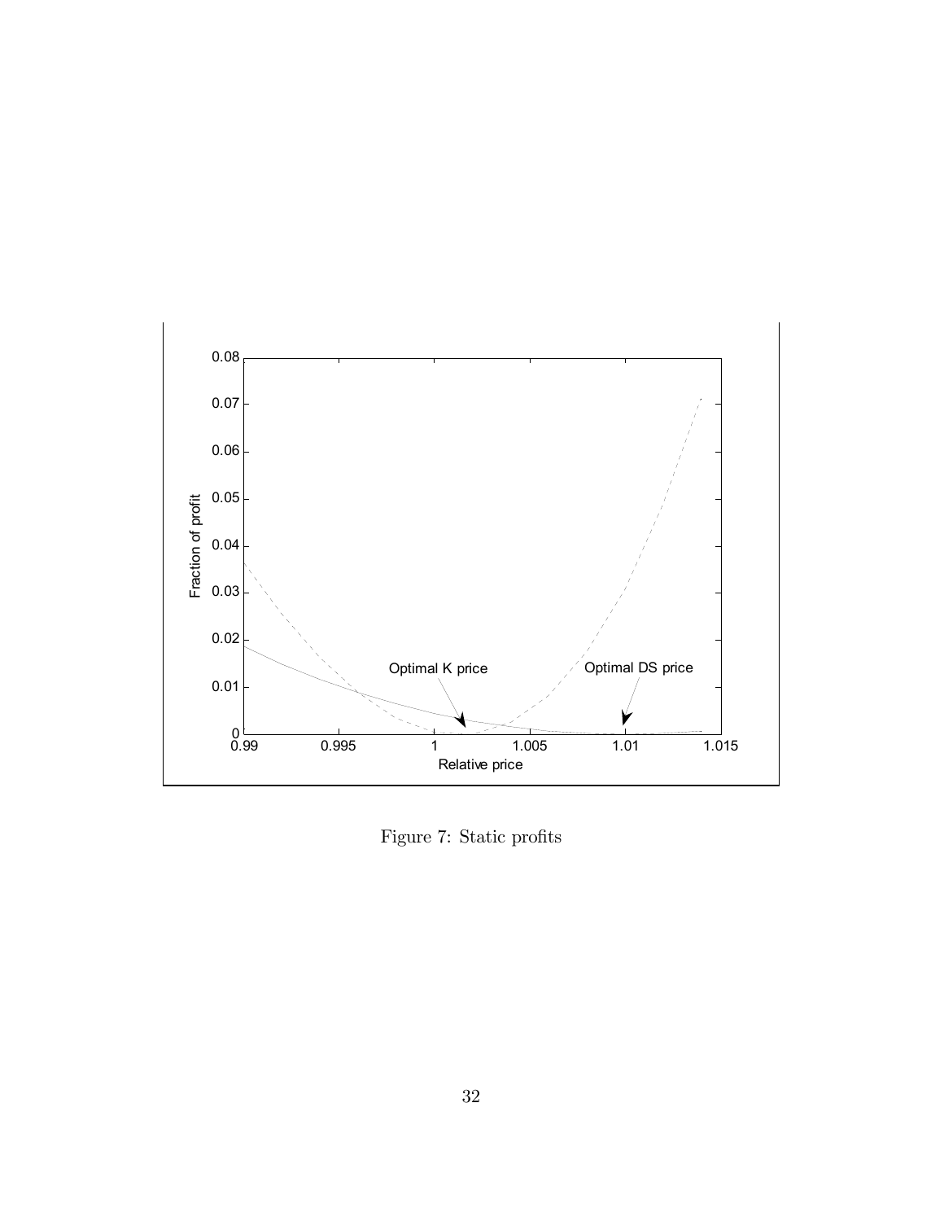Figure 7: Static profits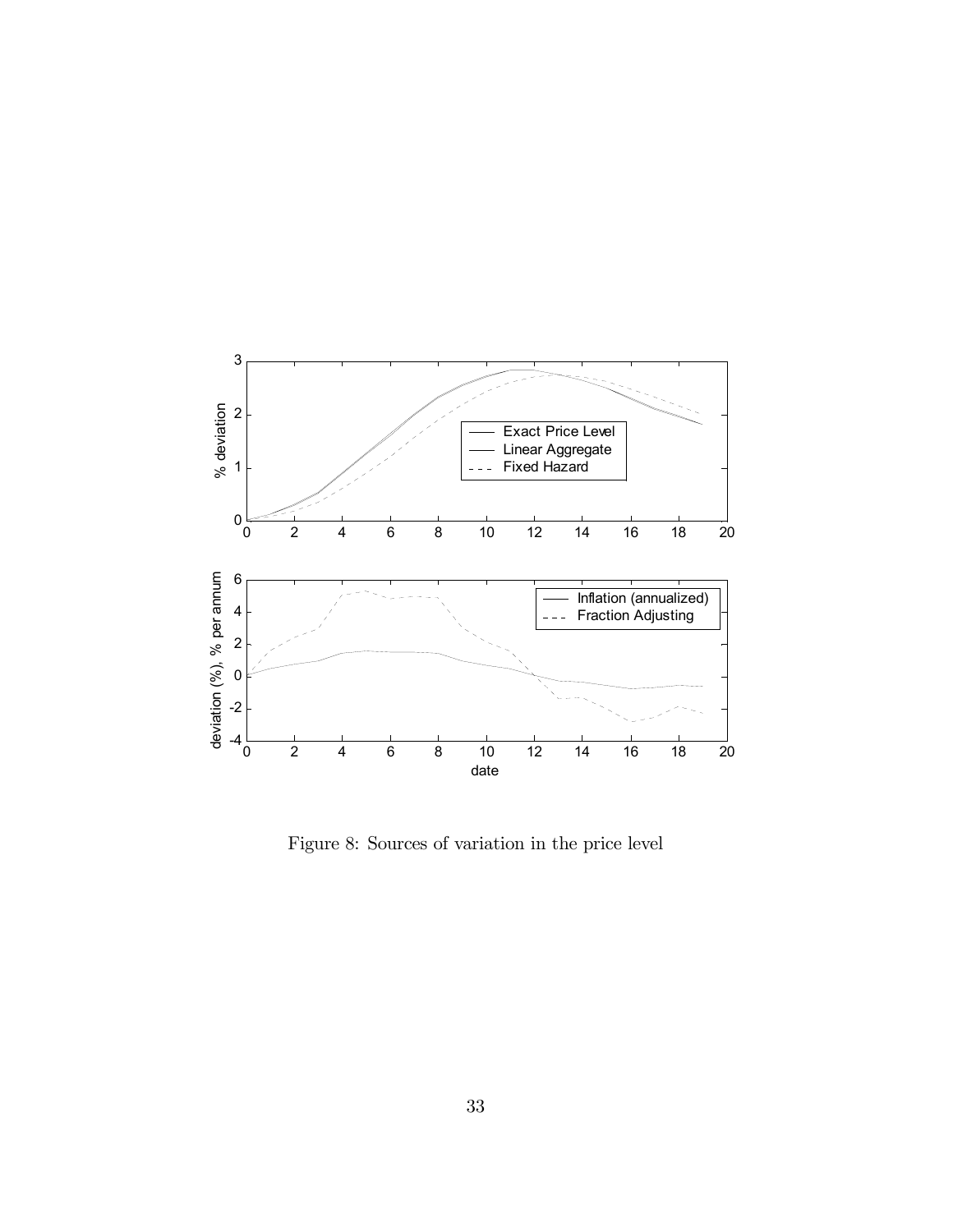Figure 8: Sources of variation in the price level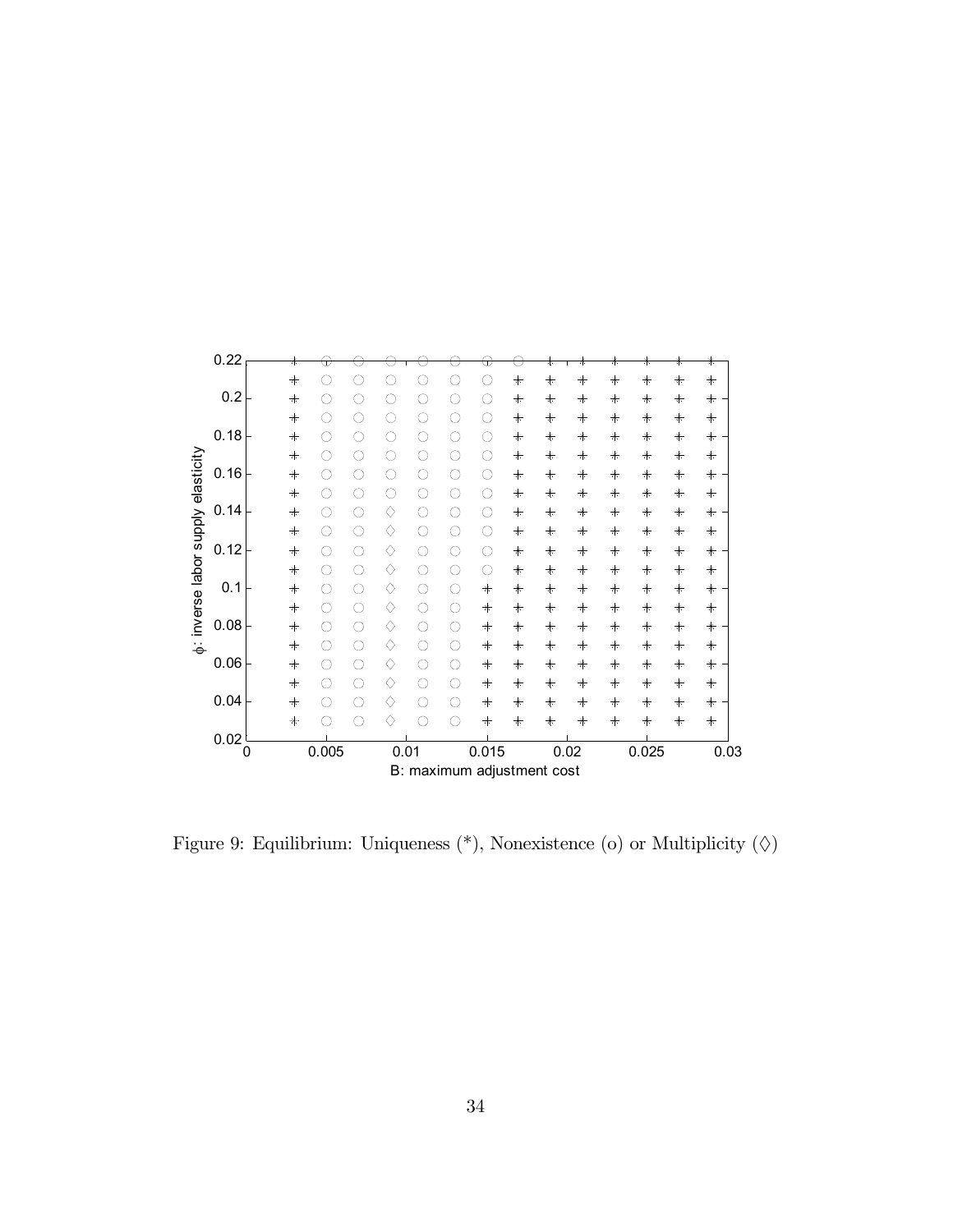Figure 9: Equilibrium: Uniqueness (*), Nonexistence (o) or Multiplicity ($\Diamond$)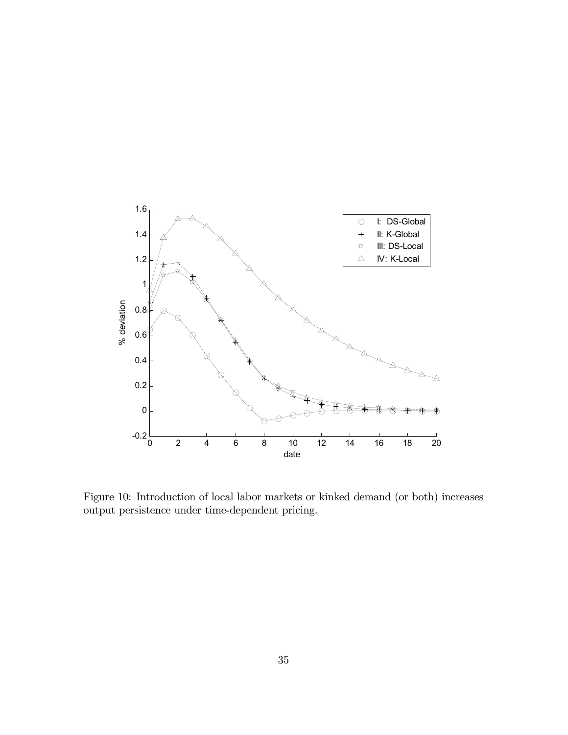Figure 10: Introduction of local labor markets or kinked demand (or both) increases output persistence under time-dependent pricing.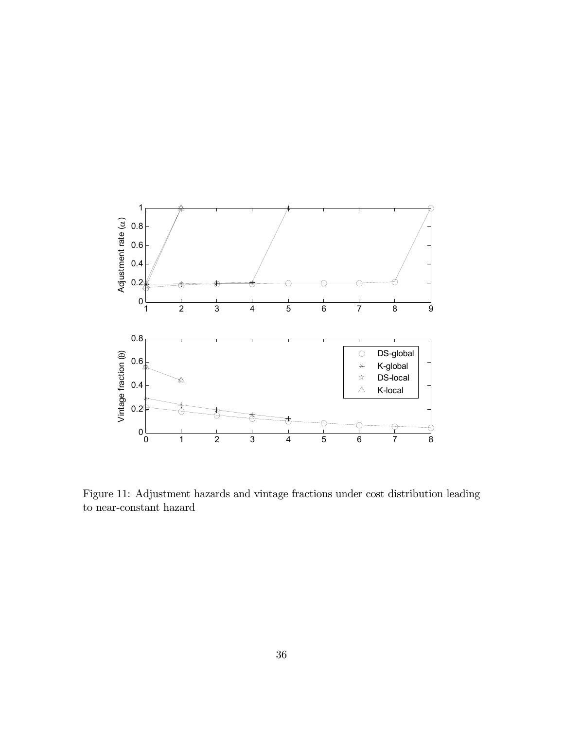Figure 11: Adjustment hazards and vintage fractions under cost distribution leading to near-constant hazard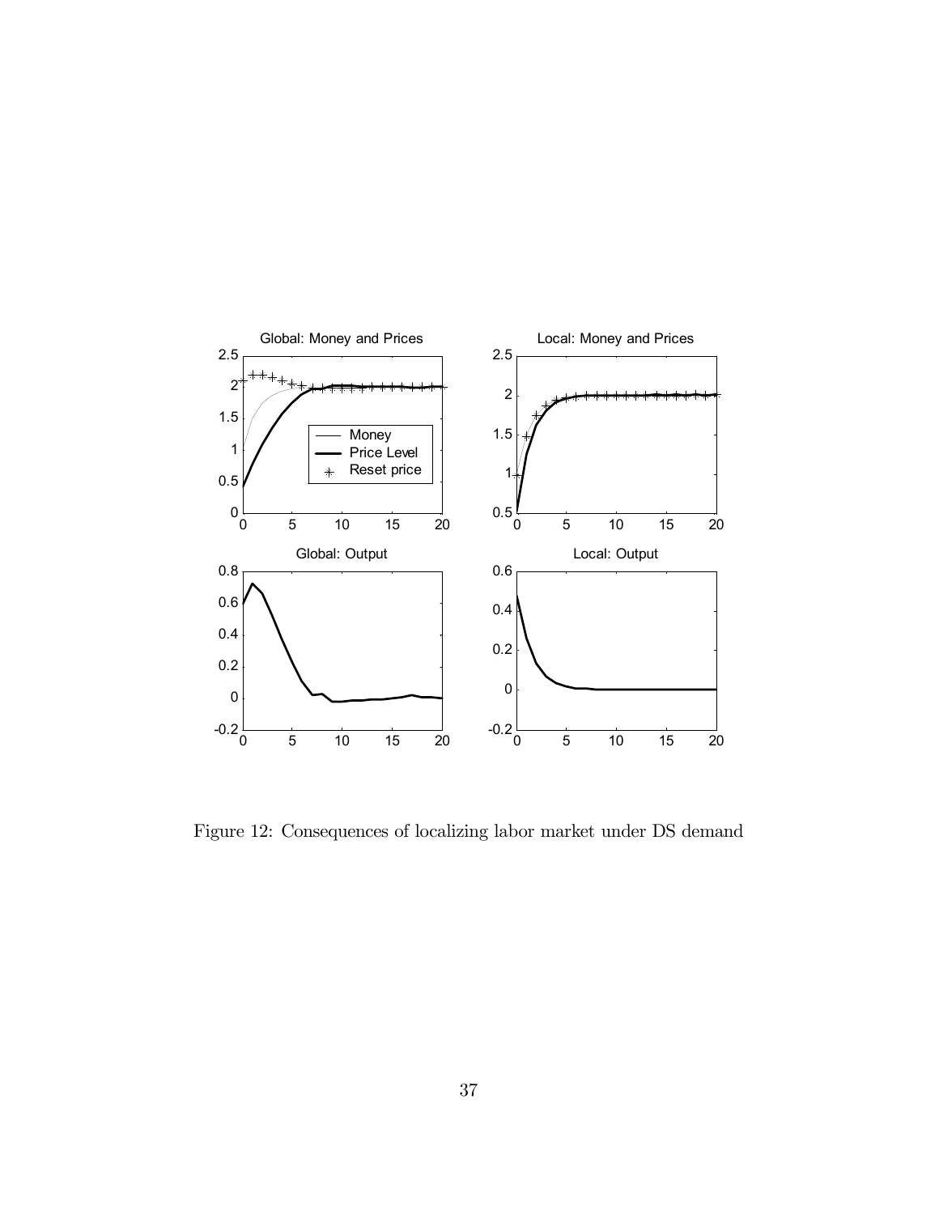Figure 12: Consequences of localizing labor market under DS demand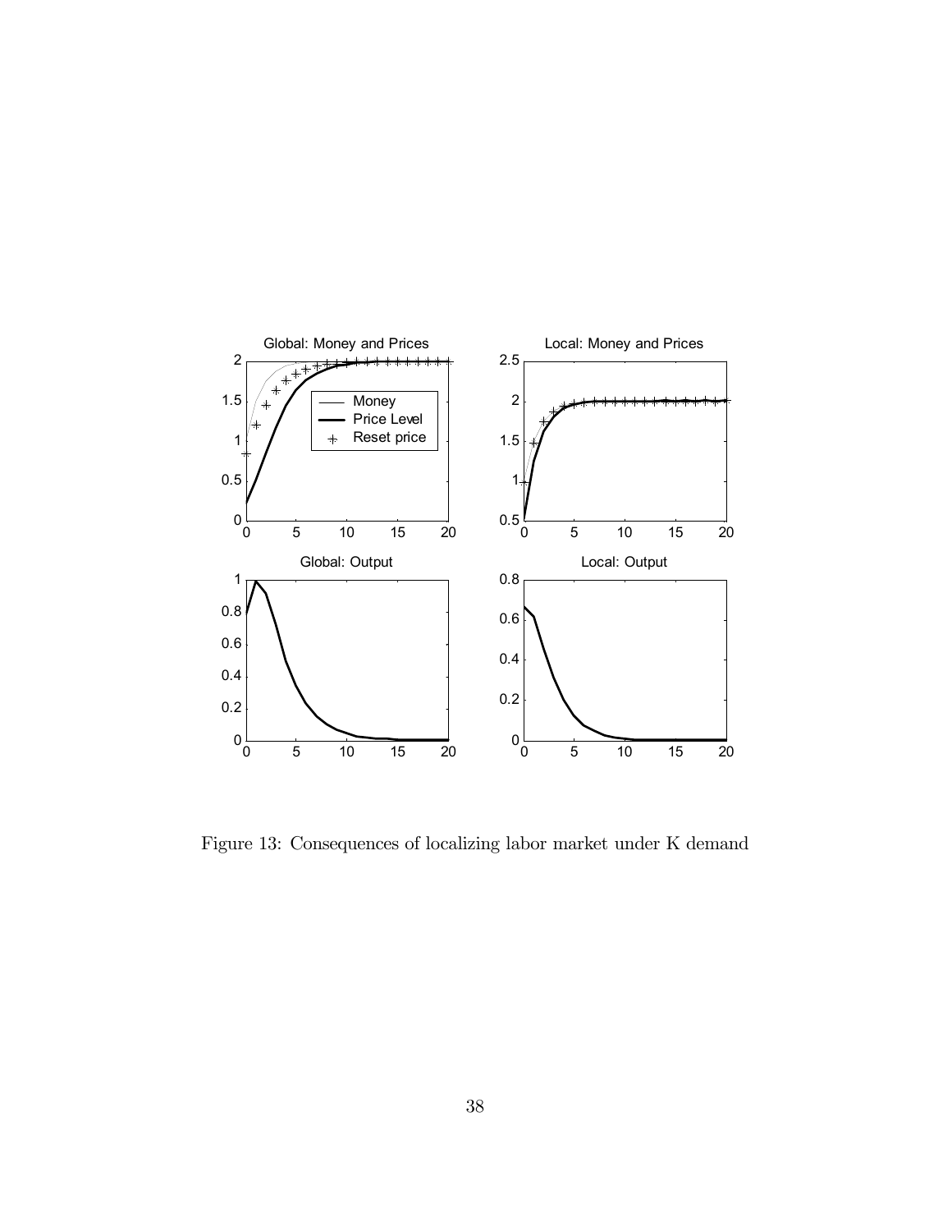Figure 13: Consequences of localizing labor market under K demand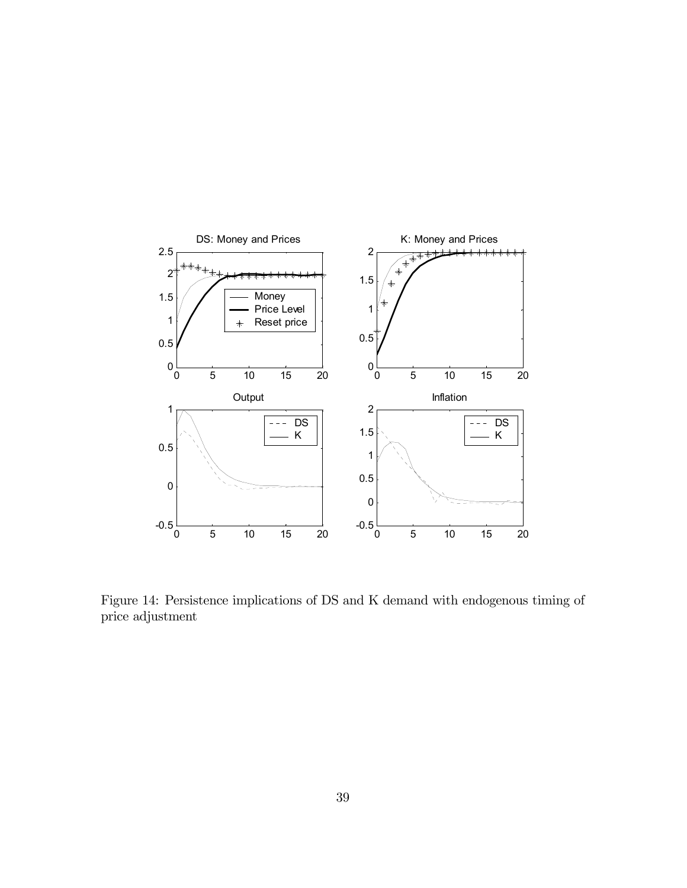Figure 14: Persistence implications of DS and K demand with endogenous timing of price adjustment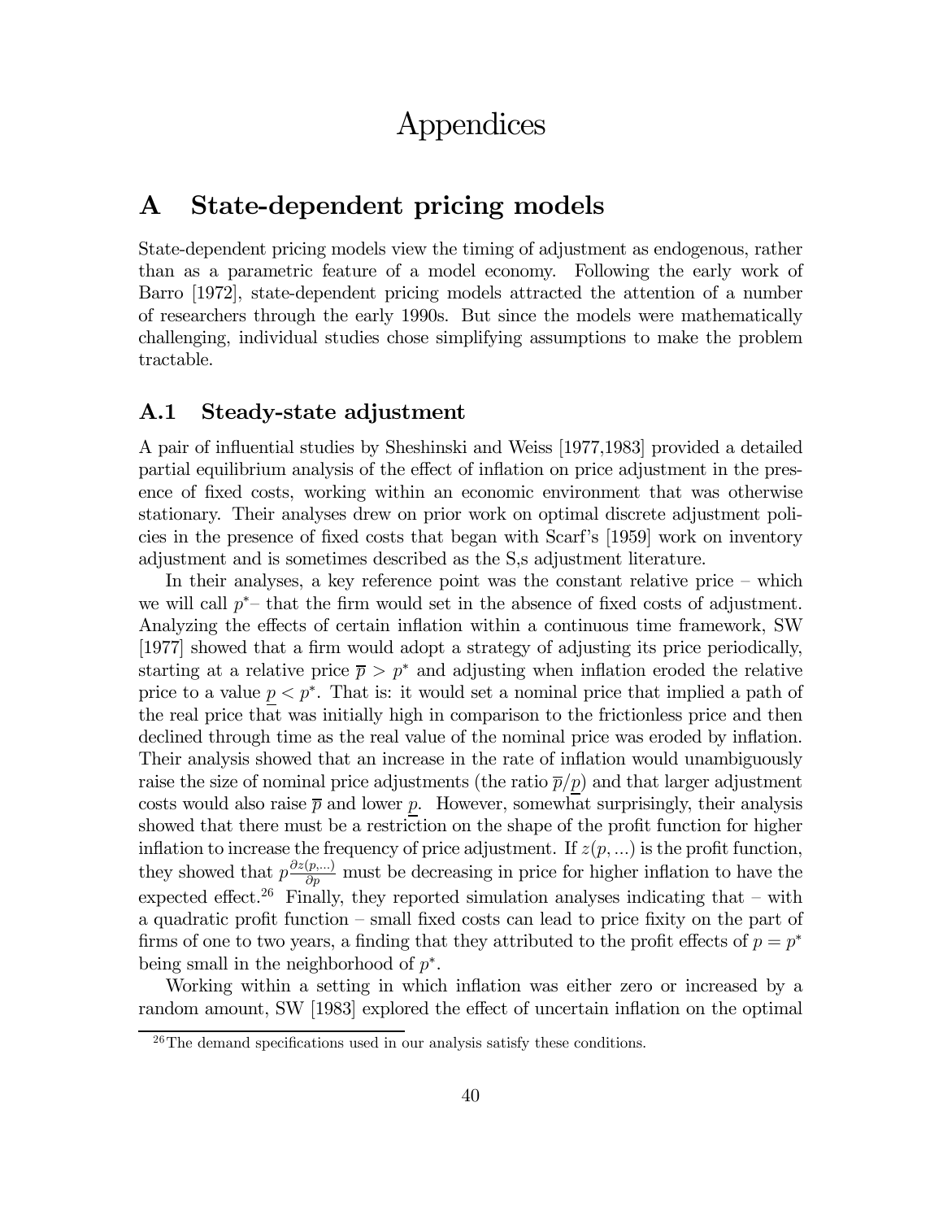# Appendices

## A State-dependent pricing models

State-dependent pricing models view the timing of adjustment as endogenous, rather than as a parametric feature of a model economy. Following the early work of Barro [1972], state-dependent pricing models attracted the attention of a number of researchers through the early 1990s. But since the models were mathematically challenging, individual studies chose simplifying assumptions to make the problem tractable.

### A.1 Steady-state adjustment

A pair of influential studies by Sheshinski and Weiss [1977,1983] provided a detailed partial equilibrium analysis of the effect of inflation on price adjustment in the presence of fixed costs, working within an economic environment that was otherwise stationary. Their analyses drew on prior work on optimal discrete adjustment policies in the presence of fixed costs that began with Scarf's [1959] work on inventory adjustment and is sometimes described as the S,s adjustment literature.

In their analyses, a key reference point was the constant relative price – which we will call $p^*$– that the firm would set in the absence of fixed costs of adjustment. Analyzing the effects of certain inflation within a continuous time framework, SW [1977] showed that a firm would adopt a strategy of adjusting its price periodically, starting at a relative price $\overline{p} > p^*$ and adjusting when inflation eroded the relative price to a value $\underline{p} < p^*$. That is: it would set a nominal price that implied a path of the real price that was initially high in comparison to the frictionless price and then declined through time as the real value of the nominal price was eroded by inflation. Their analysis showed that an increase in the rate of inflation would unambiguously raise the size of nominal price adjustments (the ratio $\overline{p}/\underline{p}$) and that larger adjustment costs would also raise $\overline{p}$ and lower $\underline{p}$. However, somewhat surprisingly, their analysis showed that there must be a restriction on the shape of the profit function for higher inflation to increase the frequency of price adjustment. If $z(p, ...)$ is the profit function, they showed that $p\frac{\partial z(p,...)}{\partial p}$ must be decreasing in price for higher inflation to have the expected effect.[26] Finally, they reported simulation analyses indicating that – with a quadratic profit function – small fixed costs can lead to price fixity on the part of firms of one to two years, a finding that they attributed to the profit effects of $p = p^*$ being small in the neighborhood of $p^*$.

Working within a setting in which inflation was either zero or increased by a random amount, SW [1983] explored the effect of uncertain inflation on the optimal

[26] The demand specifications used in our analysis satisfy these conditions.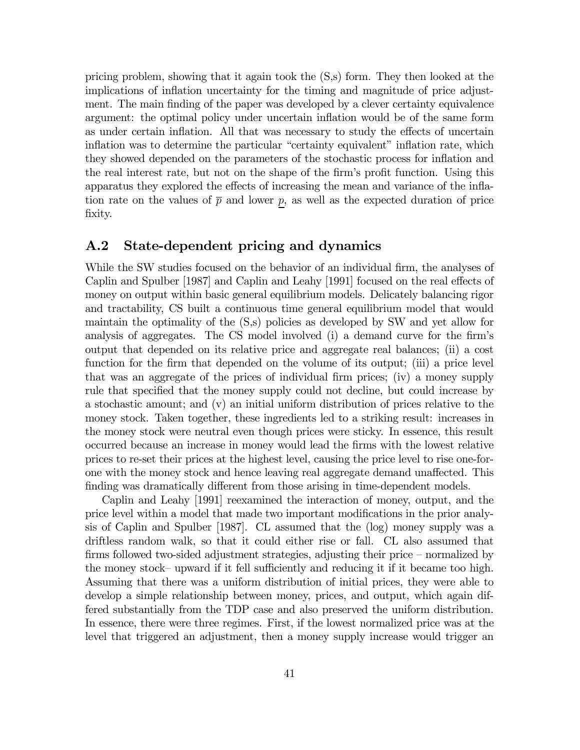pricing problem, showing that it again took the (S,s) form. They then looked at the implications of inflation uncertainty for the timing and magnitude of price adjustment. The main finding of the paper was developed by a clever certainty equivalence argument: the optimal policy under uncertain inflation would be of the same form as under certain inflation. All that was necessary to study the effects of uncertain inflation was to determine the particular "certainty equivalent" inflation rate, which they showed depended on the parameters of the stochastic process for inflation and the real interest rate, but not on the shape of the firm's profit function. Using this apparatus they explored the effects of increasing the mean and variance of the inflation rate on the values of $\overline{p}$ and lower $\underline{p}$, as well as the expected duration of price fixity.

## A.2 State-dependent pricing and dynamics

While the SW studies focused on the behavior of an individual firm, the analyses of Caplin and Spulber [1987] and Caplin and Leahy [1991] focused on the real effects of money on output within basic general equilibrium models. Delicately balancing rigor and tractability, CS built a continuous time general equilibrium model that would maintain the optimality of the (S,s) policies as developed by SW and yet allow for analysis of aggregates. The CS model involved (i) a demand curve for the firm's output that depended on its relative price and aggregate real balances; (ii) a cost function for the firm that depended on the volume of its output; (iii) a price level that was an aggregate of the prices of individual firm prices; (iv) a money supply rule that specified that the money supply could not decline, but could increase by a stochastic amount; and (v) an initial uniform distribution of prices relative to the money stock. Taken together, these ingredients led to a striking result: increases in the money stock were neutral even though prices were sticky. In essence, this result occurred because an increase in money would lead the firms with the lowest relative prices to re-set their prices at the highest level, causing the price level to rise one-for-one with the money stock and hence leaving real aggregate demand unaffected. This finding was dramatically different from those arising in time-dependent models.

Caplin and Leahy [1991] reexamined the interaction of money, output, and the price level within a model that made two important modifications in the prior analysis of Caplin and Spulber [1987]. CL assumed that the (log) money supply was a driftless random walk, so that it could either rise or fall. CL also assumed that firms followed two-sided adjustment strategies, adjusting their price – normalized by the money stock– upward if it fell sufficiently and reducing it if it became too high. Assuming that there was a uniform distribution of initial prices, they were able to develop a simple relationship between money, prices, and output, which again differed substantially from the TDP case and also preserved the uniform distribution. In essence, there were three regimes. First, if the lowest normalized price was at the level that triggered an adjustment, then a money supply increase would trigger an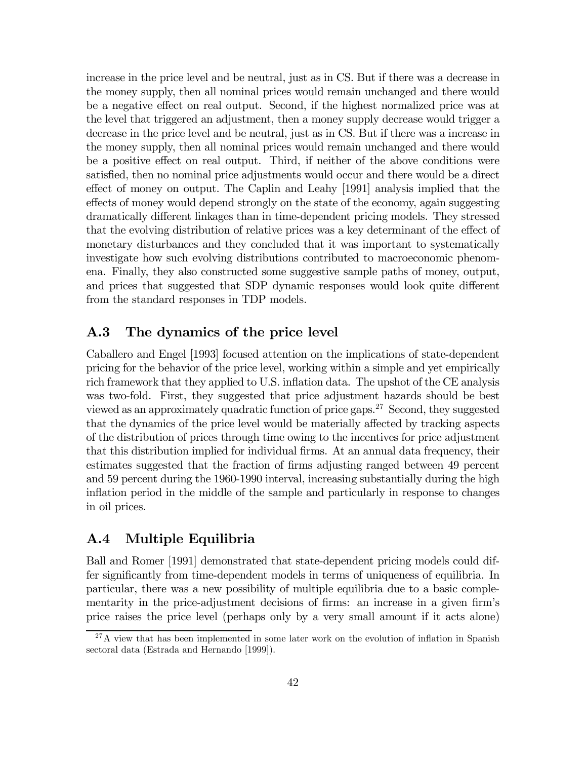increase in the price level and be neutral, just as in CS. But if there was a decrease in the money supply, then all nominal prices would remain unchanged and there would be a negative effect on real output. Second, if the highest normalized price was at the level that triggered an adjustment, then a money supply decrease would trigger a decrease in the price level and be neutral, just as in CS. But if there was a increase in the money supply, then all nominal prices would remain unchanged and there would be a positive effect on real output. Third, if neither of the above conditions were satisfied, then no nominal price adjustments would occur and there would be a direct effect of money on output. The Caplin and Leahy [1991] analysis implied that the effects of money would depend strongly on the state of the economy, again suggesting dramatically different linkages than in time-dependent pricing models. They stressed that the evolving distribution of relative prices was a key determinant of the effect of monetary disturbances and they concluded that it was important to systematically investigate how such evolving distributions contributed to macroeconomic phenomena. Finally, they also constructed some suggestive sample paths of money, output, and prices that suggested that SDP dynamic responses would look quite different from the standard responses in TDP models.

## A.3 The dynamics of the price level

Caballero and Engel [1993] focused attention on the implications of state-dependent pricing for the behavior of the price level, working within a simple and yet empirically rich framework that they applied to U.S. inflation data. The upshot of the CE analysis was two-fold. First, they suggested that price adjustment hazards should be best viewed as an approximately quadratic function of price gaps.[27] Second, they suggested that the dynamics of the price level would be materially affected by tracking aspects of the distribution of prices through time owing to the incentives for price adjustment that this distribution implied for individual firms. At an annual data frequency, their estimates suggested that the fraction of firms adjusting ranged between 49 percent and 59 percent during the 1960-1990 interval, increasing substantially during the high inflation period in the middle of the sample and particularly in response to changes in oil prices.

## A.4 Multiple Equilibria

Ball and Romer [1991] demonstrated that state-dependent pricing models could differ significantly from time-dependent models in terms of uniqueness of equilibria. In particular, there was a new possibility of multiple equilibria due to a basic complementarity in the price-adjustment decisions of firms: an increase in a given firm's price raises the price level (perhaps only by a very small amount if it acts alone)

[27] A view that has been implemented in some later work on the evolution of inflation in Spanish sectoral data (Estrada and Hernando [1999]).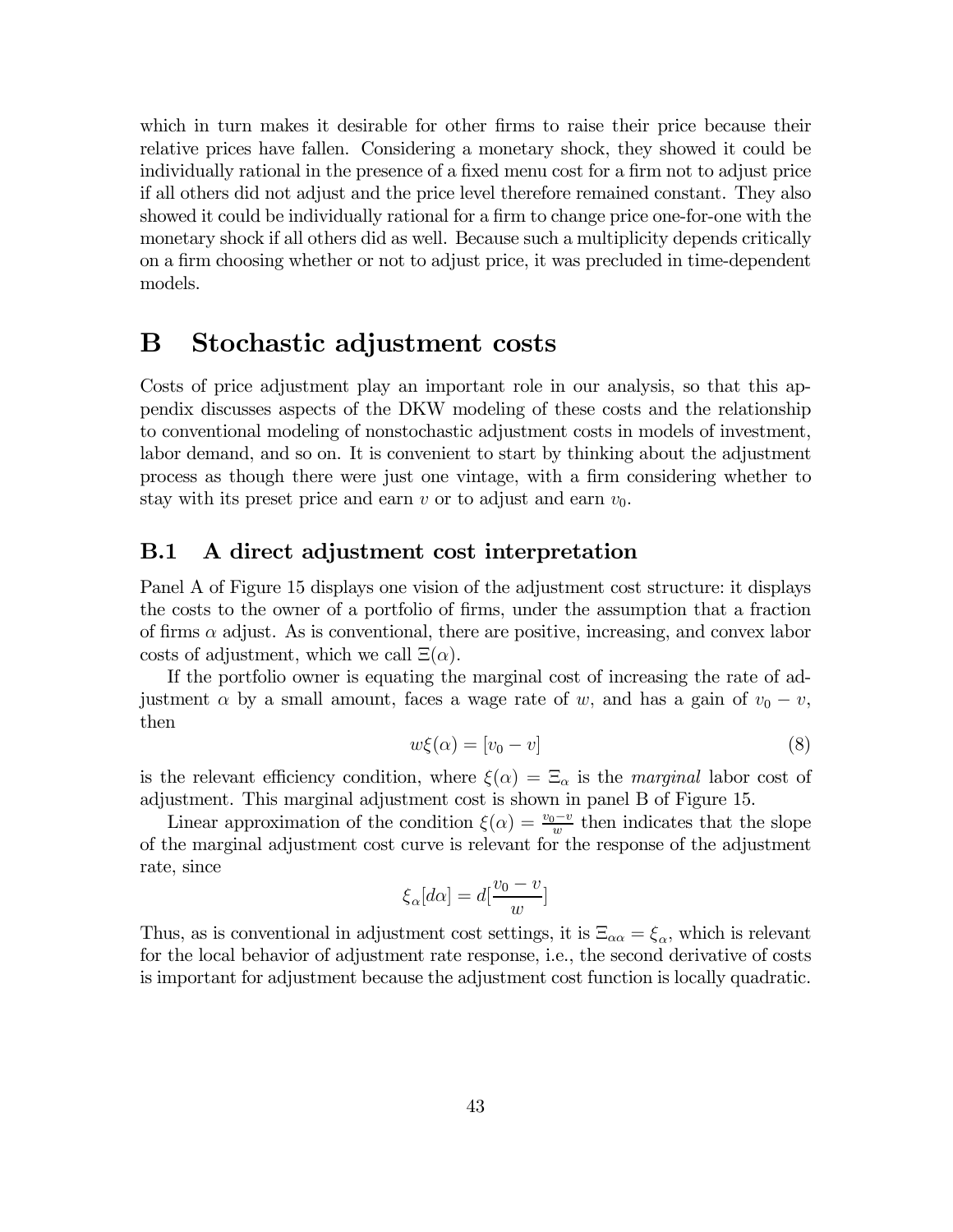which in turn makes it desirable for other firms to raise their price because their relative prices have fallen. Considering a monetary shock, they showed it could be individually rational in the presence of a fixed menu cost for a firm not to adjust price if all others did not adjust and the price level therefore remained constant. They also showed it could be individually rational for a firm to change price one-for-one with the monetary shock if all others did as well. Because such a multiplicity depends critically on a firm choosing whether or not to adjust price, it was precluded in time-dependent models.

# B Stochastic adjustment costs

Costs of price adjustment play an important role in our analysis, so that this appendix discusses aspects of the DKW modeling of these costs and the relationship to conventional modeling of nonstochastic adjustment costs in models of investment, labor demand, and so on. It is convenient to start by thinking about the adjustment process as though there were just one vintage, with a firm considering whether to stay with its preset price and earn $v$ or to adjust and earn $v_0$.

## B.1 A direct adjustment cost interpretation

Panel A of Figure 15 displays one vision of the adjustment cost structure: it displays the costs to the owner of a portfolio of firms, under the assumption that a fraction of firms $\alpha$ adjust. As is conventional, there are positive, increasing, and convex labor costs of adjustment, which we call $\Xi(\alpha)$.

If the portfolio owner is equating the marginal cost of increasing the rate of adjustment $\alpha$ by a small amount, faces a wage rate of $w$, and has a gain of $v_0 - v$, then

$$w\xi(\alpha) = [v_0 - v] \tag{8}$$

is the relevant efficiency condition, where $\xi(\alpha) = \Xi_\alpha$ is the *marginal* labor cost of adjustment. This marginal adjustment cost is shown in panel B of Figure 15.

Linear approximation of the condition $\xi(\alpha) = \frac{v_0 - v}{w}$ then indicates that the slope of the marginal adjustment cost curve is relevant for the response of the adjustment rate, since

$$\xi_\alpha[d\alpha] = d[\frac{v_0 - v}{w}]$$

Thus, as is conventional in adjustment cost settings, it is $\Xi_{\alpha\alpha} = \xi_\alpha$, which is relevant for the local behavior of adjustment rate response, i.e., the second derivative of costs is important for adjustment because the adjustment cost function is locally quadratic.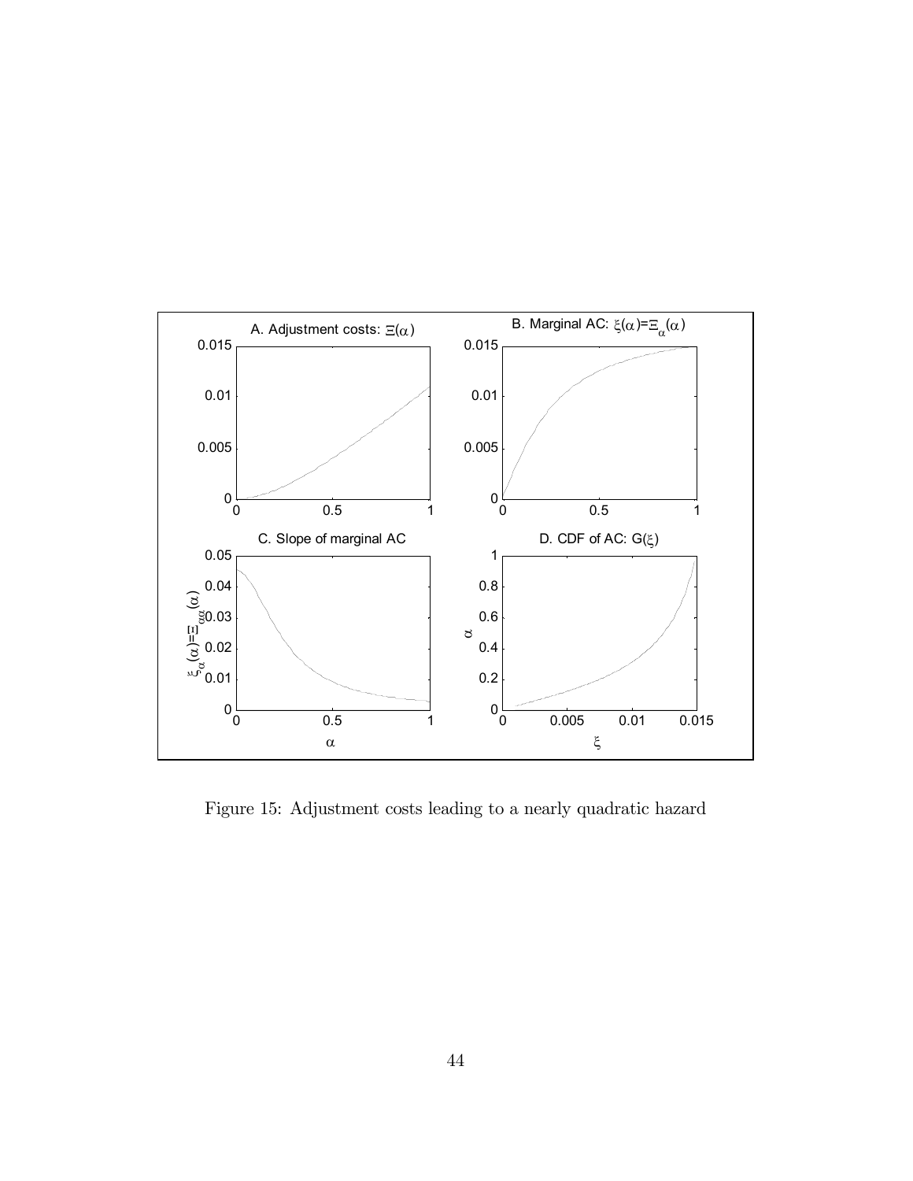Figure 15: Adjustment costs leading to a nearly quadratic hazard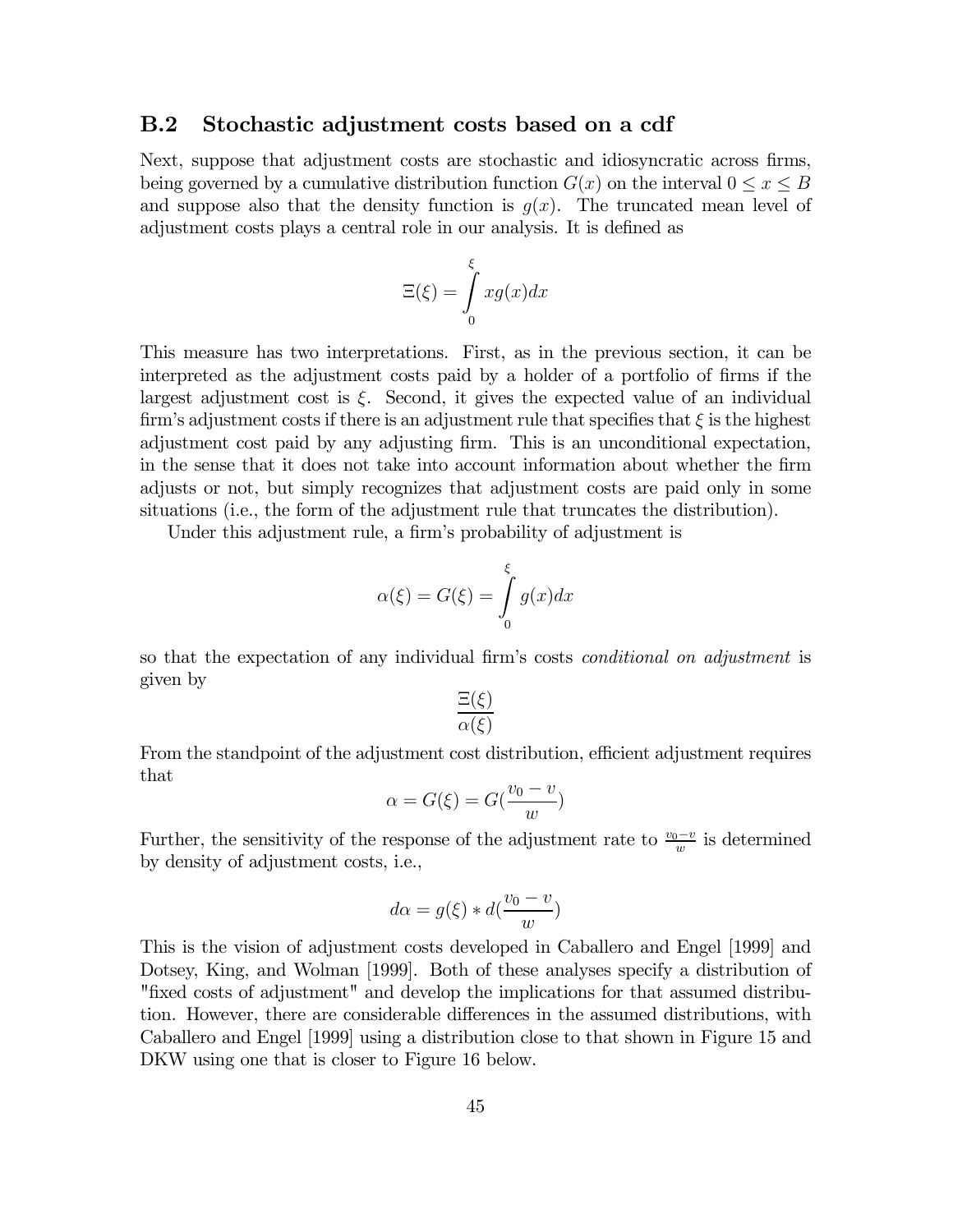## B.2 Stochastic adjustment costs based on a cdf

Next, suppose that adjustment costs are stochastic and idiosyncratic across firms, being governed by a cumulative distribution function $G(x)$ on the interval $0 \leq x \leq B$ and suppose also that the density function is $g(x)$. The truncated mean level of adjustment costs plays a central role in our analysis. It is defined as

$$\Xi(\xi) = \int_0^{\xi} x g(x) dx$$

This measure has two interpretations. First, as in the previous section, it can be interpreted as the adjustment costs paid by a holder of a portfolio of firms if the largest adjustment cost is $\xi$. Second, it gives the expected value of an individual firm's adjustment costs if there is an adjustment rule that specifies that $\xi$ is the highest adjustment cost paid by any adjusting firm. This is an unconditional expectation, in the sense that it does not take into account information about whether the firm adjusts or not, but simply recognizes that adjustment costs are paid only in some situations (i.e., the form of the adjustment rule that truncates the distribution).

Under this adjustment rule, a firm's probability of adjustment is

$$\alpha(\xi) = G(\xi) = \int_0^{\xi} g(x) dx$$

so that the expectation of any individual firm's costs *conditional on adjustment* is given by

$$\frac{\Xi(\xi)}{\alpha(\xi)}$$

From the standpoint of the adjustment cost distribution, efficient adjustment requires that

$$\alpha = G(\xi) = G(\frac{v_0 - v}{w})$$

Further, the sensitivity of the response of the adjustment rate to $\frac{v_0 - v}{w}$ is determined by density of adjustment costs, i.e.,

$$d\alpha = g(\xi) * d(\frac{v_0 - v}{w})$$

This is the vision of adjustment costs developed in Caballero and Engel [1999] and Dotsey, King, and Wolman [1999]. Both of these analyses specify a distribution of "fixed costs of adjustment" and develop the implications for that assumed distribution. However, there are considerable differences in the assumed distributions, with Caballero and Engel [1999] using a distribution close to that shown in Figure 15 and DKW using one that is closer to Figure 16 below.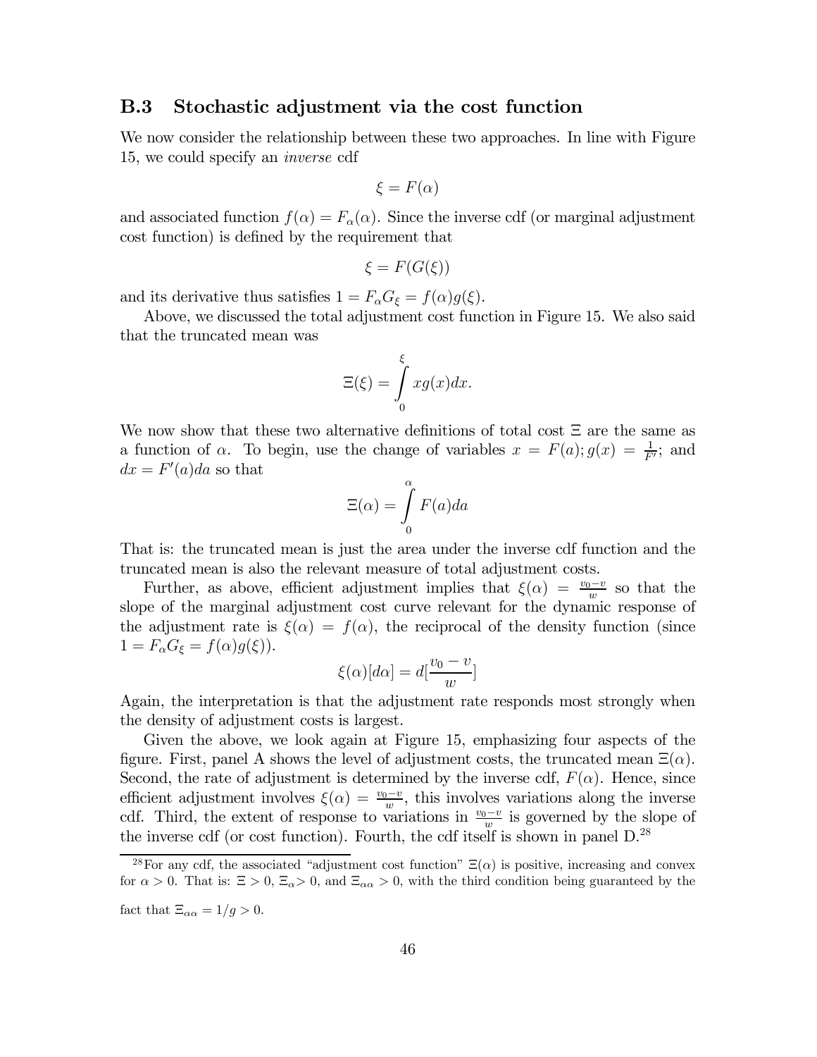### B.3 Stochastic adjustment via the cost function

We now consider the relationship between these two approaches. In line with Figure 15, we could specify an *inverse* cdf

$$\xi = F(\alpha)$$

and associated function $f(\alpha) = F_\alpha(\alpha)$. Since the inverse cdf (or marginal adjustment cost function) is defined by the requirement that

$$\xi = F(G(\xi))$$

and its derivative thus satisfies $1 = F_\alpha G_\xi = f(\alpha)g(\xi)$.

Above, we discussed the total adjustment cost function in Figure 15. We also said that the truncated mean was

$$\Xi(\xi) = \int_0^\xi x g(x) dx.$$

We now show that these two alternative definitions of total cost $\Xi$ are the same as a function of $\alpha$. To begin, use the change of variables $x = F(a); g(x) = \frac{1}{F'}$; and $dx = F'(a)da$ so that

$$\Xi(\alpha) = \int_0^\alpha F(a)da$$

That is: the truncated mean is just the area under the inverse cdf function and the truncated mean is also the relevant measure of total adjustment costs.

Further, as above, efficient adjustment implies that $\xi(\alpha) = \frac{v_0 - v}{w}$ so that the slope of the marginal adjustment cost curve relevant for the dynamic response of the adjustment rate is $\xi(\alpha) = f(\alpha)$, the reciprocal of the density function (since $1 = F_\alpha G_\xi = f(\alpha)g(\xi)$).

$$\xi(\alpha)[d\alpha] = d[\frac{v_0 - v}{w}]$$

Again, the interpretation is that the adjustment rate responds most strongly when the density of adjustment costs is largest.

Given the above, we look again at Figure 15, emphasizing four aspects of the figure. First, panel A shows the level of adjustment costs, the truncated mean $\Xi(\alpha)$. Second, the rate of adjustment is determined by the inverse cdf, $F(\alpha)$. Hence, since efficient adjustment involves $\xi(\alpha) = \frac{v_0 - v}{w}$, this involves variations along the inverse cdf. Third, the extent of response to variations in $\frac{v_0 - v}{w}$ is governed by the slope of the inverse cdf (or cost function). Fourth, the cdf itself is shown in panel D.[28]

[28] For any cdf, the associated "adjustment cost function" $\Xi(\alpha)$ is positive, increasing and convex for $\alpha > 0$. That is: $\Xi > 0$, $\Xi_\alpha > 0$, and $\Xi_{\alpha\alpha} > 0$, with the third condition being guaranteed by the fact that $\Xi_{\alpha\alpha} = 1/g > 0$.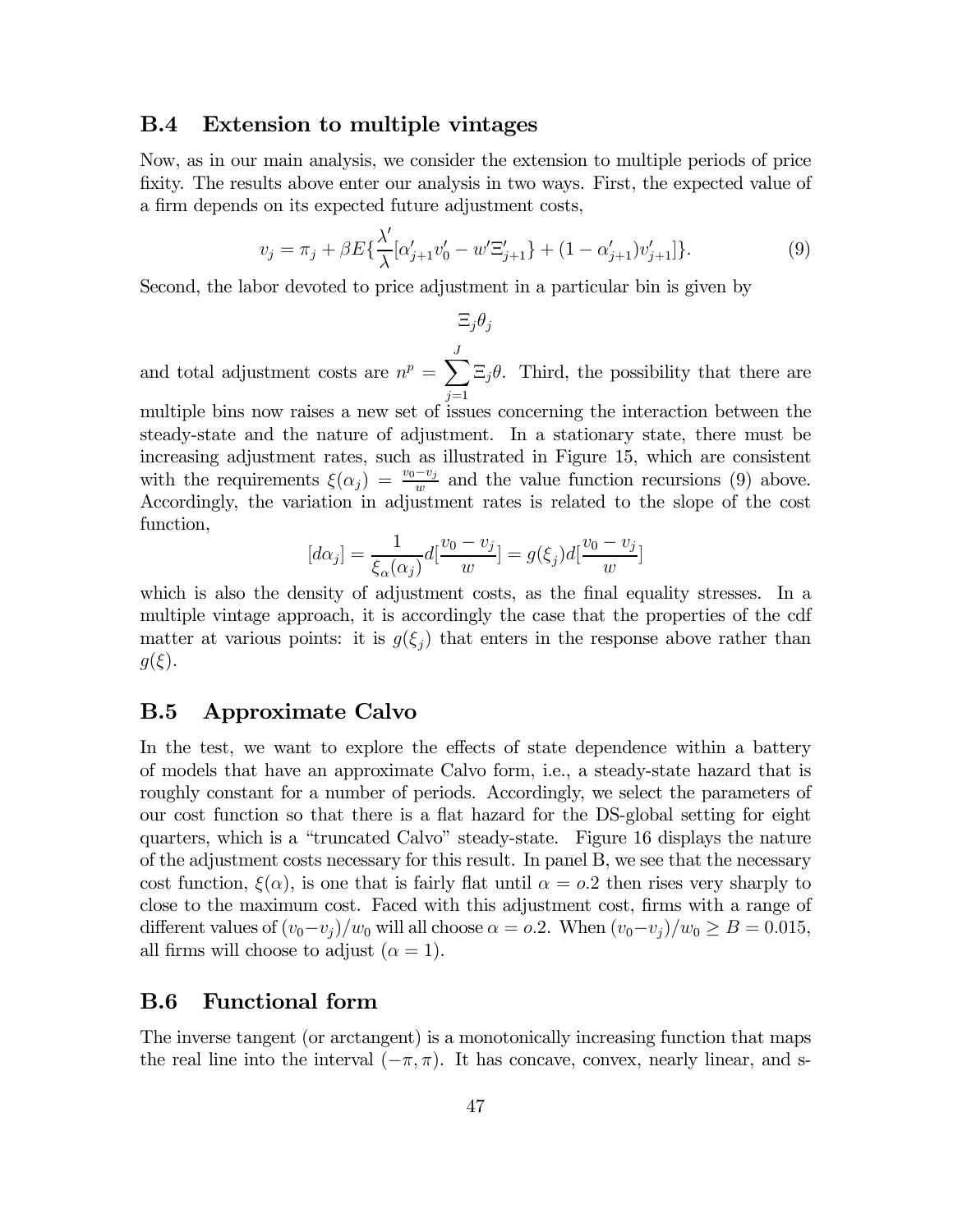### B.4 Extension to multiple vintages

Now, as in our main analysis, we consider the extension to multiple periods of price fixity. The results above enter our analysis in two ways. First, the expected value of a firm depends on its expected future adjustment costs,

$$v_j = \pi_j + \beta E\{\frac{\lambda'}{\lambda}[\alpha'_{j+1} v'_0 - w'\Xi'_{j+1}\} + (1 - \alpha'_{j+1}) v'_{j+1}]\}. \tag{9}$$

Second, the labor devoted to price adjustment in a particular bin is given by

$$\Xi_j \theta_j$$

and total adjustment costs are $n^p = \sum_{j=1}^{J} \Xi_j \theta$. Third, the possibility that there are multiple bins now raises a new set of issues concerning the interaction between the steady-state and the nature of adjustment. In a stationary state, there must be increasing adjustment rates, such as illustrated in Figure 15, which are consistent with the requirements $\xi(\alpha_j) = \frac{v_0 - v_j}{w}$ and the value function recursions (9) above. Accordingly, the variation in adjustment rates is related to the slope of the cost function,

$$[d\alpha_j] = \frac{1}{\xi_\alpha(\alpha_j)} d[\frac{v_0 - v_j}{w}] = g(\xi_j) d[\frac{v_0 - v_j}{w}]$$

which is also the density of adjustment costs, as the final equality stresses. In a multiple vintage approach, it is accordingly the case that the properties of the cdf matter at various points: it is $g(\xi_j)$ that enters in the response above rather than $g(\xi)$.

### B.5 Approximate Calvo

In the test, we want to explore the effects of state dependence within a battery of models that have an approximate Calvo form, i.e., a steady-state hazard that is roughly constant for a number of periods. Accordingly, we select the parameters of our cost function so that there is a flat hazard for the DS-global setting for eight quarters, which is a "truncated Calvo" steady-state. Figure 16 displays the nature of the adjustment costs necessary for this result. In panel B, we see that the necessary cost function, $\xi(\alpha)$, is one that is fairly flat until $\alpha = o.2$ then rises very sharply to close to the maximum cost. Faced with this adjustment cost, firms with a range of different values of $(v_0 - v_j)/w_0$ will all choose $\alpha = o.2$. When $(v_0 - v_j)/w_0 \geq B = 0.015$, all firms will choose to adjust ($\alpha = 1$).

### B.6 Functional form

The inverse tangent (or arctangent) is a monotonically increasing function that maps the real line into the interval $(-\pi, \pi)$. It has concave, convex, nearly linear, and s-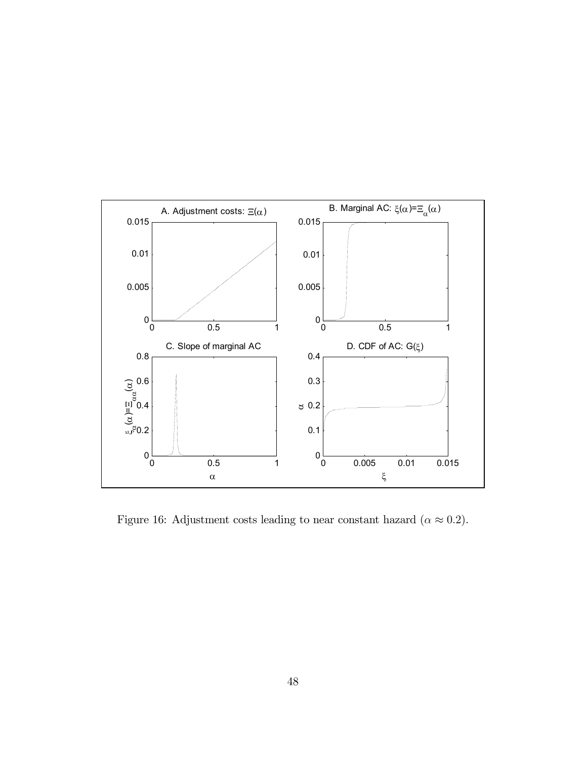Figure 16: Adjustment costs leading to near constant hazard ($\alpha \approx 0.2$).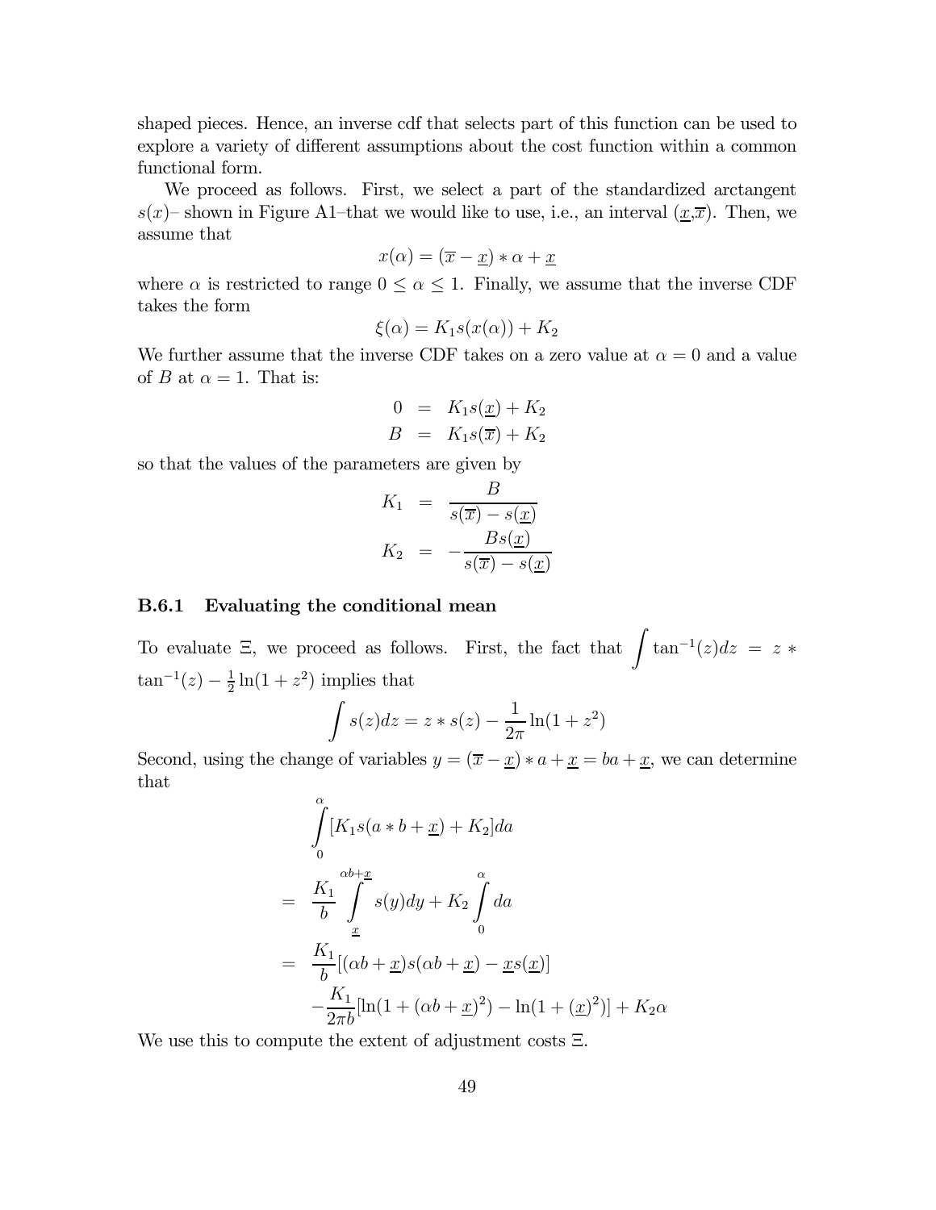shaped pieces. Hence, an inverse cdf that selects part of this function can be used to explore a variety of different assumptions about the cost function within a common functional form.

We proceed as follows. First, we select a part of the standardized arctangent $s(x)$– shown in Figure A1–that we would like to use, i.e., an interval $(\underline{x}, \overline{x})$. Then, we assume that

$$x(\alpha) = (\overline{x} - \underline{x}) * \alpha + \underline{x}$$

where $\alpha$ is restricted to range $0 \leq \alpha \leq 1$. Finally, we assume that the inverse CDF takes the form

$$\xi(\alpha) = K_1 s(x(\alpha)) + K_2$$

We further assume that the inverse CDF takes on a zero value at $\alpha = 0$ and a value of $B$ at $\alpha = 1$. That is:

$$\begin{aligned} 0 &= K_1 s(\underline{x}) + K_2 \\ B &= K_1 s(\overline{x}) + K_2 \end{aligned}$$

so that the values of the parameters are given by

$$\begin{aligned} K_1 &= \frac{B}{s(\overline{x}) - s(\underline{x})} \\ K_2 &= -\frac{B s(\underline{x})}{s(\overline{x}) - s(\underline{x})} \end{aligned}$$

### B.6.1 Evaluating the conditional mean

To evaluate $\Xi$, we proceed as follows. First, the fact that $\int \tan^{-1}(z) dz = z * \tan^{-1}(z) - \frac{1}{2}\ln(1 + z^2)$ implies that

$$\int s(z) dz = z * s(z) - \frac{1}{2\pi}\ln(1 + z^2)$$

Second, using the change of variables $y = (\overline{x} - \underline{x}) * a + \underline{x} = ba + \underline{x}$, we can determine that

$$\begin{aligned} & \int_0^{\alpha} [K_1 s(a * b + \underline{x}) + K_2] da \\ &= \frac{K_1}{b} \int_{\underline{x}}^{\alpha b + \underline{x}} s(y) dy + K_2 \int_0^{\alpha} da \\ &= \frac{K_1}{b}[(\alpha b + \underline{x}) s(\alpha b + \underline{x}) - \underline{x} s(\underline{x})] \\ & \quad - \frac{K_1}{2\pi b}[\ln(1 + (\alpha b + \underline{x})^2) - \ln(1 + (\underline{x})^2)] + K_2 \alpha \end{aligned}$$

We use this to compute the extent of adjustment costs $\Xi$.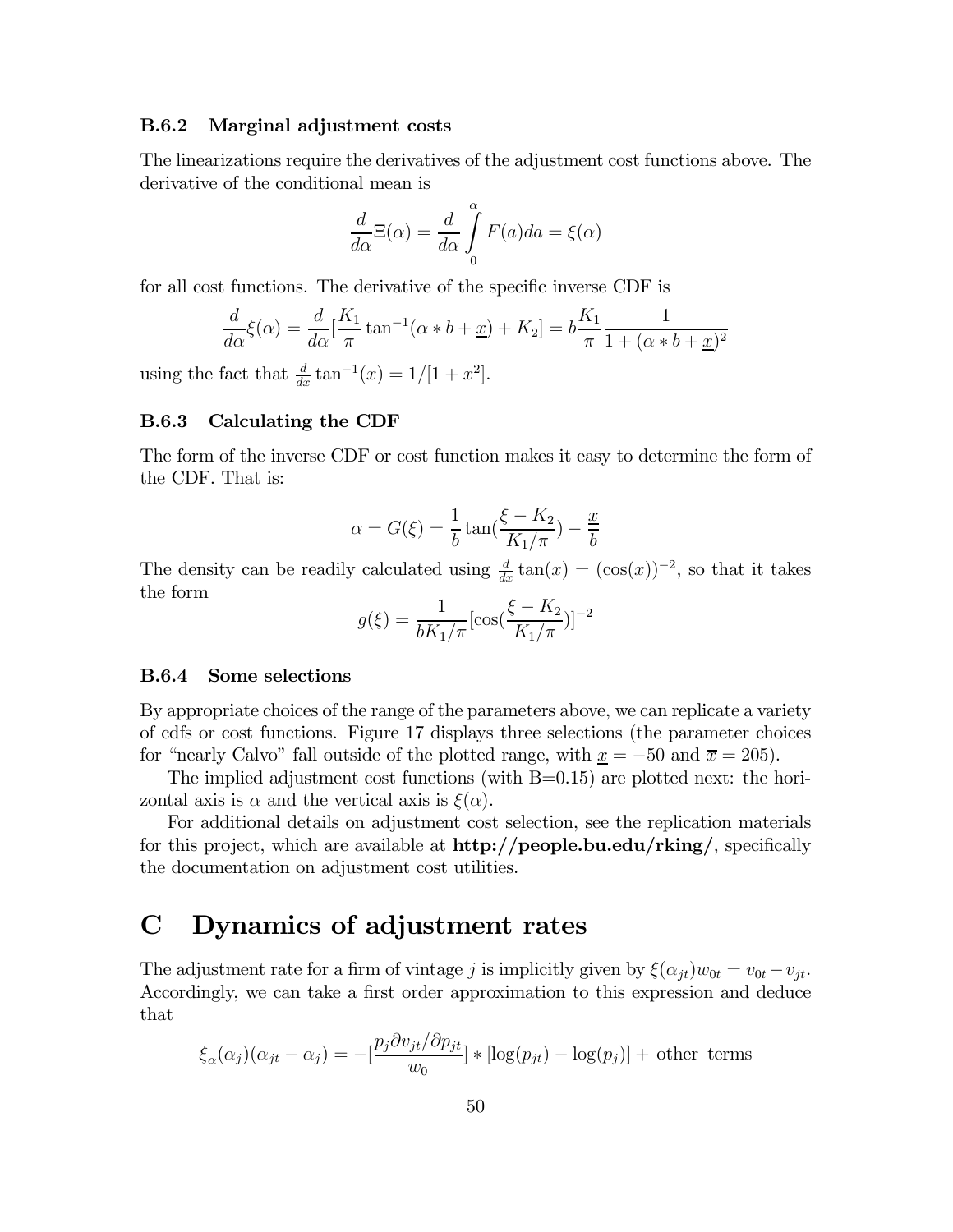### B.6.2 Marginal adjustment costs

The linearizations require the derivatives of the adjustment cost functions above. The derivative of the conditional mean is

$$\frac{d}{d\alpha}\Xi(\alpha) = \frac{d}{d\alpha}\int_0^{\alpha} F(a)da = \xi(\alpha)$$

for all cost functions. The derivative of the specific inverse CDF is

$$\frac{d}{d\alpha}\xi(\alpha) = \frac{d}{d\alpha}[\frac{K_1}{\pi}\tan^{-1}(\alpha * b + \underline{x}) + K_2] = b\frac{K_1}{\pi}\frac{1}{1+(\alpha * b + \underline{x})^2}$$

using the fact that $\frac{d}{dx}\tan^{-1}(x) = 1/[1+x^2]$.

### B.6.3 Calculating the CDF

The form of the inverse CDF or cost function makes it easy to determine the form of the CDF. That is:

$$\alpha = G(\xi) = \frac{1}{b}\tan(\frac{\xi - K_2}{K_1/\pi}) - \frac{\underline{x}}{b}$$

The density can be readily calculated using $\frac{d}{dx}\tan(x) = (\cos(x))^{-2}$, so that it takes the form

$$g(\xi) = \frac{1}{bK_1/\pi}[\cos(\frac{\xi - K_2}{K_1/\pi})]^{-2}$$

### B.6.4 Some selections

By appropriate choices of the range of the parameters above, we can replicate a variety of cdfs or cost functions. Figure 17 displays three selections (the parameter choices for "nearly Calvo" fall outside of the plotted range, with $\underline{x} = -50$ and $\overline{x} = 205$).

The implied adjustment cost functions (with B=0.15) are plotted next: the horizontal axis is $\alpha$ and the vertical axis is $\xi(\alpha)$.

For additional details on adjustment cost selection, see the replication materials for this project, which are available at **http://people.bu.edu/rking/**, specifically the documentation on adjustment cost utilities.

# C Dynamics of adjustment rates

The adjustment rate for a firm of vintage $j$ is implicitly given by $\xi(\alpha_{jt})w_{0t} = v_{0t} - v_{jt}$. Accordingly, we can take a first order approximation to this expression and deduce that

$$\xi_{\alpha}(\alpha_j)(\alpha_{jt} - \alpha_j) = -[\frac{p_j \partial v_{jt}/\partial p_{jt}}{w_0}] * [\log(p_{jt}) - \log(p_j)] + \text{ other terms}$$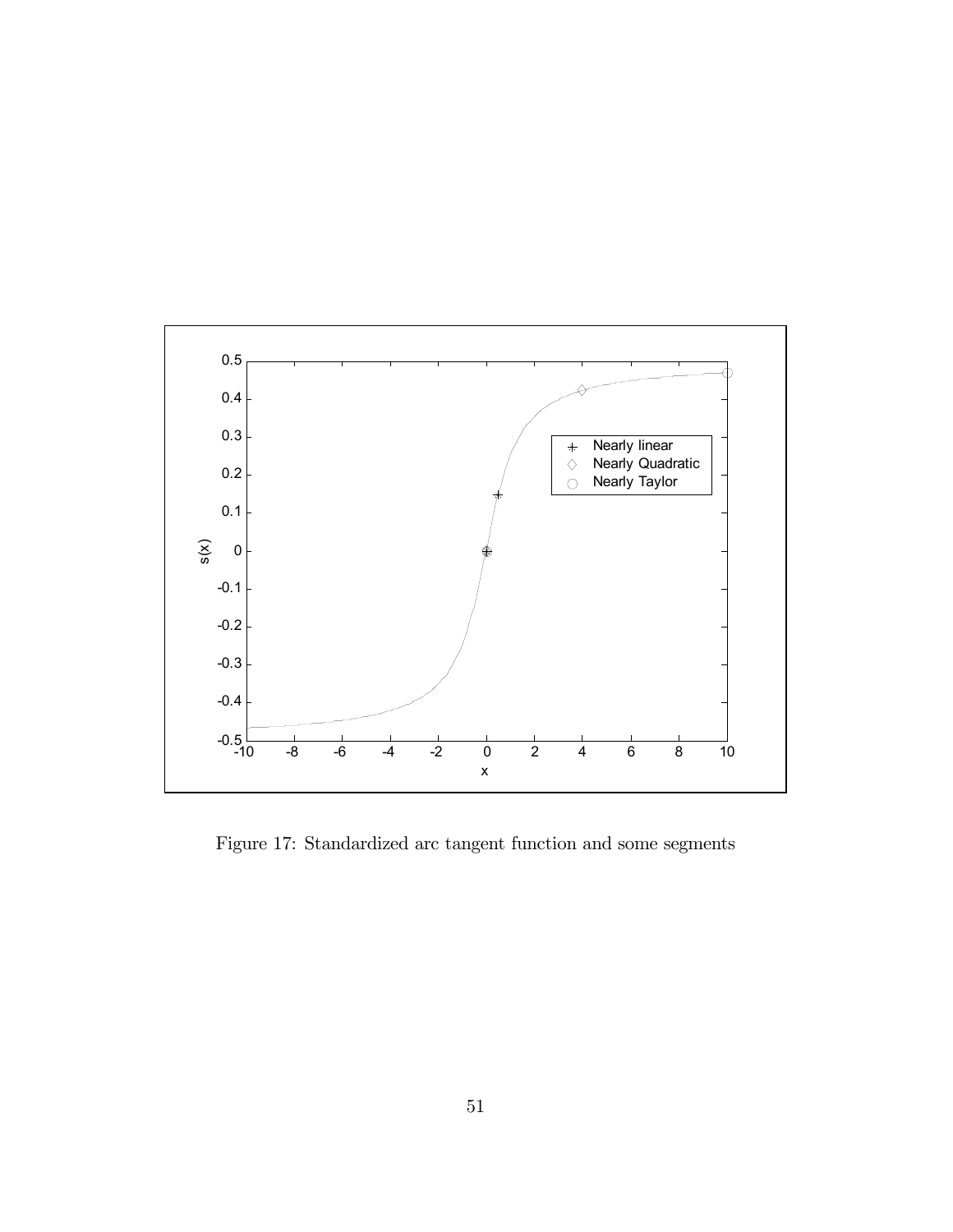Figure 17: Standardized arc tangent function and some segments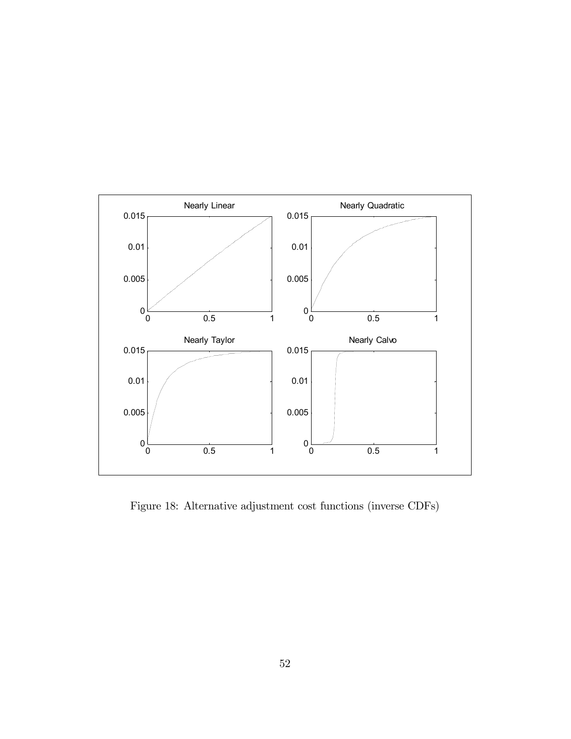Figure 18: Alternative adjustment cost functions (inverse CDFs)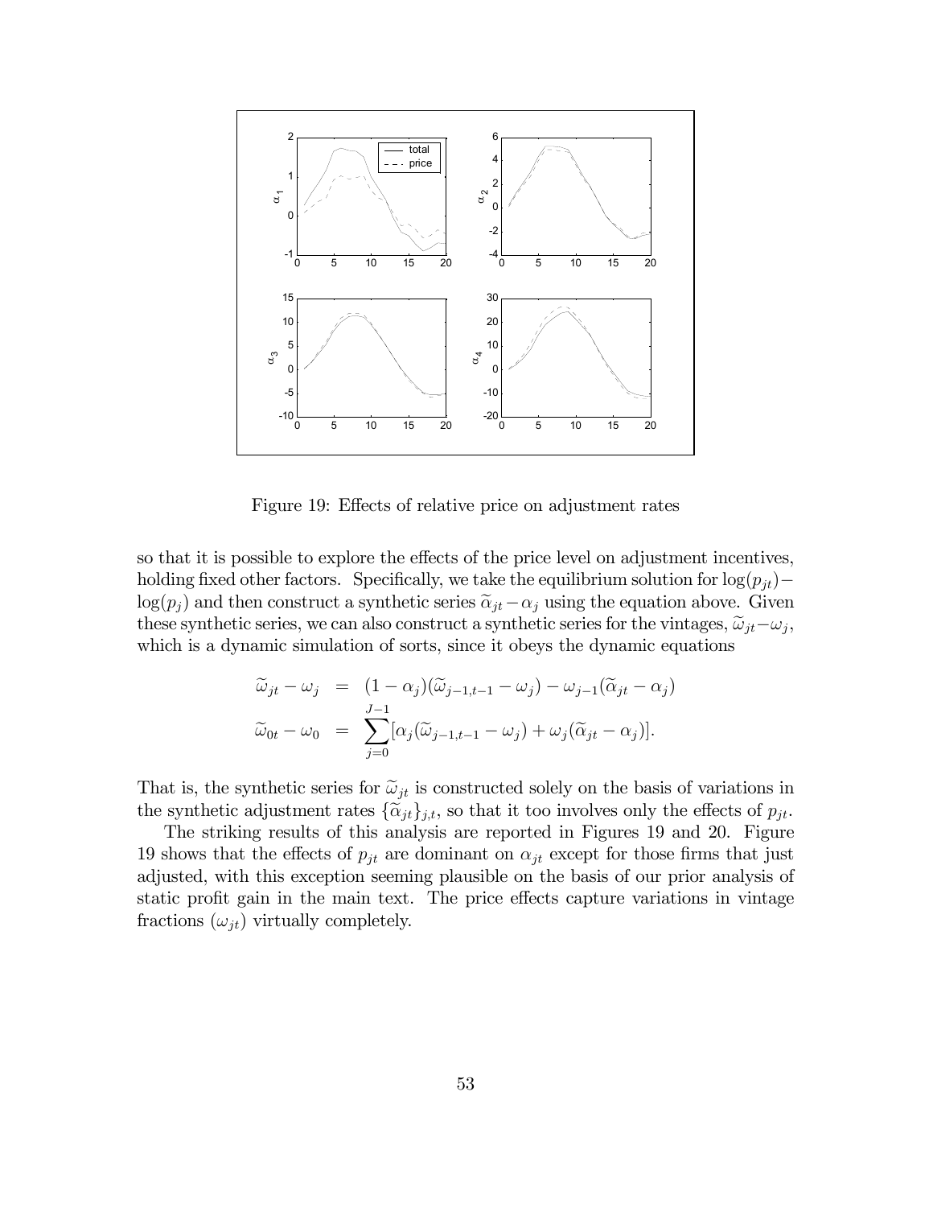Figure 19: Effects of relative price on adjustment rates

so that it is possible to explore the effects of the price level on adjustment incentives, holding fixed other factors. Specifically, we take the equilibrium solution for $\log(p_{jt}) - \log(p_j)$ and then construct a synthetic series $\widetilde{\alpha}_{jt} - \alpha_j$ using the equation above. Given these synthetic series, we can also construct a synthetic series for the vintages, $\widetilde{\omega}_{jt} - \omega_j$, which is a dynamic simulation of sorts, since it obeys the dynamic equations

$$
\begin{aligned}
\widetilde{\omega}_{jt} - \omega_j &= (1 - \alpha_j)(\widetilde{\omega}_{j-1,t-1} - \omega_j) - \omega_{j-1}(\widetilde{\alpha}_{jt} - \alpha_j) \\
\widetilde{\omega}_{0t} - \omega_0 &= \sum_{j=0}^{J-1} [\alpha_j(\widetilde{\omega}_{j-1,t-1} - \omega_j) + \omega_j(\widetilde{\alpha}_{jt} - \alpha_j)].
\end{aligned}
$$

That is, the synthetic series for $\widetilde{\omega}_{jt}$ is constructed solely on the basis of variations in the synthetic adjustment rates $\{\widetilde{\alpha}_{jt}\}_{j,t}$, so that it too involves only the effects of $p_{jt}$.

The striking results of this analysis are reported in Figures 19 and 20. Figure 19 shows that the effects of $p_{jt}$ are dominant on $\alpha_{jt}$ except for those firms that just adjusted, with this exception seeming plausible on the basis of our prior analysis of static profit gain in the main text. The price effects capture variations in vintage fractions ($\omega_{jt}$) virtually completely.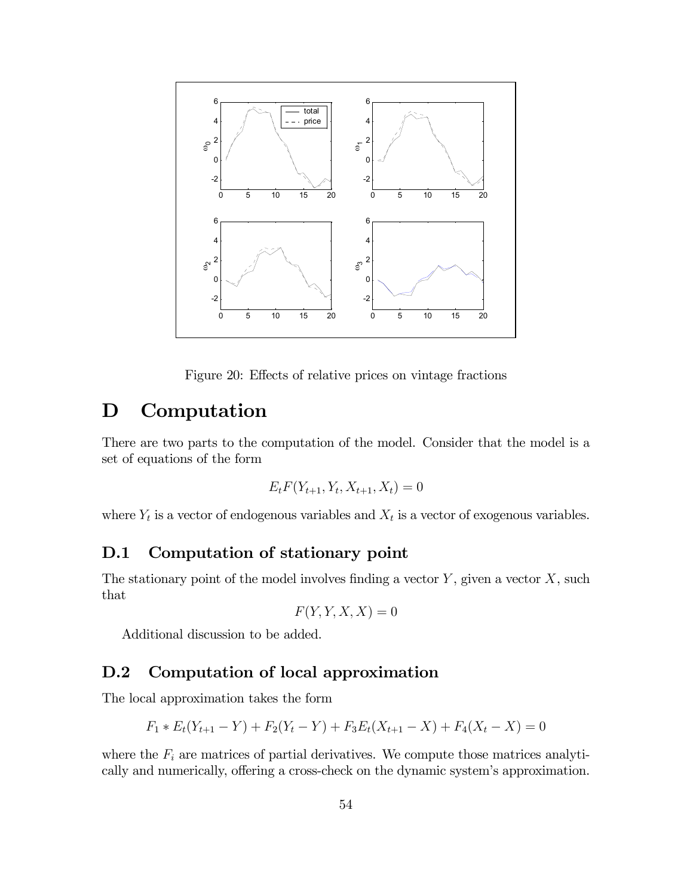Figure 20: Effects of relative prices on vintage fractions

# D Computation

There are two parts to the computation of the model. Consider that the model is a set of equations of the form

$$E_t F(Y_{t+1}, Y_t, X_{t+1}, X_t) = 0$$

where $Y_t$ is a vector of endogenous variables and $X_t$ is a vector of exogenous variables.

## D.1 Computation of stationary point

The stationary point of the model involves finding a vector $Y$, given a vector $X$, such that

$$F(Y, Y, X, X) = 0$$

Additional discussion to be added.

## D.2 Computation of local approximation

The local approximation takes the form

$$F_1 * E_t(Y_{t+1} - Y) + F_2(Y_t - Y) + F_3 E_t(X_{t+1} - X) + F_4(X_t - X) = 0$$

where the $F_i$ are matrices of partial derivatives. We compute those matrices analytically and numerically, offering a cross-check on the dynamic system's approximation.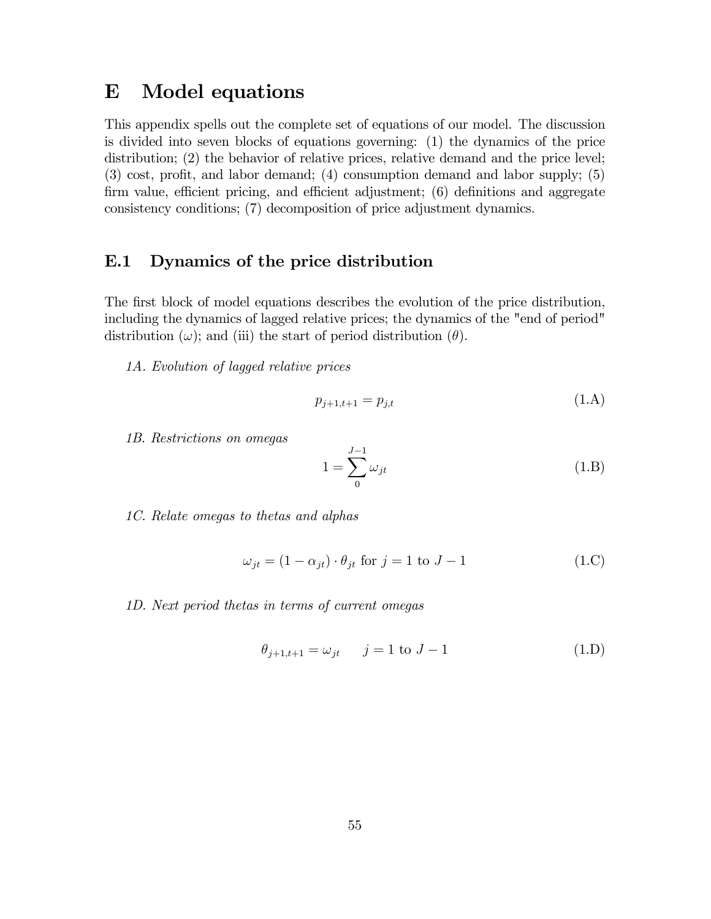# E Model equations

This appendix spells out the complete set of equations of our model. The discussion is divided into seven blocks of equations governing: (1) the dynamics of the price distribution; (2) the behavior of relative prices, relative demand and the price level; (3) cost, profit, and labor demand; (4) consumption demand and labor supply; (5) firm value, efficient pricing, and efficient adjustment; (6) definitions and aggregate consistency conditions; (7) decomposition of price adjustment dynamics.

## E.1 Dynamics of the price distribution

The first block of model equations describes the evolution of the price distribution, including the dynamics of lagged relative prices; the dynamics of the "end of period" distribution ($\omega$); and (iii) the start of period distribution ($\theta$).

*1A. Evolution of lagged relative prices*

$$p_{j+1,t+1} = p_{j,t} \tag{1.A}$$

*1B. Restrictions on omegas*

$$1 = \sum_{0}^{J-1} \omega_{jt} \tag{1.B}$$

*1C. Relate omegas to thetas and alphas*

$$\omega_{jt} = (1 - \alpha_{jt}) \cdot \theta_{jt} \text{ for } j = 1 \text{ to } J - 1 \tag{1.C}$$

*1D. Next period thetas in terms of current omegas*

$$\theta_{j+1,t+1} = \omega_{jt} \qquad j = 1 \text{ to } J - 1 \tag{1.D}$$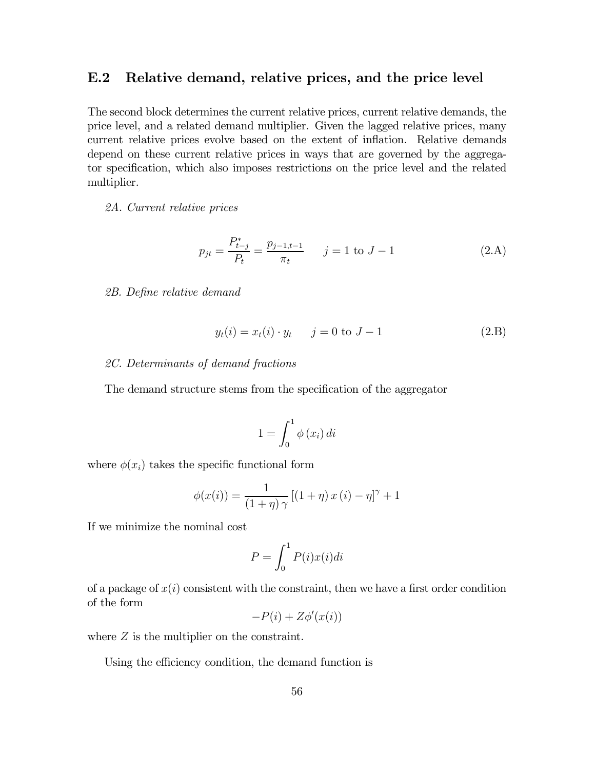## E.2 Relative demand, relative prices, and the price level

The second block determines the current relative prices, current relative demands, the price level, and a related demand multiplier. Given the lagged relative prices, many current relative prices evolve based on the extent of inflation. Relative demands depend on these current relative prices in ways that are governed by the aggregator specification, which also imposes restrictions on the price level and the related multiplier.

*2A. Current relative prices*

$$p_{jt} = \frac{P^*_{t-j}}{P_t} = \frac{p_{j-1,t-1}}{\pi_t} \qquad j = 1 \text{ to } J-1 \tag{2.A}$$

*2B. Define relative demand*

$$y_t(i) = x_t(i) \cdot y_t \qquad j = 0 \text{ to } J-1 \tag{2.B}$$

*2C. Determinants of demand fractions*

The demand structure stems from the specification of the aggregator

$$1 = \int_0^1 \phi\left(x_i\right) di$$

where $\phi(x_i)$ takes the specific functional form

$$\phi(x(i)) = \frac{1}{(1+\eta)\,\gamma}\left[(1+\eta)\,x\,(i) - \eta\right]^{\gamma} + 1$$

If we minimize the nominal cost

$$P = \int_0^1 P(i)x(i)di$$

of a package of $x(i)$ consistent with the constraint, then we have a first order condition of the form

$$-P(i) + Z\phi'(x(i))$$

where $Z$ is the multiplier on the constraint.

Using the efficiency condition, the demand function is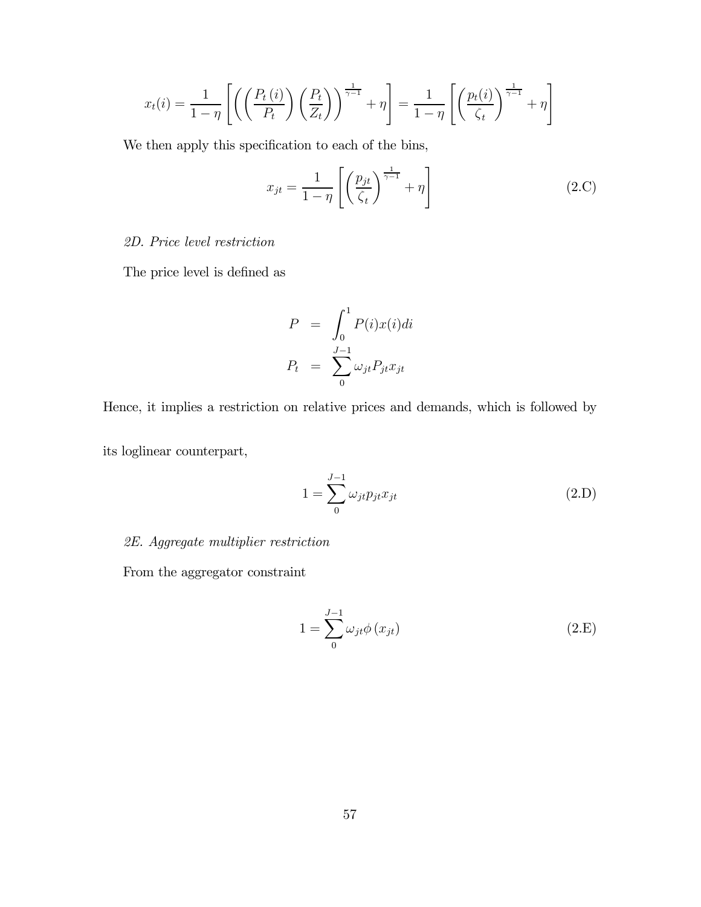$$x_t(i) = \frac{1}{1-\eta}\left[\left(\left(\frac{P_t\,(i)}{P_t}\right)\left(\frac{P_t}{Z_t}\right)\right)^{\frac{1}{\gamma-1}} + \eta\right] = \frac{1}{1-\eta}\left[\left(\frac{p_t(i)}{\zeta_t}\right)^{\frac{1}{\gamma-1}} + \eta\right]$$

We then apply this specification to each of the bins,

$$x_{jt} = \frac{1}{1-\eta}\left[\left(\frac{p_{jt}}{\zeta_t}\right)^{\frac{1}{\gamma-1}} + \eta\right] \tag{2.C}$$

*2D. Price level restriction*

The price level is defined as

$$\begin{aligned} P &= \int_0^1 P(i)x(i)di \\ P_t &= \sum_0^{J-1} \omega_{jt} P_{jt} x_{jt} \end{aligned}$$

Hence, it implies a restriction on relative prices and demands, which is followed by its loglinear counterpart,

$$1 = \sum_0^{J-1} \omega_{jt} p_{jt} x_{jt} \tag{2.D}$$

*2E. Aggregate multiplier restriction*

From the aggregator constraint

$$1 = \sum_0^{J-1} \omega_{jt} \phi\left(x_{jt}\right) \tag{2.E}$$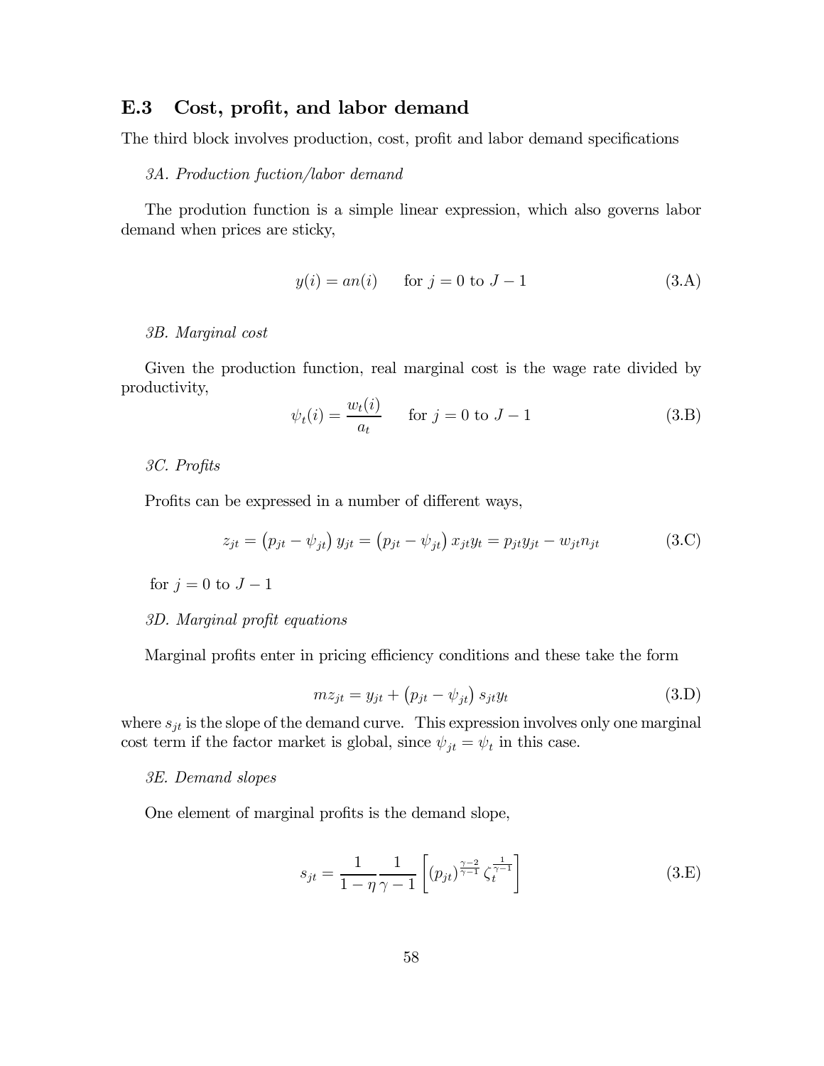## E.3 Cost, profit, and labor demand

The third block involves production, cost, profit and labor demand specifications

*3A. Production fuction/labor demand*

The prodution function is a simple linear expression, which also governs labor demand when prices are sticky,

$$y(i) = an(i) \qquad \text{for } j = 0 \text{ to } J - 1 \tag{3.A}$$

*3B. Marginal cost*

Given the production function, real marginal cost is the wage rate divided by productivity,

$$\psi_t(i) = \frac{w_t(i)}{a_t} \qquad \text{for } j = 0 \text{ to } J - 1 \tag{3.B}$$

*3C. Profits*

Profits can be expressed in a number of different ways,

$$z_{jt} = \left(p_{jt} - \psi_{jt}\right) y_{jt} = \left(p_{jt} - \psi_{jt}\right) x_{jt} y_t = p_{jt} y_{jt} - w_{jt} n_{jt} \tag{3.C}$$

for $j = 0$ to $J - 1$

*3D. Marginal profit equations*

Marginal profits enter in pricing efficiency conditions and these take the form

$$mz_{jt} = y_{jt} + \left(p_{jt} - \psi_{jt}\right) s_{jt} y_t \tag{3.D}$$

where $s_{jt}$ is the slope of the demand curve. This expression involves only one marginal cost term if the factor market is global, since $\psi_{jt} = \psi_t$ in this case.

*3E. Demand slopes*

One element of marginal profits is the demand slope,

$$s_{jt} = \frac{1}{1 - \eta} \frac{1}{\gamma - 1} \left[ \left(p_{jt}\right)^{\frac{\gamma - 2}{\gamma - 1}} \zeta_t^{\frac{1}{\gamma - 1}} \right] \tag{3.E}$$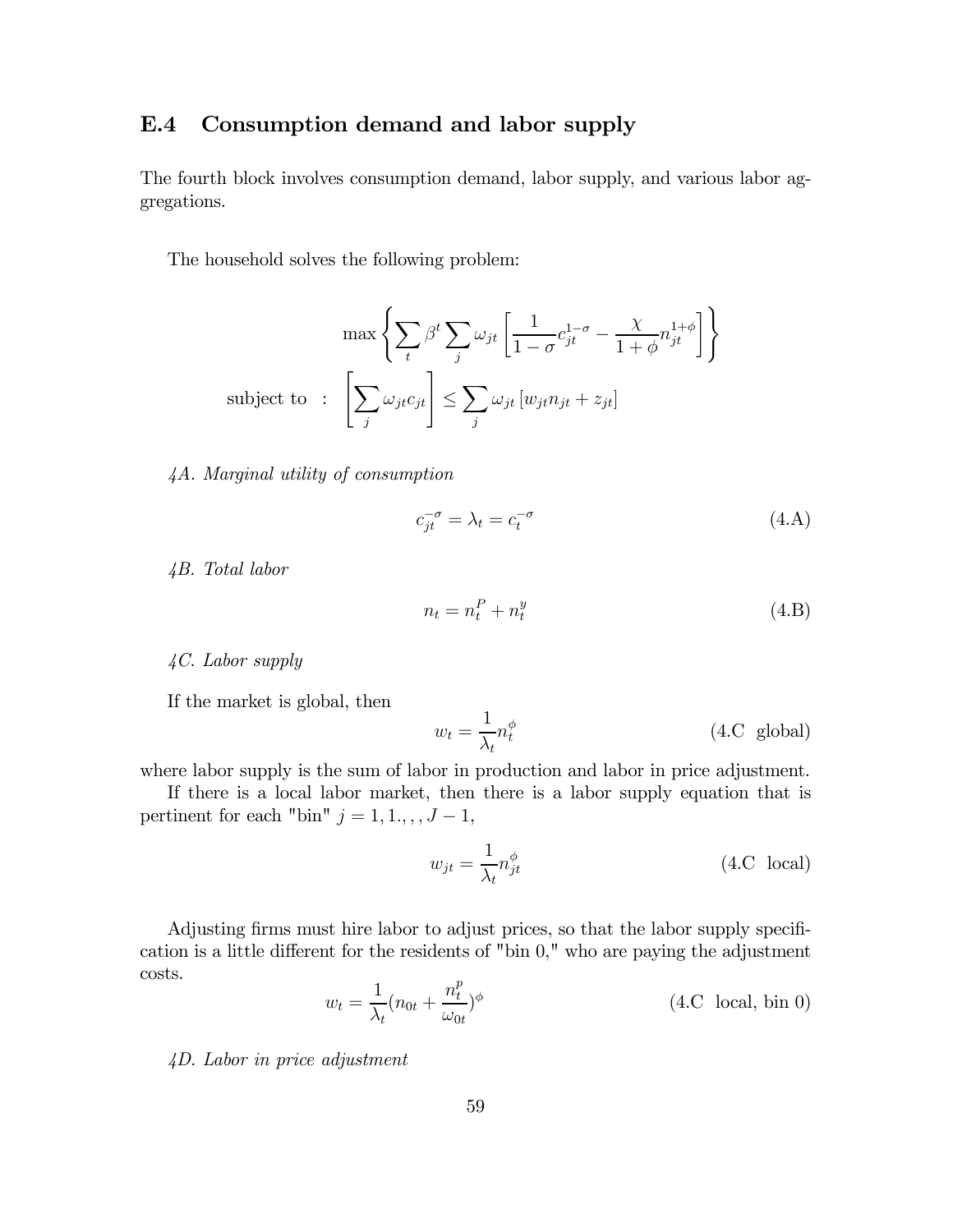## E.4 Consumption demand and labor supply

The fourth block involves consumption demand, labor supply, and various labor aggregations.

The household solves the following problem:

$$
\max \left\{ \sum_t \beta^t \sum_j \omega_{jt} \left[ \frac{1}{1-\sigma} c_{jt}^{1-\sigma} - \frac{\chi}{1+\phi} n_{jt}^{1+\phi} \right] \right\}
$$

$$
\text{subject to} \quad : \quad \left[ \sum_j \omega_{jt} c_{jt} \right] \leq \sum_j \omega_{jt} \left[ w_{jt} n_{jt} + z_{jt} \right]
$$

*4A. Marginal utility of consumption*

$$
c_{jt}^{-\sigma} = \lambda_t = c_t^{-\sigma} \tag{4.A}
$$

*4B. Total labor*

$$
n_t = n_t^P + n_t^y \tag{4.B}
$$

*4C. Labor supply*

If the market is global, then

$$
w_t = \frac{1}{\lambda_t} n_t^{\phi} \tag{4.C global}
$$

where labor supply is the sum of labor in production and labor in price adjustment.

If there is a local labor market, then there is a labor supply equation that is pertinent for each "bin" $j = 1, 1., , , J-1$,

$$
w_{jt} = \frac{1}{\lambda_t} n_{jt}^{\phi} \tag{4.C local}
$$

Adjusting firms must hire labor to adjust prices, so that the labor supply specification is a little different for the residents of "bin 0," who are paying the adjustment costs.

$$
w_t = \frac{1}{\lambda_t} (n_{0t} + \frac{n_t^p}{\omega_{0t}})^{\phi} \tag{4.C local, bin 0}
$$

*4D. Labor in price adjustment*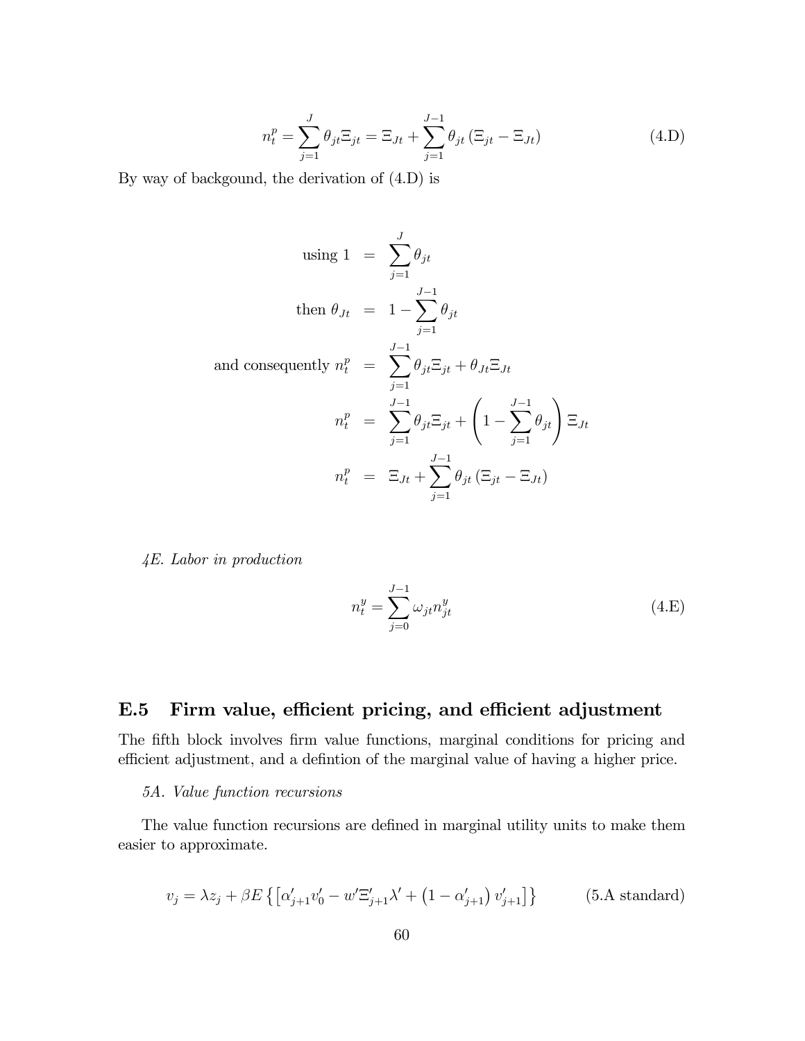$$n_t^p = \sum_{j=1}^{J} \theta_{jt} \Xi_{jt} = \Xi_{Jt} + \sum_{j=1}^{J-1} \theta_{jt} \left( \Xi_{jt} - \Xi_{Jt} \right) \tag{4.D}$$

By way of backgound, the derivation of (4.D) is

$$\begin{aligned}
\text{using } 1 &= \sum_{j=1}^{J} \theta_{jt} \\
\text{then } \theta_{Jt} &= 1 - \sum_{j=1}^{J-1} \theta_{jt} \\
\text{and consequently } n_t^p &= \sum_{j=1}^{J-1} \theta_{jt} \Xi_{jt} + \theta_{Jt} \Xi_{Jt} \\
n_t^p &= \sum_{j=1}^{J-1} \theta_{jt} \Xi_{jt} + \left( 1 - \sum_{j=1}^{J-1} \theta_{jt} \right) \Xi_{Jt} \\
n_t^p &= \Xi_{Jt} + \sum_{j=1}^{J-1} \theta_{jt} \left( \Xi_{jt} - \Xi_{Jt} \right)
\end{aligned}$$

*4E. Labor in production*

$$n_t^y = \sum_{j=0}^{J-1} \omega_{jt} n_{jt}^y \tag{4.E}$$

## E.5 Firm value, efficient pricing, and efficient adjustment

The fifth block involves firm value functions, marginal conditions for pricing and efficient adjustment, and a defintion of the marginal value of having a higher price.

*5A. Value function recursions*

The value function recursions are defined in marginal utility units to make them easier to approximate.

$$v_j = \lambda z_j + \beta E \left\{ \left[ \alpha'_{j+1} v'_0 - w' \Xi'_{j+1} \lambda' + \left( 1 - \alpha'_{j+1} \right) v'_{j+1} \right] \right\} \tag{5.A standard}$$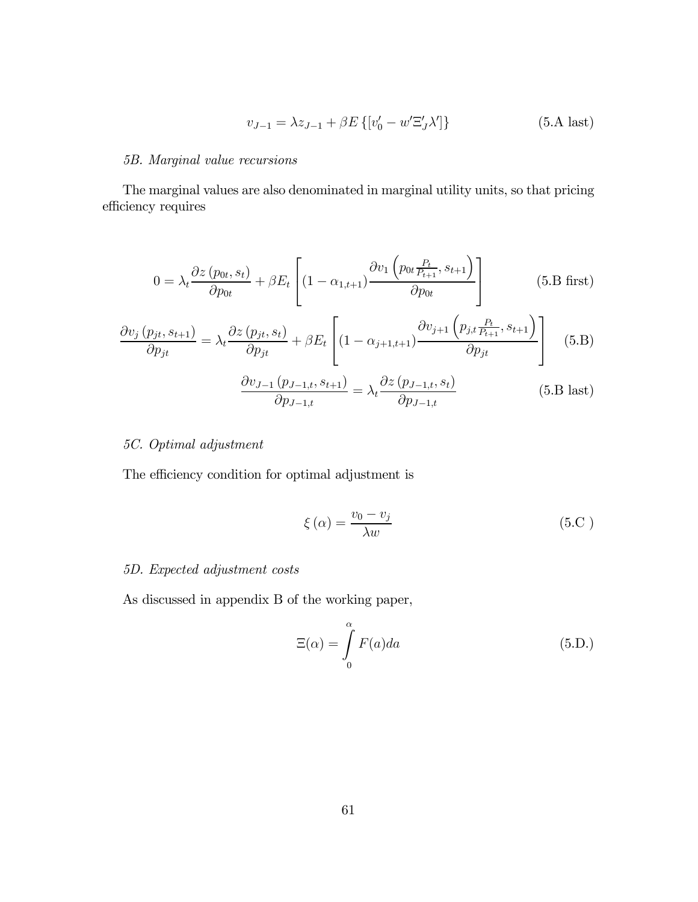$$v_{J-1} = \lambda z_{J-1} + \beta E\left\{[v_0' - w'\Xi_J'\lambda']\right\} \tag{5.A last}$$

*5B. Marginal value recursions*

The marginal values are also denominated in marginal utility units, so that pricing efficiency requires

$$0 = \lambda_t \frac{\partial z\left(p_{0t}, s_t\right)}{\partial p_{0t}} + \beta E_t\left[(1-\alpha_{1,t+1})\frac{\partial v_1\left(p_{0t}\frac{P_t}{P_{t+1}}, s_{t+1}\right)}{\partial p_{0t}}\right] \tag{5.B first}$$

$$\frac{\partial v_j\left(p_{jt}, s_{t+1}\right)}{\partial p_{jt}} = \lambda_t \frac{\partial z\left(p_{jt}, s_t\right)}{\partial p_{jt}} + \beta E_t\left[(1-\alpha_{j+1,t+1})\frac{\partial v_{j+1}\left(p_{j,t}\frac{P_t}{P_{t+1}}, s_{t+1}\right)}{\partial p_{jt}}\right] \tag{5.B}$$

$$\frac{\partial v_{J-1}\left(p_{J-1,t}, s_{t+1}\right)}{\partial p_{J-1,t}} = \lambda_t \frac{\partial z\left(p_{J-1,t}, s_t\right)}{\partial p_{J-1,t}} \tag{5.B last}$$

*5C. Optimal adjustment*

The efficiency condition for optimal adjustment is

$$\xi\left(\alpha\right) = \frac{v_0 - v_j}{\lambda w} \tag{5.C }$$

*5D. Expected adjustment costs*

As discussed in appendix B of the working paper,

$$\Xi(\alpha) = \int_0^{\alpha} F(a)da \tag{5.D.}$$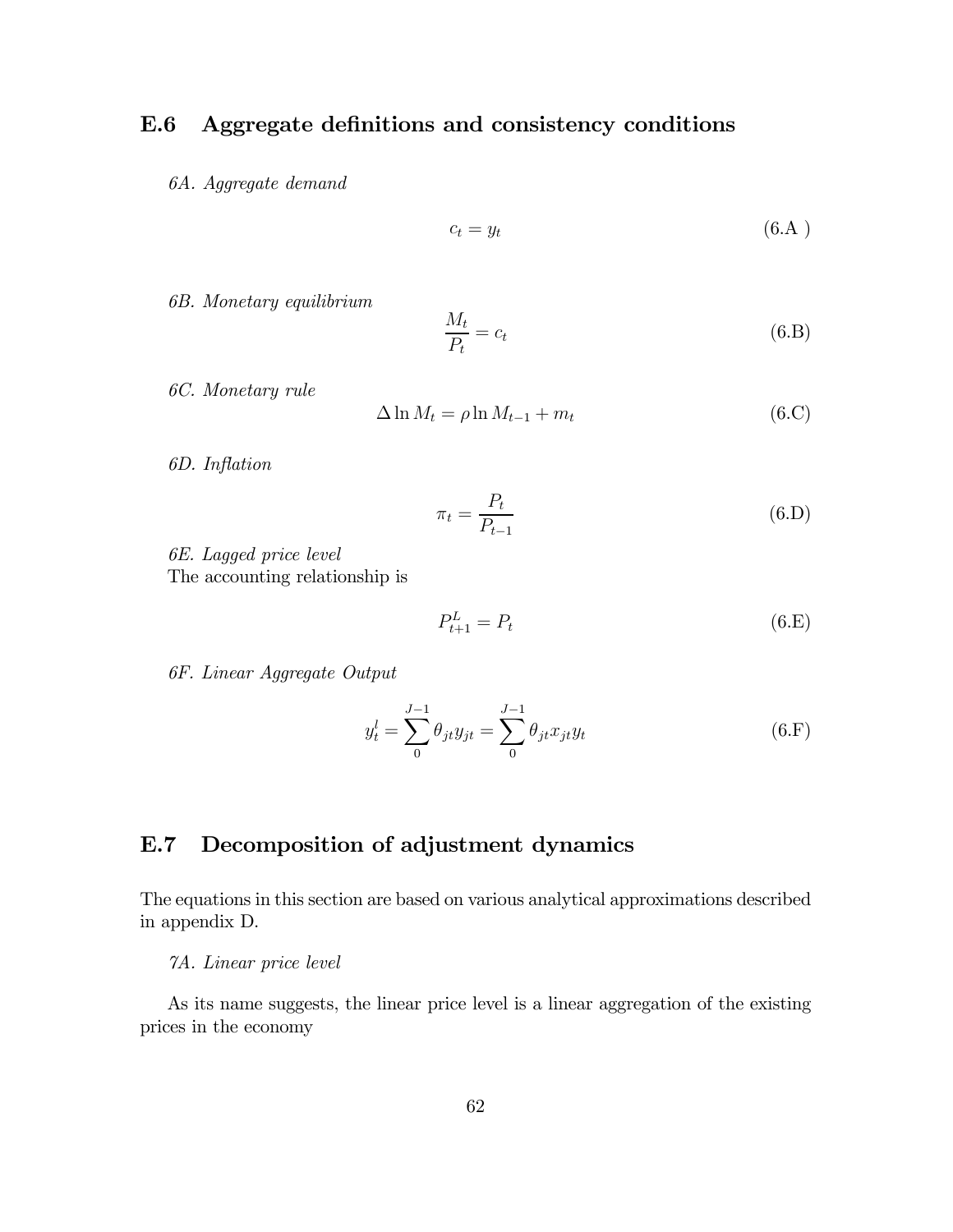## E.6 Aggregate definitions and consistency conditions

*6A. Aggregate demand*

$$c_t = y_t \tag{6.A }$$

*6B. Monetary equilibrium*

$$\frac{M_t}{P_t} = c_t \tag{6.B}$$

*6C. Monetary rule*

$$\Delta \ln M_t = \rho \ln M_{t-1} + m_t \tag{6.C}$$

*6D. Inflation*

$$\pi_t = \frac{P_t}{P_{t-1}} \tag{6.D}$$

*6E. Lagged price level*
The accounting relationship is

$$P_{t+1}^L = P_t \tag{6.E}$$

*6F. Linear Aggregate Output*

$$y_t^l = \sum_0^{J-1} \theta_{jt} y_{jt} = \sum_0^{J-1} \theta_{jt} x_{jt} y_t \tag{6.F}$$

## E.7 Decomposition of adjustment dynamics

The equations in this section are based on various analytical approximations described in appendix D.

*7A. Linear price level*

As its name suggests, the linear price level is a linear aggregation of the existing prices in the economy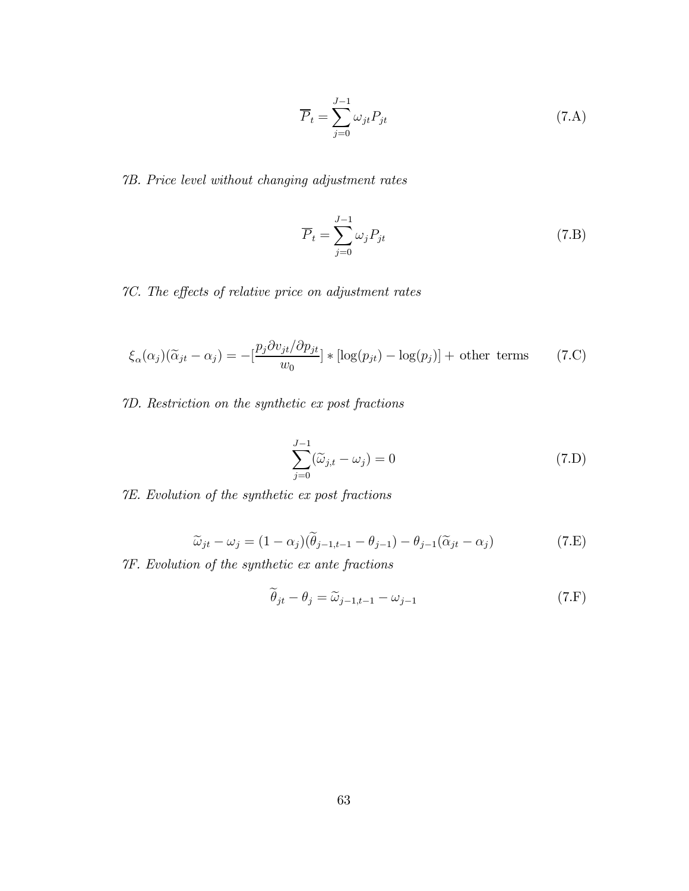$$\overline{P}_t = \sum_{j=0}^{J-1} \omega_{jt} P_{jt} \tag{7.A}$$

*7B. Price level without changing adjustment rates*

$$\overline{P}_t = \sum_{j=0}^{J-1} \omega_j P_{jt} \tag{7.B}$$

*7C. The effects of relative price on adjustment rates*

$$\xi_\alpha(\alpha_j)(\widetilde{\alpha}_{jt} - \alpha_j) = -[\frac{p_j \partial v_{jt} / \partial p_{jt}}{w_0}] * [\log(p_{jt}) - \log(p_j)] + \text{other terms} \tag{7.C}$$

*7D. Restriction on the synthetic ex post fractions*

$$\sum_{j=0}^{J-1} (\widetilde{\omega}_{j,t} - \omega_j) = 0 \tag{7.D}$$

*7E. Evolution of the synthetic ex post fractions*

$$\widetilde{\omega}_{jt} - \omega_j = (1 - \alpha_j)(\widetilde{\theta}_{j-1,t-1} - \theta_{j-1}) - \theta_{j-1}(\widetilde{\alpha}_{jt} - \alpha_j) \tag{7.E}$$

*7F. Evolution of the synthetic ex ante fractions*

$$\widetilde{\theta}_{jt} - \theta_j = \widetilde{\omega}_{j-1,t-1} - \omega_{j-1} \tag{7.F}$$